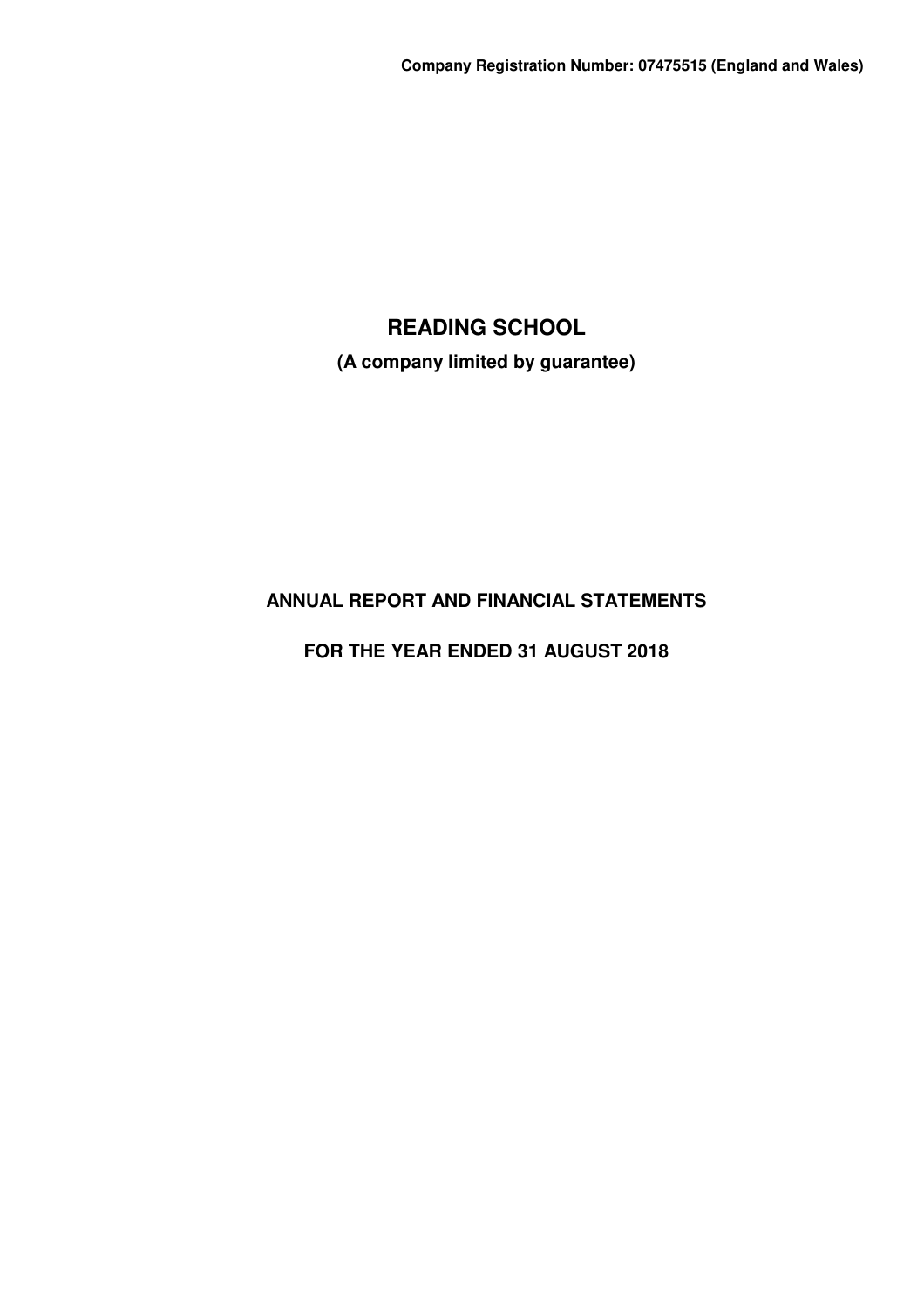**Company Registration Number: 07475515 (England and Wales)**

# READING SCHOOL

**(A company limited by guarantee)**

## ANNUAL REPORT AND FINANCIAL STATEMENTS

## FOR THE YEAR ENDED 31 AUGUST 2018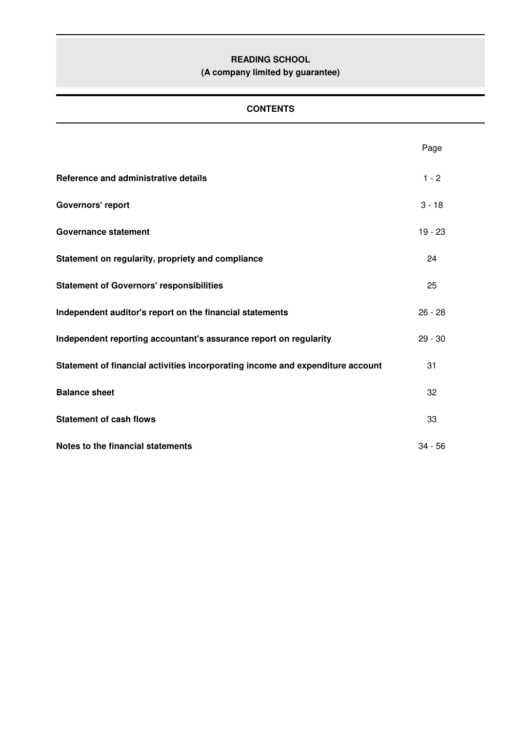**READING SCHOOL**
**(A company limited by guarantee)**

## CONTENTS

| | Page |
|---|---|
| **Reference and administrative details** | 1 - 2 |
| **Governors' report** | 3 - 18 |
| **Governance statement** | 19 - 23 |
| **Statement on regularity, propriety and compliance** | 24 |
| **Statement of Governors' responsibilities** | 25 |
| **Independent auditor's report on the financial statements** | 26 - 28 |
| **Independent reporting accountant's assurance report on regularity** | 29 - 30 |
| **Statement of financial activities incorporating income and expenditure account** | 31 |
| **Balance sheet** | 32 |
| **Statement of cash flows** | 33 |
| **Notes to the financial statements** | 34 - 56 |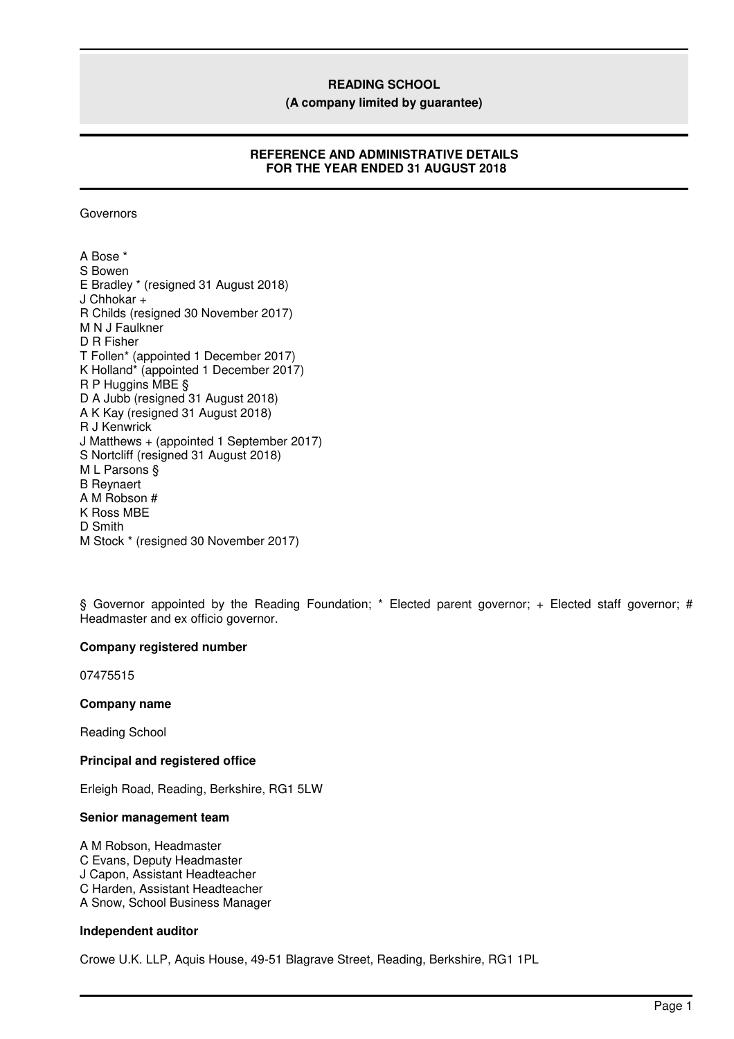# READING SCHOOL
## (A company limited by guarantee)

### REFERENCE AND ADMINISTRATIVE DETAILS FOR THE YEAR ENDED 31 AUGUST 2018

Governors

A Bose *
S Bowen
E Bradley * (resigned 31 August 2018)
J Chhokar +
R Childs (resigned 30 November 2017)
M N J Faulkner
D R Fisher
T Follen* (appointed 1 December 2017)
K Holland* (appointed 1 December 2017)
R P Huggins MBE §
D A Jubb (resigned 31 August 2018)
A K Kay (resigned 31 August 2018)
R J Kenwrick
J Matthews + (appointed 1 September 2017)
S Nortcliff (resigned 31 August 2018)
M L Parsons §
B Reynaert
A M Robson #
K Ross MBE
D Smith
M Stock * (resigned 30 November 2017)

§ Governor appointed by the Reading Foundation; * Elected parent governor; + Elected staff governor; # Headmaster and ex officio governor.

**Company registered number**

07475515

**Company name**

Reading School

**Principal and registered office**

Erleigh Road, Reading, Berkshire, RG1 5LW

**Senior management team**

A M Robson, Headmaster
C Evans, Deputy Headmaster
J Capon, Assistant Headteacher
C Harden, Assistant Headteacher
A Snow, School Business Manager

**Independent auditor**

Crowe U.K. LLP, Aquis House, 49-51 Blagrave Street, Reading, Berkshire, RG1 1PL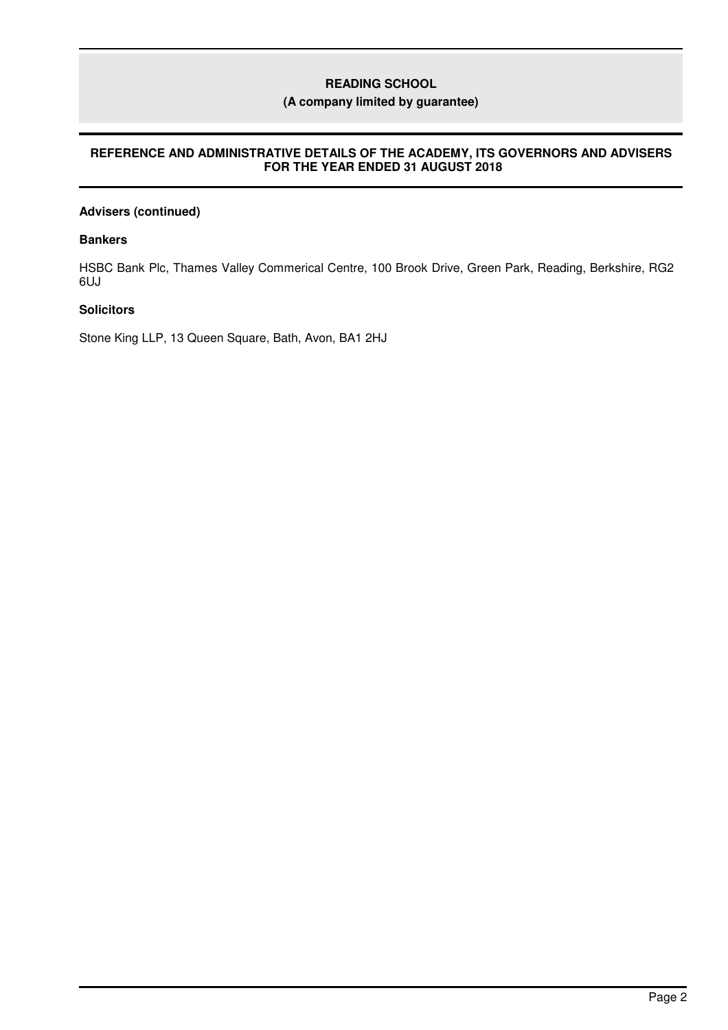**Advisers (continued)**

**Bankers**

HSBC Bank Plc, Thames Valley Commerical Centre, 100 Brook Drive, Green Park, Reading, Berkshire, RG2 6UJ

**Solicitors**

Stone King LLP, 13 Queen Square, Bath, Avon, BA1 2HJ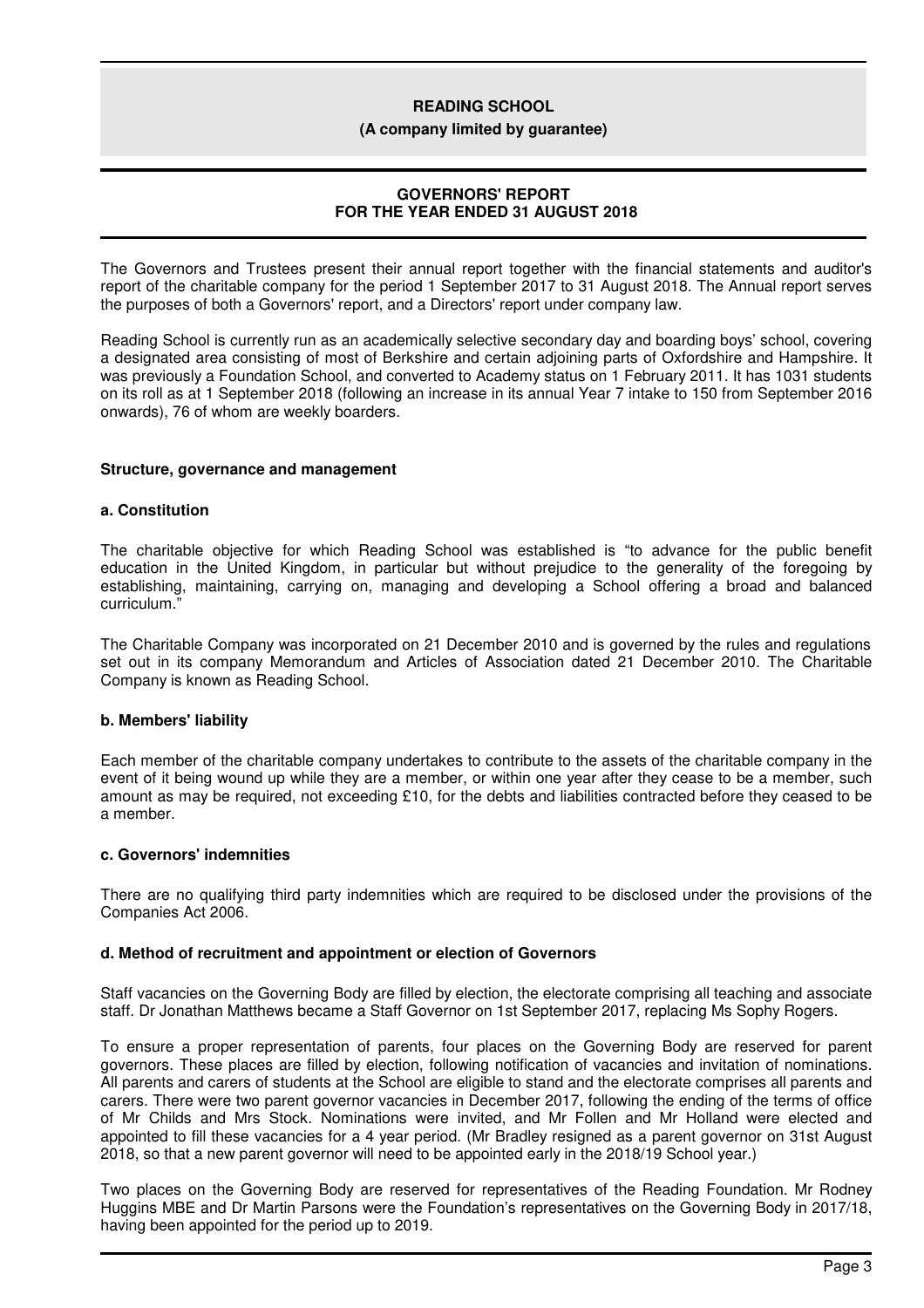# READING SCHOOL
**(A company limited by guarantee)**

## GOVERNORS' REPORT
## FOR THE YEAR ENDED 31 AUGUST 2018

The Governors and Trustees present their annual report together with the financial statements and auditor's report of the charitable company for the period 1 September 2017 to 31 August 2018. The Annual report serves the purposes of both a Governors' report, and a Directors' report under company law.

Reading School is currently run as an academically selective secondary day and boarding boys' school, covering a designated area consisting of most of Berkshire and certain adjoining parts of Oxfordshire and Hampshire. It was previously a Foundation School, and converted to Academy status on 1 February 2011. It has 1031 students on its roll as at 1 September 2018 (following an increase in its annual Year 7 intake to 150 from September 2016 onwards), 76 of whom are weekly boarders.

### Structure, governance and management

#### a. Constitution

The charitable objective for which Reading School was established is "to advance for the public benefit education in the United Kingdom, in particular but without prejudice to the generality of the foregoing by establishing, maintaining, carrying on, managing and developing a School offering a broad and balanced curriculum."

The Charitable Company was incorporated on 21 December 2010 and is governed by the rules and regulations set out in its company Memorandum and Articles of Association dated 21 December 2010. The Charitable Company is known as Reading School.

#### b. Members' liability

Each member of the charitable company undertakes to contribute to the assets of the charitable company in the event of it being wound up while they are a member, or within one year after they cease to be a member, such amount as may be required, not exceeding £10, for the debts and liabilities contracted before they ceased to be a member.

#### c. Governors' indemnities

There are no qualifying third party indemnities which are required to be disclosed under the provisions of the Companies Act 2006.

#### d. Method of recruitment and appointment or election of Governors

Staff vacancies on the Governing Body are filled by election, the electorate comprising all teaching and associate staff. Dr Jonathan Matthews became a Staff Governor on 1st September 2017, replacing Ms Sophy Rogers.

To ensure a proper representation of parents, four places on the Governing Body are reserved for parent governors. These places are filled by election, following notification of vacancies and invitation of nominations. All parents and carers of students at the School are eligible to stand and the electorate comprises all parents and carers. There were two parent governor vacancies in December 2017, following the ending of the terms of office of Mr Childs and Mrs Stock. Nominations were invited, and Mr Follen and Mr Holland were elected and appointed to fill these vacancies for a 4 year period. (Mr Bradley resigned as a parent governor on 31st August 2018, so that a new parent governor will need to be appointed early in the 2018/19 School year.)

Two places on the Governing Body are reserved for representatives of the Reading Foundation. Mr Rodney Huggins MBE and Dr Martin Parsons were the Foundation's representatives on the Governing Body in 2017/18, having been appointed for the period up to 2019.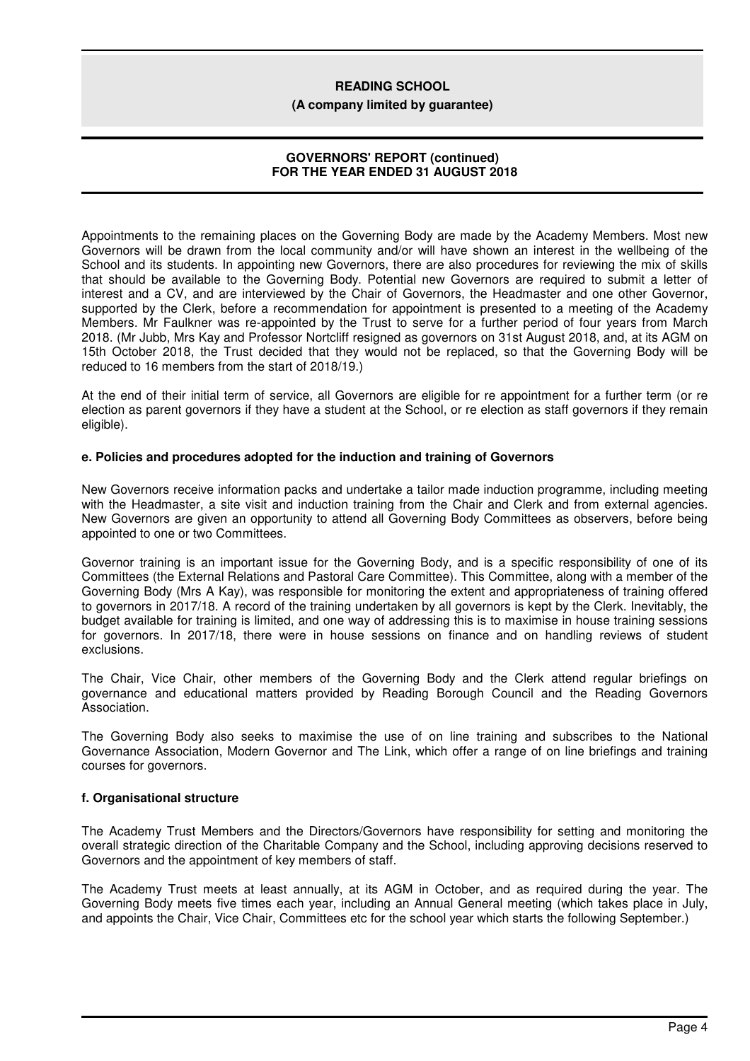Appointments to the remaining places on the Governing Body are made by the Academy Members. Most new Governors will be drawn from the local community and/or will have shown an interest in the wellbeing of the School and its students. In appointing new Governors, there are also procedures for reviewing the mix of skills that should be available to the Governing Body. Potential new Governors are required to submit a letter of interest and a CV, and are interviewed by the Chair of Governors, the Headmaster and one other Governor, supported by the Clerk, before a recommendation for appointment is presented to a meeting of the Academy Members. Mr Faulkner was re-appointed by the Trust to serve for a further period of four years from March 2018. (Mr Jubb, Mrs Kay and Professor Nortcliff resigned as governors on 31st August 2018, and, at its AGM on 15th October 2018, the Trust decided that they would not be replaced, so that the Governing Body will be reduced to 16 members from the start of 2018/19.)

At the end of their initial term of service, all Governors are eligible for re appointment for a further term (or re election as parent governors if they have a student at the School, or re election as staff governors if they remain eligible).

**e. Policies and procedures adopted for the induction and training of Governors**

New Governors receive information packs and undertake a tailor made induction programme, including meeting with the Headmaster, a site visit and induction training from the Chair and Clerk and from external agencies. New Governors are given an opportunity to attend all Governing Body Committees as observers, before being appointed to one or two Committees.

Governor training is an important issue for the Governing Body, and is a specific responsibility of one of its Committees (the External Relations and Pastoral Care Committee). This Committee, along with a member of the Governing Body (Mrs A Kay), was responsible for monitoring the extent and appropriateness of training offered to governors in 2017/18. A record of the training undertaken by all governors is kept by the Clerk. Inevitably, the budget available for training is limited, and one way of addressing this is to maximise in house training sessions for governors. In 2017/18, there were in house sessions on finance and on handling reviews of student exclusions.

The Chair, Vice Chair, other members of the Governing Body and the Clerk attend regular briefings on governance and educational matters provided by Reading Borough Council and the Reading Governors Association.

The Governing Body also seeks to maximise the use of on line training and subscribes to the National Governance Association, Modern Governor and The Link, which offer a range of on line briefings and training courses for governors.

**f. Organisational structure**

The Academy Trust Members and the Directors/Governors have responsibility for setting and monitoring the overall strategic direction of the Charitable Company and the School, including approving decisions reserved to Governors and the appointment of key members of staff.

The Academy Trust meets at least annually, at its AGM in October, and as required during the year. The Governing Body meets five times each year, including an Annual General meeting (which takes place in July, and appoints the Chair, Vice Chair, Committees etc for the school year which starts the following September.)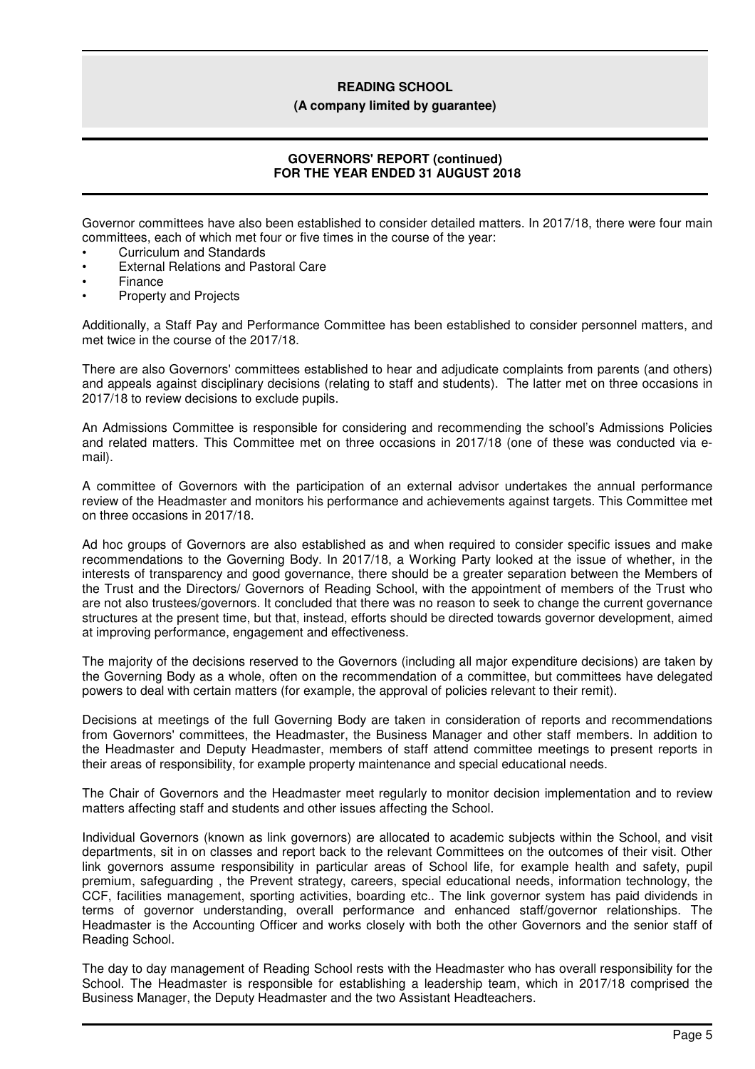Governor committees have also been established to consider detailed matters. In 2017/18, there were four main committees, each of which met four or five times in the course of the year:

- Curriculum and Standards
- External Relations and Pastoral Care
- Finance
- Property and Projects

Additionally, a Staff Pay and Performance Committee has been established to consider personnel matters, and met twice in the course of the 2017/18.

There are also Governors' committees established to hear and adjudicate complaints from parents (and others) and appeals against disciplinary decisions (relating to staff and students). The latter met on three occasions in 2017/18 to review decisions to exclude pupils.

An Admissions Committee is responsible for considering and recommending the school's Admissions Policies and related matters. This Committee met on three occasions in 2017/18 (one of these was conducted via e-mail).

A committee of Governors with the participation of an external advisor undertakes the annual performance review of the Headmaster and monitors his performance and achievements against targets. This Committee met on three occasions in 2017/18.

Ad hoc groups of Governors are also established as and when required to consider specific issues and make recommendations to the Governing Body. In 2017/18, a Working Party looked at the issue of whether, in the interests of transparency and good governance, there should be a greater separation between the Members of the Trust and the Directors/ Governors of Reading School, with the appointment of members of the Trust who are not also trustees/governors. It concluded that there was no reason to seek to change the current governance structures at the present time, but that, instead, efforts should be directed towards governor development, aimed at improving performance, engagement and effectiveness.

The majority of the decisions reserved to the Governors (including all major expenditure decisions) are taken by the Governing Body as a whole, often on the recommendation of a committee, but committees have delegated powers to deal with certain matters (for example, the approval of policies relevant to their remit).

Decisions at meetings of the full Governing Body are taken in consideration of reports and recommendations from Governors' committees, the Headmaster, the Business Manager and other staff members. In addition to the Headmaster and Deputy Headmaster, members of staff attend committee meetings to present reports in their areas of responsibility, for example property maintenance and special educational needs.

The Chair of Governors and the Headmaster meet regularly to monitor decision implementation and to review matters affecting staff and students and other issues affecting the School.

Individual Governors (known as link governors) are allocated to academic subjects within the School, and visit departments, sit in on classes and report back to the relevant Committees on the outcomes of their visit. Other link governors assume responsibility in particular areas of School life, for example health and safety, pupil premium, safeguarding , the Prevent strategy, careers, special educational needs, information technology, the CCF, facilities management, sporting activities, boarding etc.. The link governor system has paid dividends in terms of governor understanding, overall performance and enhanced staff/governor relationships. The Headmaster is the Accounting Officer and works closely with both the other Governors and the senior staff of Reading School.

The day to day management of Reading School rests with the Headmaster who has overall responsibility for the School. The Headmaster is responsible for establishing a leadership team, which in 2017/18 comprised the Business Manager, the Deputy Headmaster and the two Assistant Headteachers.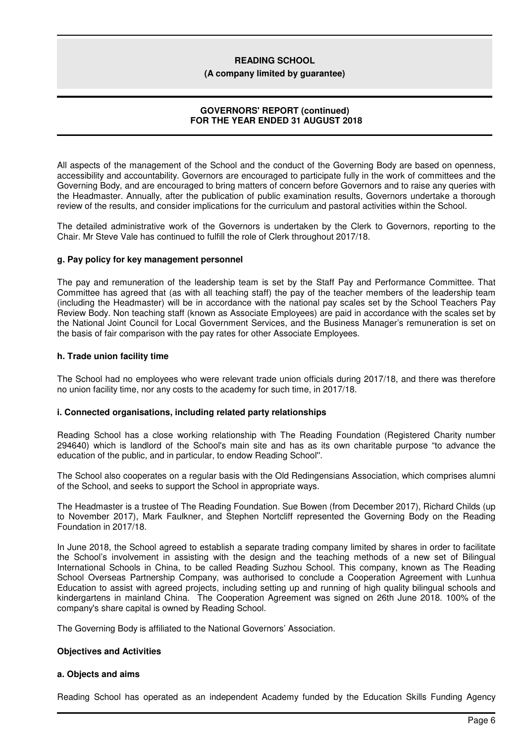All aspects of the management of the School and the conduct of the Governing Body are based on openness, accessibility and accountability. Governors are encouraged to participate fully in the work of committees and the Governing Body, and are encouraged to bring matters of concern before Governors and to raise any queries with the Headmaster. Annually, after the publication of public examination results, Governors undertake a thorough review of the results, and consider implications for the curriculum and pastoral activities within the School.

The detailed administrative work of the Governors is undertaken by the Clerk to Governors, reporting to the Chair. Mr Steve Vale has continued to fulfill the role of Clerk throughout 2017/18.

**g. Pay policy for key management personnel**

The pay and remuneration of the leadership team is set by the Staff Pay and Performance Committee. That Committee has agreed that (as with all teaching staff) the pay of the teacher members of the leadership team (including the Headmaster) will be in accordance with the national pay scales set by the School Teachers Pay Review Body. Non teaching staff (known as Associate Employees) are paid in accordance with the scales set by the National Joint Council for Local Government Services, and the Business Manager's remuneration is set on the basis of fair comparison with the pay rates for other Associate Employees.

**h. Trade union facility time**

The School had no employees who were relevant trade union officials during 2017/18, and there was therefore no union facility time, nor any costs to the academy for such time, in 2017/18.

**i. Connected organisations, including related party relationships**

Reading School has a close working relationship with The Reading Foundation (Registered Charity number 294640) which is landlord of the School's main site and has as its own charitable purpose "to advance the education of the public, and in particular, to endow Reading School".

The School also cooperates on a regular basis with the Old Redingensians Association, which comprises alumni of the School, and seeks to support the School in appropriate ways.

The Headmaster is a trustee of The Reading Foundation. Sue Bowen (from December 2017), Richard Childs (up to November 2017), Mark Faulkner, and Stephen Nortcliff represented the Governing Body on the Reading Foundation in 2017/18.

In June 2018, the School agreed to establish a separate trading company limited by shares in order to facilitate the School's involvement in assisting with the design and the teaching methods of a new set of Bilingual International Schools in China, to be called Reading Suzhou School. This company, known as The Reading School Overseas Partnership Company, was authorised to conclude a Cooperation Agreement with Lunhua Education to assist with agreed projects, including setting up and running of high quality bilingual schools and kindergartens in mainland China. The Cooperation Agreement was signed on 26th June 2018. 100% of the company's share capital is owned by Reading School.

The Governing Body is affiliated to the National Governors' Association.

**Objectives and Activities**

**a. Objects and aims**

Reading School has operated as an independent Academy funded by the Education Skills Funding Agency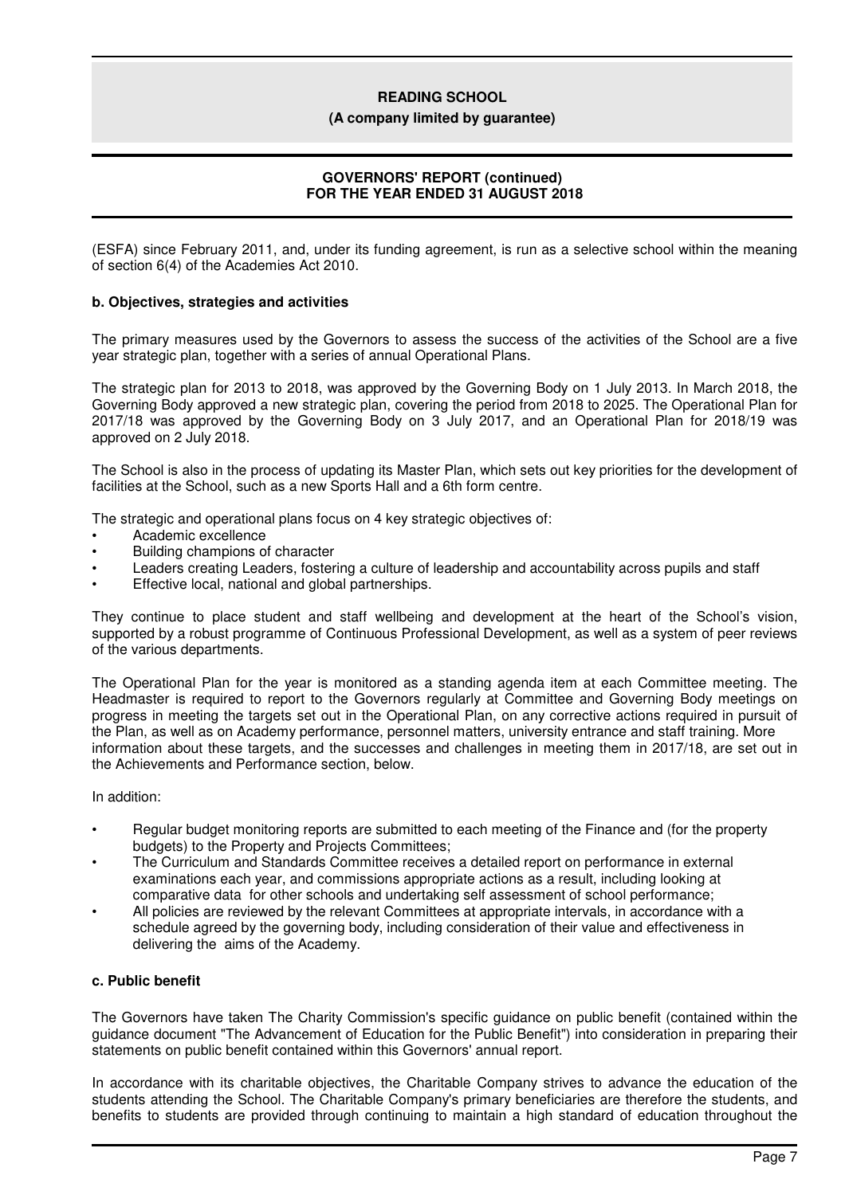(ESFA) since February 2011, and, under its funding agreement, is run as a selective school within the meaning of section 6(4) of the Academies Act 2010.

### b. Objectives, strategies and activities

The primary measures used by the Governors to assess the success of the activities of the School are a five year strategic plan, together with a series of annual Operational Plans.

The strategic plan for 2013 to 2018, was approved by the Governing Body on 1 July 2013. In March 2018, the Governing Body approved a new strategic plan, covering the period from 2018 to 2025. The Operational Plan for 2017/18 was approved by the Governing Body on 3 July 2017, and an Operational Plan for 2018/19 was approved on 2 July 2018.

The School is also in the process of updating its Master Plan, which sets out key priorities for the development of facilities at the School, such as a new Sports Hall and a 6th form centre.

The strategic and operational plans focus on 4 key strategic objectives of:

- Academic excellence
- Building champions of character
- Leaders creating Leaders, fostering a culture of leadership and accountability across pupils and staff
- Effective local, national and global partnerships.

They continue to place student and staff wellbeing and development at the heart of the School's vision, supported by a robust programme of Continuous Professional Development, as well as a system of peer reviews of the various departments.

The Operational Plan for the year is monitored as a standing agenda item at each Committee meeting. The Headmaster is required to report to the Governors regularly at Committee and Governing Body meetings on progress in meeting the targets set out in the Operational Plan, on any corrective actions required in pursuit of the Plan, as well as on Academy performance, personnel matters, university entrance and staff training. More information about these targets, and the successes and challenges in meeting them in 2017/18, are set out in the Achievements and Performance section, below.

In addition:

- Regular budget monitoring reports are submitted to each meeting of the Finance and (for the property budgets) to the Property and Projects Committees;
- The Curriculum and Standards Committee receives a detailed report on performance in external examinations each year, and commissions appropriate actions as a result, including looking at comparative data for other schools and undertaking self assessment of school performance;
- All policies are reviewed by the relevant Committees at appropriate intervals, in accordance with a schedule agreed by the governing body, including consideration of their value and effectiveness in delivering the aims of the Academy.

### c. Public benefit

The Governors have taken The Charity Commission's specific guidance on public benefit (contained within the guidance document "The Advancement of Education for the Public Benefit") into consideration in preparing their statements on public benefit contained within this Governors' annual report.

In accordance with its charitable objectives, the Charitable Company strives to advance the education of the students attending the School. The Charitable Company's primary beneficiaries are therefore the students, and benefits to students are provided through continuing to maintain a high standard of education throughout the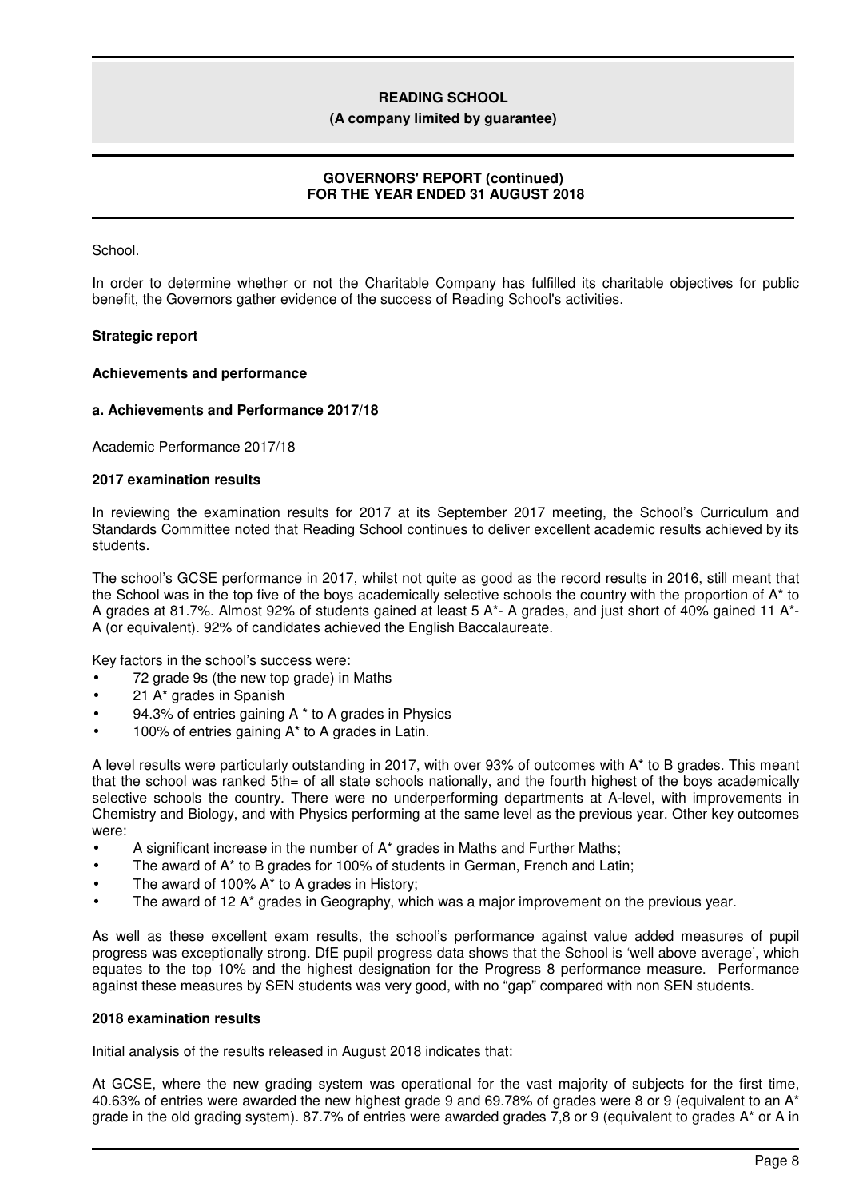School.

In order to determine whether or not the Charitable Company has fulfilled its charitable objectives for public benefit, the Governors gather evidence of the success of Reading School's activities.

**Strategic report**

**Achievements and performance**

**a. Achievements and Performance 2017/18**

Academic Performance 2017/18

**2017 examination results**

In reviewing the examination results for 2017 at its September 2017 meeting, the School's Curriculum and Standards Committee noted that Reading School continues to deliver excellent academic results achieved by its students.

The school's GCSE performance in 2017, whilst not quite as good as the record results in 2016, still meant that the School was in the top five of the boys academically selective schools the country with the proportion of A* to A grades at 81.7%. Almost 92% of students gained at least 5 A*- A grades, and just short of 40% gained 11 A*-A (or equivalent). 92% of candidates achieved the English Baccalaureate.

Key factors in the school's success were:

- 72 grade 9s (the new top grade) in Maths
- 21 A* grades in Spanish
- 94.3% of entries gaining A * to A grades in Physics
- 100% of entries gaining A* to A grades in Latin.

A level results were particularly outstanding in 2017, with over 93% of outcomes with A* to B grades. This meant that the school was ranked 5th= of all state schools nationally, and the fourth highest of the boys academically selective schools the country. There were no underperforming departments at A-level, with improvements in Chemistry and Biology, and with Physics performing at the same level as the previous year. Other key outcomes were:

- A significant increase in the number of A* grades in Maths and Further Maths;
- The award of A* to B grades for 100% of students in German, French and Latin;
- The award of 100% A* to A grades in History;
- The award of 12 A* grades in Geography, which was a major improvement on the previous year.

As well as these excellent exam results, the school's performance against value added measures of pupil progress was exceptionally strong. DfE pupil progress data shows that the School is 'well above average', which equates to the top 10% and the highest designation for the Progress 8 performance measure. Performance against these measures by SEN students was very good, with no "gap" compared with non SEN students.

**2018 examination results**

Initial analysis of the results released in August 2018 indicates that:

At GCSE, where the new grading system was operational for the vast majority of subjects for the first time, 40.63% of entries were awarded the new highest grade 9 and 69.78% of grades were 8 or 9 (equivalent to an A* grade in the old grading system). 87.7% of entries were awarded grades 7,8 or 9 (equivalent to grades A* or A in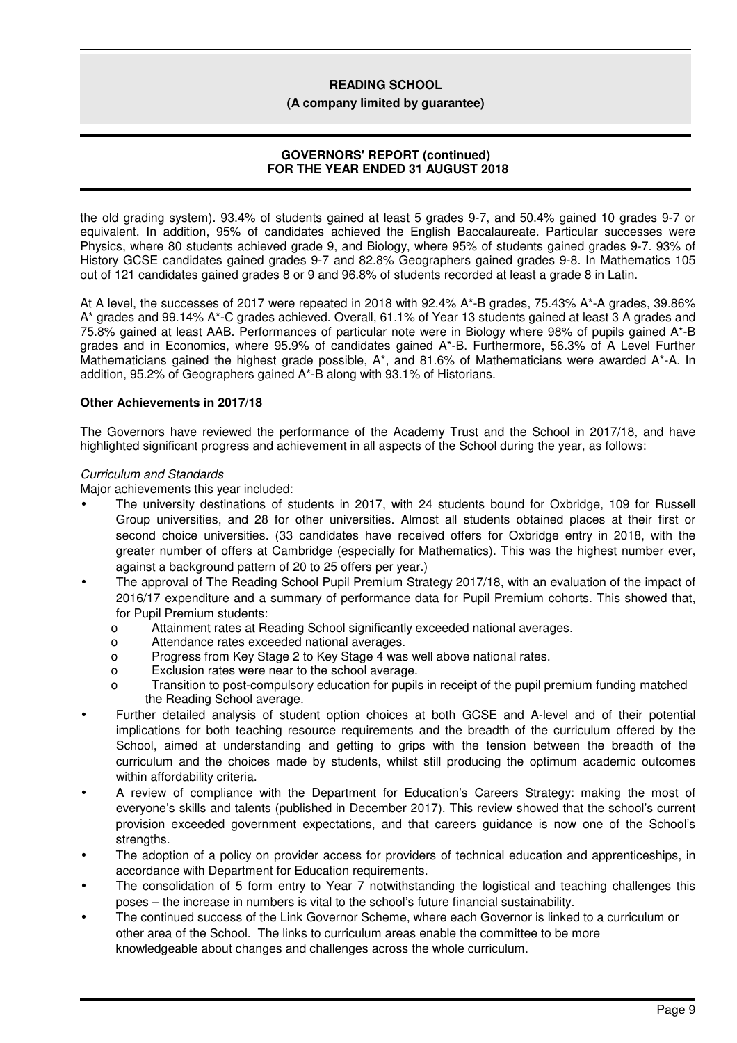the old grading system). 93.4% of students gained at least 5 grades 9-7, and 50.4% gained 10 grades 9-7 or equivalent. In addition, 95% of candidates achieved the English Baccalaureate. Particular successes were Physics, where 80 students achieved grade 9, and Biology, where 95% of students gained grades 9-7. 93% of History GCSE candidates gained grades 9-7 and 82.8% Geographers gained grades 9-8. In Mathematics 105 out of 121 candidates gained grades 8 or 9 and 96.8% of students recorded at least a grade 8 in Latin.

At A level, the successes of 2017 were repeated in 2018 with 92.4% A*-B grades, 75.43% A*-A grades, 39.86% A* grades and 99.14% A*-C grades achieved. Overall, 61.1% of Year 13 students gained at least 3 A grades and 75.8% gained at least AAB. Performances of particular note were in Biology where 98% of pupils gained A*-B grades and in Economics, where 95.9% of candidates gained A*-B. Furthermore, 56.3% of A Level Further Mathematicians gained the highest grade possible, A*, and 81.6% of Mathematicians were awarded A*-A. In addition, 95.2% of Geographers gained A*-B along with 93.1% of Historians.

**Other Achievements in 2017/18**

The Governors have reviewed the performance of the Academy Trust and the School in 2017/18, and have highlighted significant progress and achievement in all aspects of the School during the year, as follows:

*Curriculum and Standards*

Major achievements this year included:

- The university destinations of students in 2017, with 24 students bound for Oxbridge, 109 for Russell Group universities, and 28 for other universities. Almost all students obtained places at their first or second choice universities. (33 candidates have received offers for Oxbridge entry in 2018, with the greater number of offers at Cambridge (especially for Mathematics). This was the highest number ever, against a background pattern of 20 to 25 offers per year.)
- The approval of The Reading School Pupil Premium Strategy 2017/18, with an evaluation of the impact of 2016/17 expenditure and a summary of performance data for Pupil Premium cohorts. This showed that, for Pupil Premium students:
  - Attainment rates at Reading School significantly exceeded national averages.
  - Attendance rates exceeded national averages.
  - Progress from Key Stage 2 to Key Stage 4 was well above national rates.
  - Exclusion rates were near to the school average.
  - Transition to post-compulsory education for pupils in receipt of the pupil premium funding matched the Reading School average.
- Further detailed analysis of student option choices at both GCSE and A-level and of their potential implications for both teaching resource requirements and the breadth of the curriculum offered by the School, aimed at understanding and getting to grips with the tension between the breadth of the curriculum and the choices made by students, whilst still producing the optimum academic outcomes within affordability criteria.
- A review of compliance with the Department for Education's Careers Strategy: making the most of everyone's skills and talents (published in December 2017). This review showed that the school's current provision exceeded government expectations, and that careers guidance is now one of the School's strengths.
- The adoption of a policy on provider access for providers of technical education and apprenticeships, in accordance with Department for Education requirements.
- The consolidation of 5 form entry to Year 7 notwithstanding the logistical and teaching challenges this poses – the increase in numbers is vital to the school's future financial sustainability.
- The continued success of the Link Governor Scheme, where each Governor is linked to a curriculum or other area of the School. The links to curriculum areas enable the committee to be more knowledgeable about changes and challenges across the whole curriculum.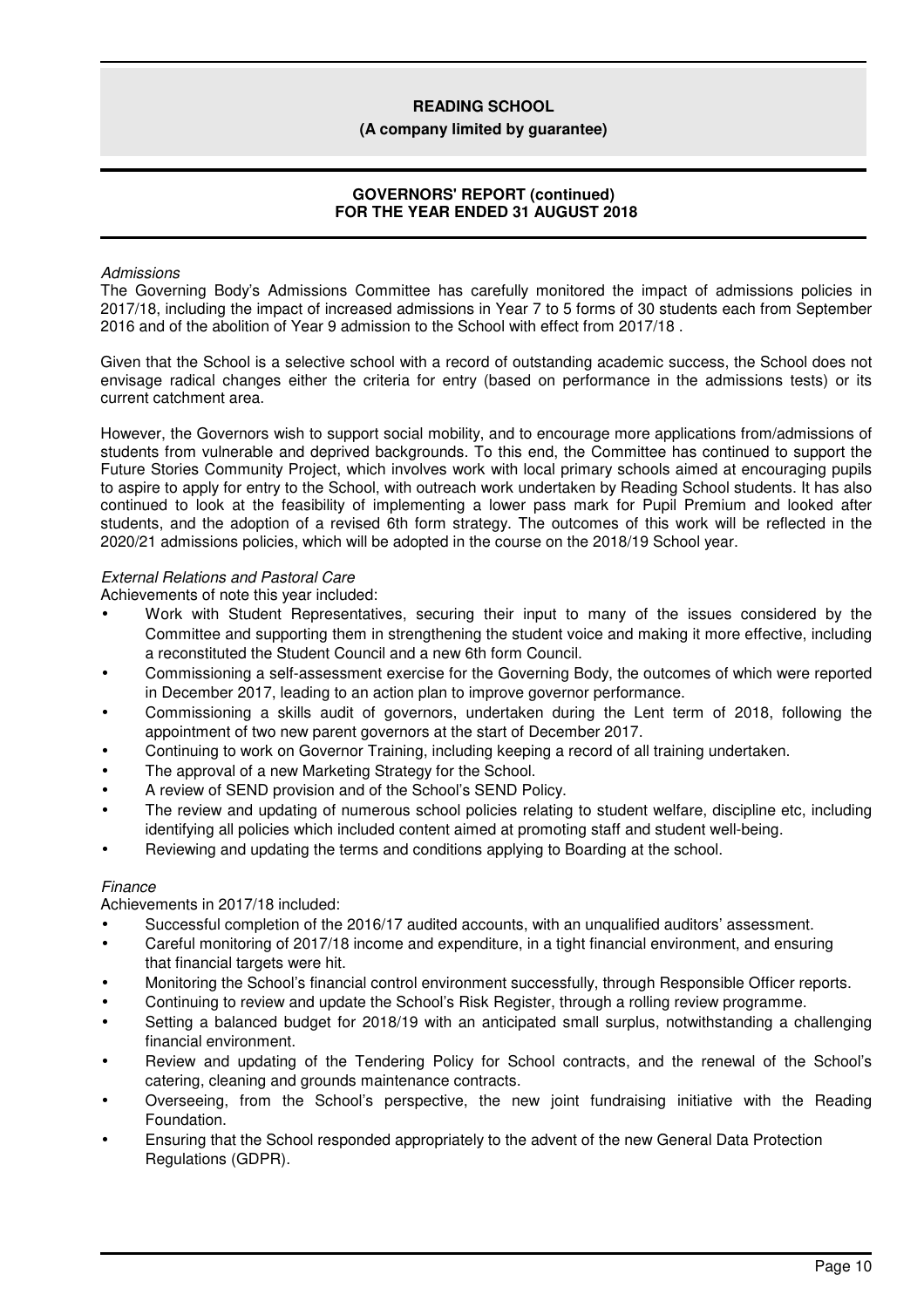*Admissions*

The Governing Body's Admissions Committee has carefully monitored the impact of admissions policies in 2017/18, including the impact of increased admissions in Year 7 to 5 forms of 30 students each from September 2016 and of the abolition of Year 9 admission to the School with effect from 2017/18 .

Given that the School is a selective school with a record of outstanding academic success, the School does not envisage radical changes either the criteria for entry (based on performance in the admissions tests) or its current catchment area.

However, the Governors wish to support social mobility, and to encourage more applications from/admissions of students from vulnerable and deprived backgrounds. To this end, the Committee has continued to support the Future Stories Community Project, which involves work with local primary schools aimed at encouraging pupils to aspire to apply for entry to the School, with outreach work undertaken by Reading School students. It has also continued to look at the feasibility of implementing a lower pass mark for Pupil Premium and looked after students, and the adoption of a revised 6th form strategy. The outcomes of this work will be reflected in the 2020/21 admissions policies, which will be adopted in the course on the 2018/19 School year.

*External Relations and Pastoral Care*

Achievements of note this year included:

- Work with Student Representatives, securing their input to many of the issues considered by the Committee and supporting them in strengthening the student voice and making it more effective, including a reconstituted the Student Council and a new 6th form Council.
- Commissioning a self-assessment exercise for the Governing Body, the outcomes of which were reported in December 2017, leading to an action plan to improve governor performance.
- Commissioning a skills audit of governors, undertaken during the Lent term of 2018, following the appointment of two new parent governors at the start of December 2017.
- Continuing to work on Governor Training, including keeping a record of all training undertaken.
- The approval of a new Marketing Strategy for the School.
- A review of SEND provision and of the School's SEND Policy.
- The review and updating of numerous school policies relating to student welfare, discipline etc, including identifying all policies which included content aimed at promoting staff and student well-being.
- Reviewing and updating the terms and conditions applying to Boarding at the school.

*Finance*

Achievements in 2017/18 included:

- Successful completion of the 2016/17 audited accounts, with an unqualified auditors' assessment.
- Careful monitoring of 2017/18 income and expenditure, in a tight financial environment, and ensuring that financial targets were hit.
- Monitoring the School's financial control environment successfully, through Responsible Officer reports.
- Continuing to review and update the School's Risk Register, through a rolling review programme.
- Setting a balanced budget for 2018/19 with an anticipated small surplus, notwithstanding a challenging financial environment.
- Review and updating of the Tendering Policy for School contracts, and the renewal of the School's catering, cleaning and grounds maintenance contracts.
- Overseeing, from the School's perspective, the new joint fundraising initiative with the Reading Foundation.
- Ensuring that the School responded appropriately to the advent of the new General Data Protection Regulations (GDPR).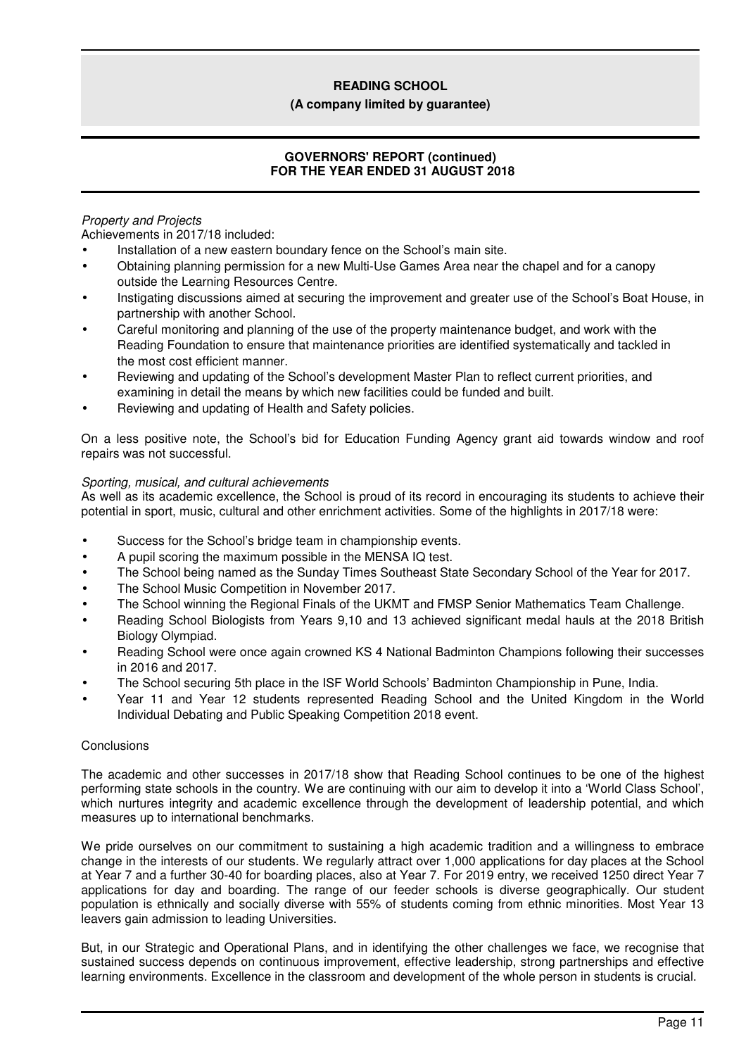*Property and Projects*

Achievements in 2017/18 included:

- Installation of a new eastern boundary fence on the School's main site.
- Obtaining planning permission for a new Multi-Use Games Area near the chapel and for a canopy outside the Learning Resources Centre.
- Instigating discussions aimed at securing the improvement and greater use of the School's Boat House, in partnership with another School.
- Careful monitoring and planning of the use of the property maintenance budget, and work with the Reading Foundation to ensure that maintenance priorities are identified systematically and tackled in the most cost efficient manner.
- Reviewing and updating of the School's development Master Plan to reflect current priorities, and examining in detail the means by which new facilities could be funded and built.
- Reviewing and updating of Health and Safety policies.

On a less positive note, the School's bid for Education Funding Agency grant aid towards window and roof repairs was not successful.

*Sporting, musical, and cultural achievements*

As well as its academic excellence, the School is proud of its record in encouraging its students to achieve their potential in sport, music, cultural and other enrichment activities. Some of the highlights in 2017/18 were:

- Success for the School's bridge team in championship events.
- A pupil scoring the maximum possible in the MENSA IQ test.
- The School being named as the Sunday Times Southeast State Secondary School of the Year for 2017.
- The School Music Competition in November 2017.
- The School winning the Regional Finals of the UKMT and FMSP Senior Mathematics Team Challenge.
- Reading School Biologists from Years 9,10 and 13 achieved significant medal hauls at the 2018 British Biology Olympiad.
- Reading School were once again crowned KS 4 National Badminton Champions following their successes in 2016 and 2017.
- The School securing 5th place in the ISF World Schools' Badminton Championship in Pune, India.
- Year 11 and Year 12 students represented Reading School and the United Kingdom in the World Individual Debating and Public Speaking Competition 2018 event.

Conclusions

The academic and other successes in 2017/18 show that Reading School continues to be one of the highest performing state schools in the country. We are continuing with our aim to develop it into a 'World Class School', which nurtures integrity and academic excellence through the development of leadership potential, and which measures up to international benchmarks.

We pride ourselves on our commitment to sustaining a high academic tradition and a willingness to embrace change in the interests of our students. We regularly attract over 1,000 applications for day places at the School at Year 7 and a further 30-40 for boarding places, also at Year 7. For 2019 entry, we received 1250 direct Year 7 applications for day and boarding. The range of our feeder schools is diverse geographically. Our student population is ethnically and socially diverse with 55% of students coming from ethnic minorities. Most Year 13 leavers gain admission to leading Universities.

But, in our Strategic and Operational Plans, and in identifying the other challenges we face, we recognise that sustained success depends on continuous improvement, effective leadership, strong partnerships and effective learning environments. Excellence in the classroom and development of the whole person in students is crucial.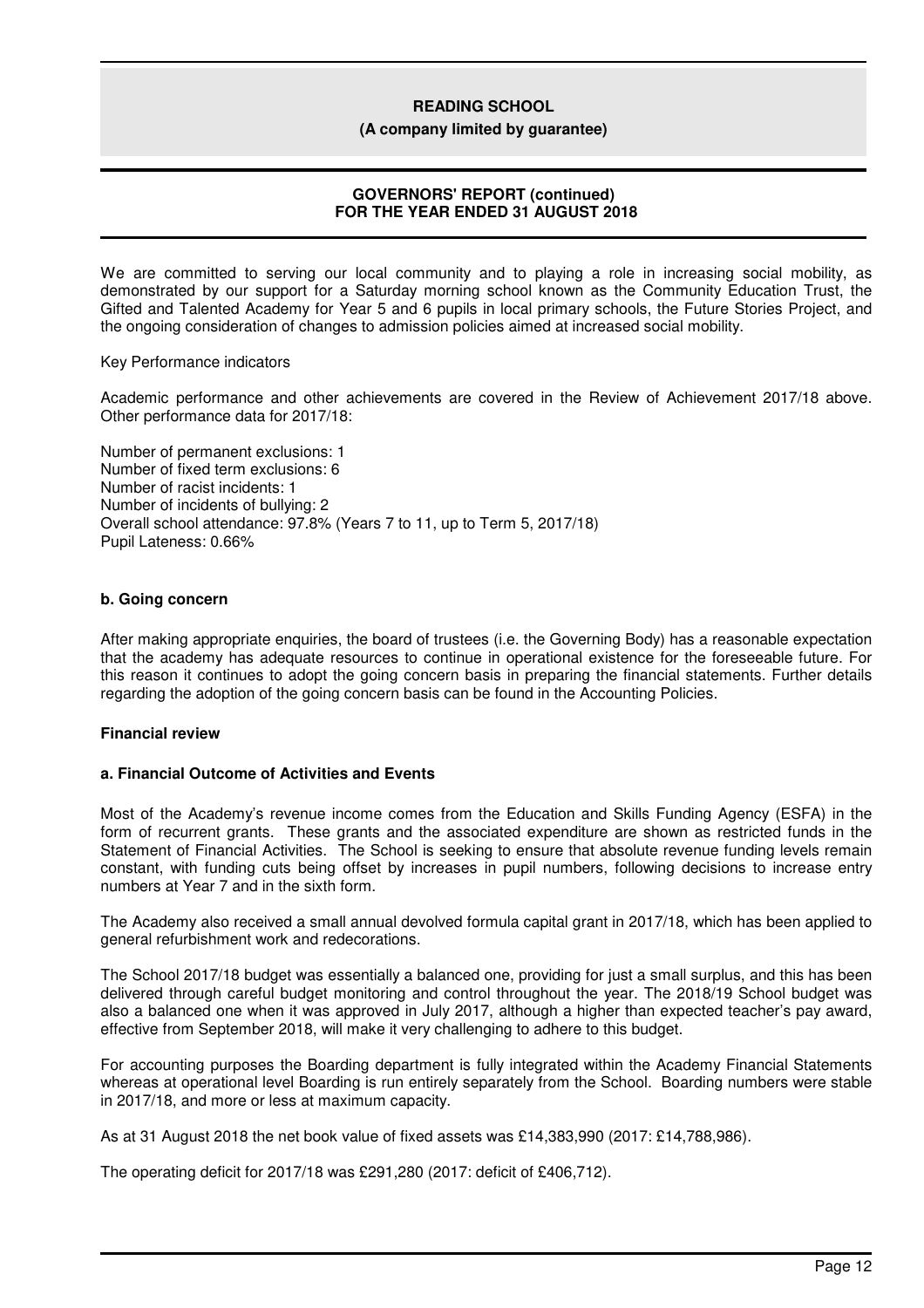We are committed to serving our local community and to playing a role in increasing social mobility, as demonstrated by our support for a Saturday morning school known as the Community Education Trust, the Gifted and Talented Academy for Year 5 and 6 pupils in local primary schools, the Future Stories Project, and the ongoing consideration of changes to admission policies aimed at increased social mobility.

Key Performance indicators

Academic performance and other achievements are covered in the Review of Achievement 2017/18 above. Other performance data for 2017/18:

Number of permanent exclusions: 1
Number of fixed term exclusions: 6
Number of racist incidents: 1
Number of incidents of bullying: 2
Overall school attendance: 97.8% (Years 7 to 11, up to Term 5, 2017/18)
Pupil Lateness: 0.66%

**b. Going concern**

After making appropriate enquiries, the board of trustees (i.e. the Governing Body) has a reasonable expectation that the academy has adequate resources to continue in operational existence for the foreseeable future. For this reason it continues to adopt the going concern basis in preparing the financial statements. Further details regarding the adoption of the going concern basis can be found in the Accounting Policies.

**Financial review**

**a. Financial Outcome of Activities and Events**

Most of the Academy's revenue income comes from the Education and Skills Funding Agency (ESFA) in the form of recurrent grants. These grants and the associated expenditure are shown as restricted funds in the Statement of Financial Activities. The School is seeking to ensure that absolute revenue funding levels remain constant, with funding cuts being offset by increases in pupil numbers, following decisions to increase entry numbers at Year 7 and in the sixth form.

The Academy also received a small annual devolved formula capital grant in 2017/18, which has been applied to general refurbishment work and redecorations.

The School 2017/18 budget was essentially a balanced one, providing for just a small surplus, and this has been delivered through careful budget monitoring and control throughout the year. The 2018/19 School budget was also a balanced one when it was approved in July 2017, although a higher than expected teacher's pay award, effective from September 2018, will make it very challenging to adhere to this budget.

For accounting purposes the Boarding department is fully integrated within the Academy Financial Statements whereas at operational level Boarding is run entirely separately from the School. Boarding numbers were stable in 2017/18, and more or less at maximum capacity.

As at 31 August 2018 the net book value of fixed assets was £14,383,990 (2017: £14,788,986).

The operating deficit for 2017/18 was £291,280 (2017: deficit of £406,712).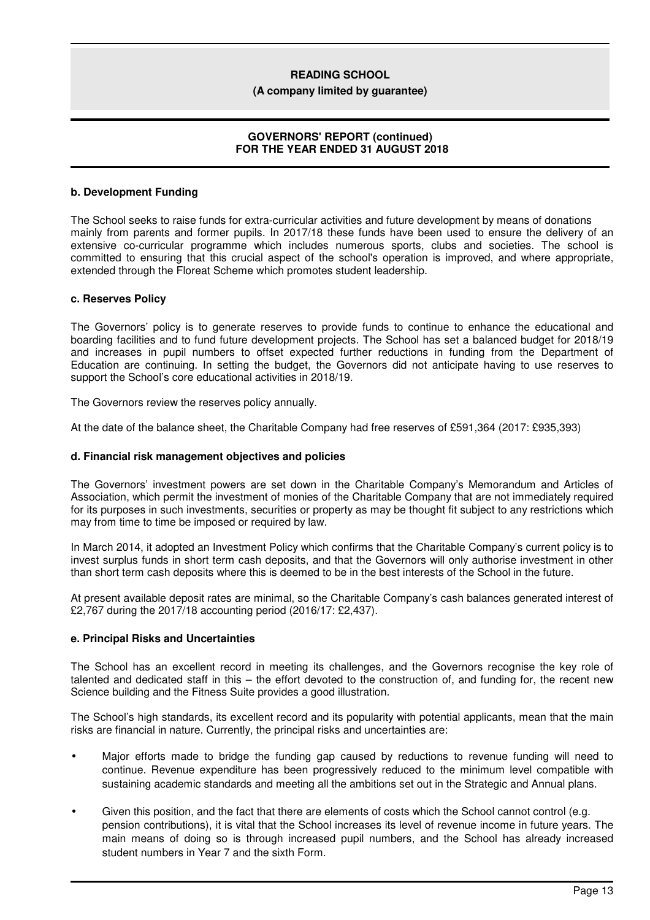**b. Development Funding**

The School seeks to raise funds for extra-curricular activities and future development by means of donations mainly from parents and former pupils. In 2017/18 these funds have been used to ensure the delivery of an extensive co-curricular programme which includes numerous sports, clubs and societies. The school is committed to ensuring that this crucial aspect of the school's operation is improved, and where appropriate, extended through the Floreat Scheme which promotes student leadership.

**c. Reserves Policy**

The Governors' policy is to generate reserves to provide funds to continue to enhance the educational and boarding facilities and to fund future development projects. The School has set a balanced budget for 2018/19 and increases in pupil numbers to offset expected further reductions in funding from the Department of Education are continuing. In setting the budget, the Governors did not anticipate having to use reserves to support the School's core educational activities in 2018/19.

The Governors review the reserves policy annually.

At the date of the balance sheet, the Charitable Company had free reserves of £591,364 (2017: £935,393)

**d. Financial risk management objectives and policies**

The Governors' investment powers are set down in the Charitable Company's Memorandum and Articles of Association, which permit the investment of monies of the Charitable Company that are not immediately required for its purposes in such investments, securities or property as may be thought fit subject to any restrictions which may from time to time be imposed or required by law.

In March 2014, it adopted an Investment Policy which confirms that the Charitable Company's current policy is to invest surplus funds in short term cash deposits, and that the Governors will only authorise investment in other than short term cash deposits where this is deemed to be in the best interests of the School in the future.

At present available deposit rates are minimal, so the Charitable Company's cash balances generated interest of £2,767 during the 2017/18 accounting period (2016/17: £2,437).

**e. Principal Risks and Uncertainties**

The School has an excellent record in meeting its challenges, and the Governors recognise the key role of talented and dedicated staff in this – the effort devoted to the construction of, and funding for, the recent new Science building and the Fitness Suite provides a good illustration.

The School's high standards, its excellent record and its popularity with potential applicants, mean that the main risks are financial in nature. Currently, the principal risks and uncertainties are:

- Major efforts made to bridge the funding gap caused by reductions to revenue funding will need to continue. Revenue expenditure has been progressively reduced to the minimum level compatible with sustaining academic standards and meeting all the ambitions set out in the Strategic and Annual plans.
- Given this position, and the fact that there are elements of costs which the School cannot control (e.g. pension contributions), it is vital that the School increases its level of revenue income in future years. The main means of doing so is through increased pupil numbers, and the School has already increased student numbers in Year 7 and the sixth Form.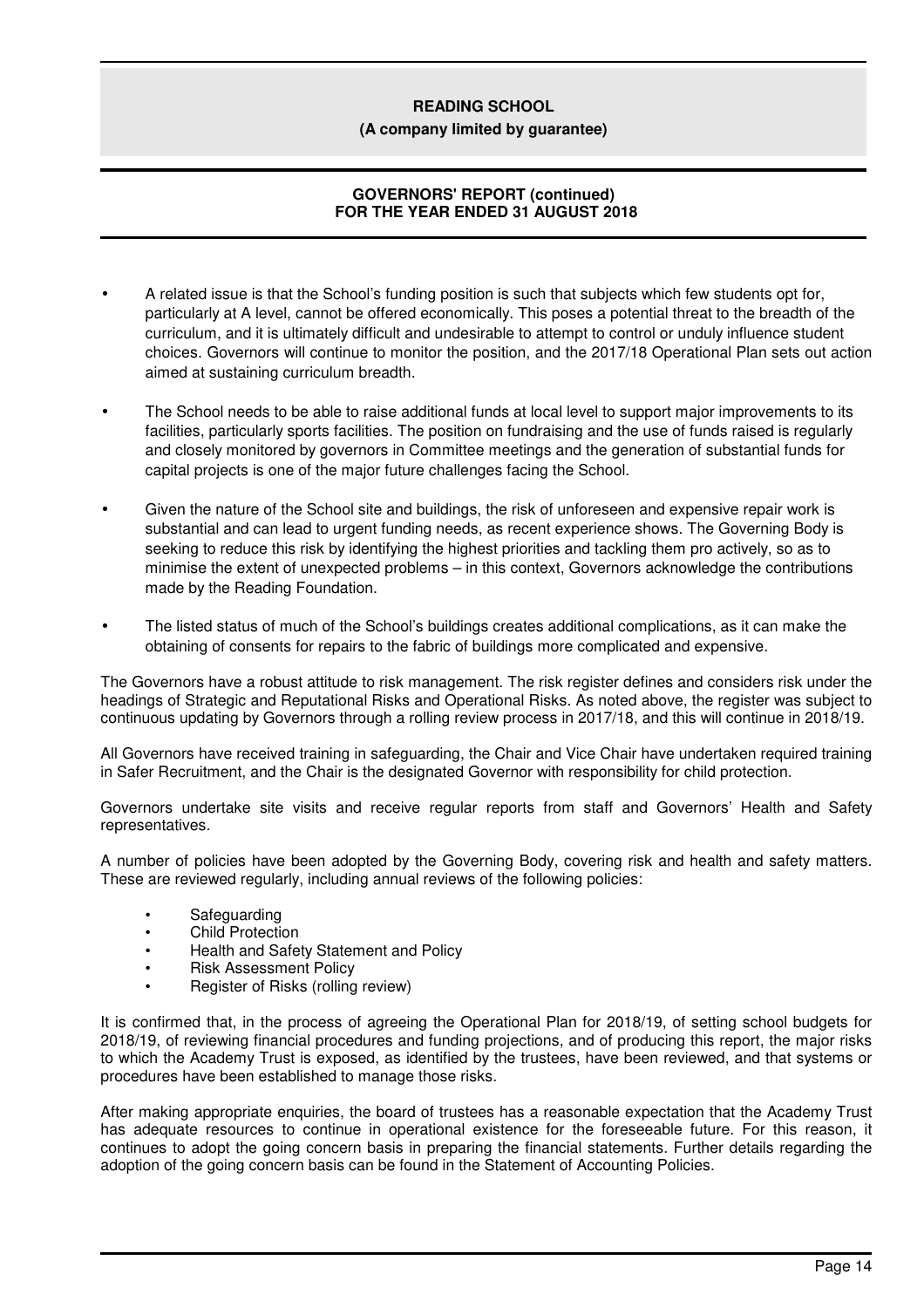- A related issue is that the School's funding position is such that subjects which few students opt for, particularly at A level, cannot be offered economically. This poses a potential threat to the breadth of the curriculum, and it is ultimately difficult and undesirable to attempt to control or unduly influence student choices. Governors will continue to monitor the position, and the 2017/18 Operational Plan sets out action aimed at sustaining curriculum breadth.

- The School needs to be able to raise additional funds at local level to support major improvements to its facilities, particularly sports facilities. The position on fundraising and the use of funds raised is regularly and closely monitored by governors in Committee meetings and the generation of substantial funds for capital projects is one of the major future challenges facing the School.

- Given the nature of the School site and buildings, the risk of unforeseen and expensive repair work is substantial and can lead to urgent funding needs, as recent experience shows. The Governing Body is seeking to reduce this risk by identifying the highest priorities and tackling them pro actively, so as to minimise the extent of unexpected problems – in this context, Governors acknowledge the contributions made by the Reading Foundation.

- The listed status of much of the School's buildings creates additional complications, as it can make the obtaining of consents for repairs to the fabric of buildings more complicated and expensive.

The Governors have a robust attitude to risk management. The risk register defines and considers risk under the headings of Strategic and Reputational Risks and Operational Risks. As noted above, the register was subject to continuous updating by Governors through a rolling review process in 2017/18, and this will continue in 2018/19.

All Governors have received training in safeguarding, the Chair and Vice Chair have undertaken required training in Safer Recruitment, and the Chair is the designated Governor with responsibility for child protection.

Governors undertake site visits and receive regular reports from staff and Governors' Health and Safety representatives.

A number of policies have been adopted by the Governing Body, covering risk and health and safety matters. These are reviewed regularly, including annual reviews of the following policies:

- Safeguarding
- Child Protection
- Health and Safety Statement and Policy
- Risk Assessment Policy
- Register of Risks (rolling review)

It is confirmed that, in the process of agreeing the Operational Plan for 2018/19, of setting school budgets for 2018/19, of reviewing financial procedures and funding projections, and of producing this report, the major risks to which the Academy Trust is exposed, as identified by the trustees, have been reviewed, and that systems or procedures have been established to manage those risks.

After making appropriate enquiries, the board of trustees has a reasonable expectation that the Academy Trust has adequate resources to continue in operational existence for the foreseeable future. For this reason, it continues to adopt the going concern basis in preparing the financial statements. Further details regarding the adoption of the going concern basis can be found in the Statement of Accounting Policies.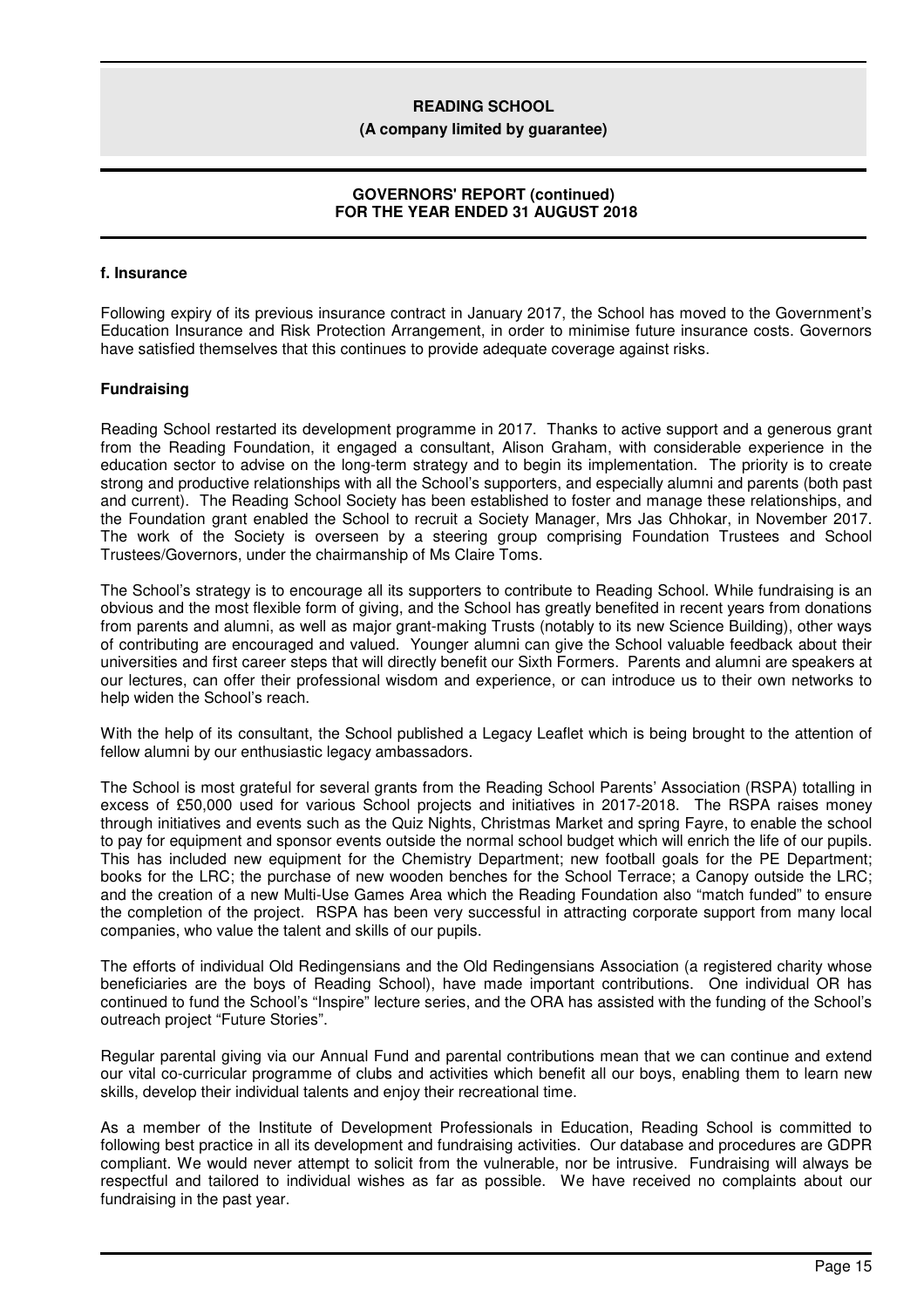**f. Insurance**

Following expiry of its previous insurance contract in January 2017, the School has moved to the Government's Education Insurance and Risk Protection Arrangement, in order to minimise future insurance costs. Governors have satisfied themselves that this continues to provide adequate coverage against risks.

**Fundraising**

Reading School restarted its development programme in 2017. Thanks to active support and a generous grant from the Reading Foundation, it engaged a consultant, Alison Graham, with considerable experience in the education sector to advise on the long-term strategy and to begin its implementation. The priority is to create strong and productive relationships with all the School's supporters, and especially alumni and parents (both past and current). The Reading School Society has been established to foster and manage these relationships, and the Foundation grant enabled the School to recruit a Society Manager, Mrs Jas Chhokar, in November 2017. The work of the Society is overseen by a steering group comprising Foundation Trustees and School Trustees/Governors, under the chairmanship of Ms Claire Toms.

The School's strategy is to encourage all its supporters to contribute to Reading School. While fundraising is an obvious and the most flexible form of giving, and the School has greatly benefited in recent years from donations from parents and alumni, as well as major grant-making Trusts (notably to its new Science Building), other ways of contributing are encouraged and valued. Younger alumni can give the School valuable feedback about their universities and first career steps that will directly benefit our Sixth Formers. Parents and alumni are speakers at our lectures, can offer their professional wisdom and experience, or can introduce us to their own networks to help widen the School's reach.

With the help of its consultant, the School published a Legacy Leaflet which is being brought to the attention of fellow alumni by our enthusiastic legacy ambassadors.

The School is most grateful for several grants from the Reading School Parents' Association (RSPA) totalling in excess of £50,000 used for various School projects and initiatives in 2017-2018. The RSPA raises money through initiatives and events such as the Quiz Nights, Christmas Market and spring Fayre, to enable the school to pay for equipment and sponsor events outside the normal school budget which will enrich the life of our pupils. This has included new equipment for the Chemistry Department; new football goals for the PE Department; books for the LRC; the purchase of new wooden benches for the School Terrace; a Canopy outside the LRC; and the creation of a new Multi-Use Games Area which the Reading Foundation also "match funded" to ensure the completion of the project. RSPA has been very successful in attracting corporate support from many local companies, who value the talent and skills of our pupils.

The efforts of individual Old Redingensians and the Old Redingensians Association (a registered charity whose beneficiaries are the boys of Reading School), have made important contributions. One individual OR has continued to fund the School's "Inspire" lecture series, and the ORA has assisted with the funding of the School's outreach project "Future Stories".

Regular parental giving via our Annual Fund and parental contributions mean that we can continue and extend our vital co-curricular programme of clubs and activities which benefit all our boys, enabling them to learn new skills, develop their individual talents and enjoy their recreational time.

As a member of the Institute of Development Professionals in Education, Reading School is committed to following best practice in all its development and fundraising activities. Our database and procedures are GDPR compliant. We would never attempt to solicit from the vulnerable, nor be intrusive. Fundraising will always be respectful and tailored to individual wishes as far as possible. We have received no complaints about our fundraising in the past year.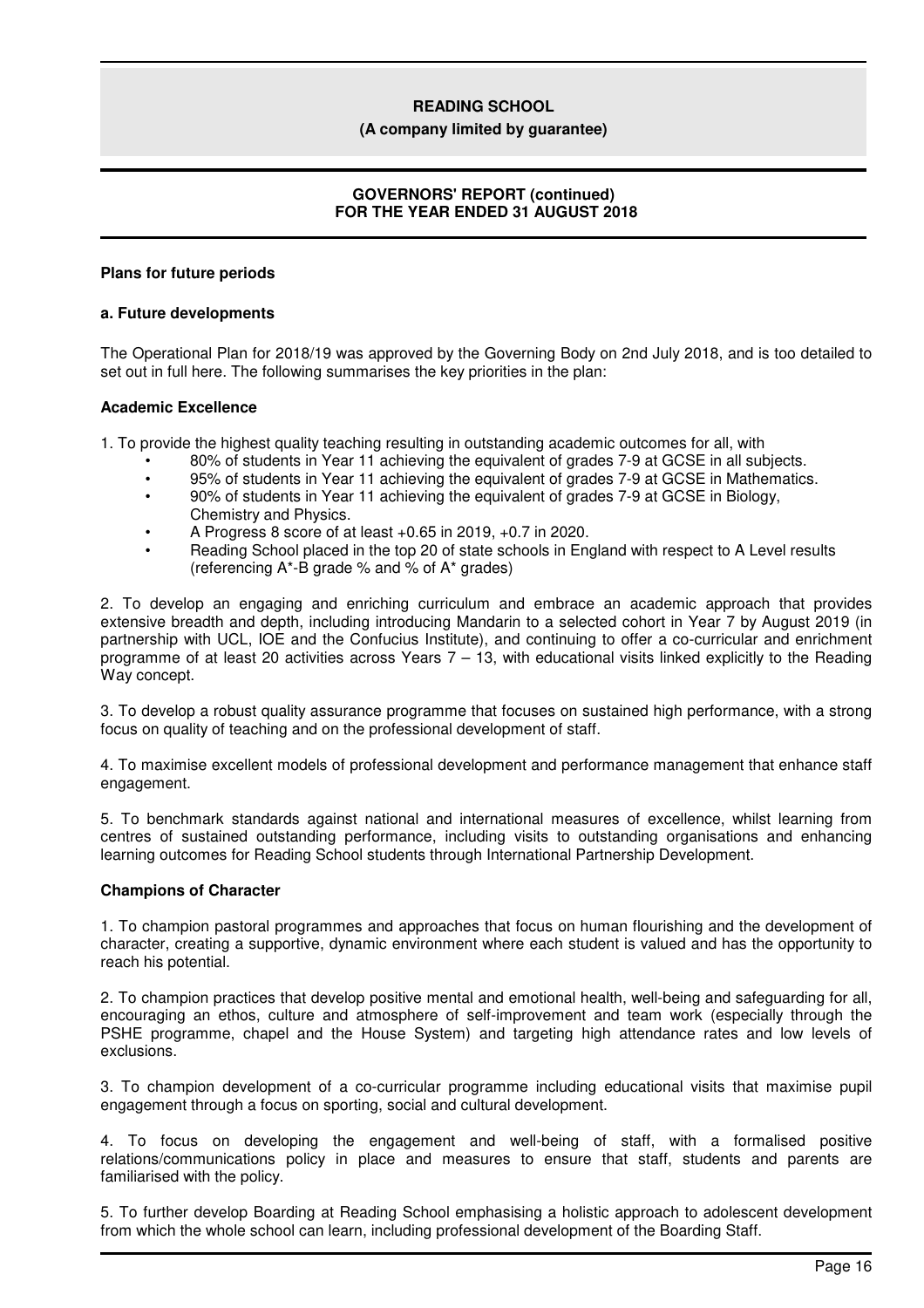**Plans for future periods**

**a. Future developments**

The Operational Plan for 2018/19 was approved by the Governing Body on 2nd July 2018, and is too detailed to set out in full here. The following summarises the key priorities in the plan:

**Academic Excellence**

1. To provide the highest quality teaching resulting in outstanding academic outcomes for all, with
   - 80% of students in Year 11 achieving the equivalent of grades 7-9 at GCSE in all subjects.
   - 95% of students in Year 11 achieving the equivalent of grades 7-9 at GCSE in Mathematics.
   - 90% of students in Year 11 achieving the equivalent of grades 7-9 at GCSE in Biology, Chemistry and Physics.
   - A Progress 8 score of at least +0.65 in 2019, +0.7 in 2020.
   - Reading School placed in the top 20 of state schools in England with respect to A Level results (referencing A*-B grade % and % of A* grades)

2. To develop an engaging and enriching curriculum and embrace an academic approach that provides extensive breadth and depth, including introducing Mandarin to a selected cohort in Year 7 by August 2019 (in partnership with UCL, IOE and the Confucius Institute), and continuing to offer a co-curricular and enrichment programme of at least 20 activities across Years 7 – 13, with educational visits linked explicitly to the Reading Way concept.

3. To develop a robust quality assurance programme that focuses on sustained high performance, with a strong focus on quality of teaching and on the professional development of staff.

4. To maximise excellent models of professional development and performance management that enhance staff engagement.

5. To benchmark standards against national and international measures of excellence, whilst learning from centres of sustained outstanding performance, including visits to outstanding organisations and enhancing learning outcomes for Reading School students through International Partnership Development.

**Champions of Character**

1. To champion pastoral programmes and approaches that focus on human flourishing and the development of character, creating a supportive, dynamic environment where each student is valued and has the opportunity to reach his potential.

2. To champion practices that develop positive mental and emotional health, well-being and safeguarding for all, encouraging an ethos, culture and atmosphere of self-improvement and team work (especially through the PSHE programme, chapel and the House System) and targeting high attendance rates and low levels of exclusions.

3. To champion development of a co-curricular programme including educational visits that maximise pupil engagement through a focus on sporting, social and cultural development.

4. To focus on developing the engagement and well-being of staff, with a formalised positive relations/communications policy in place and measures to ensure that staff, students and parents are familiarised with the policy.

5. To further develop Boarding at Reading School emphasising a holistic approach to adolescent development from which the whole school can learn, including professional development of the Boarding Staff.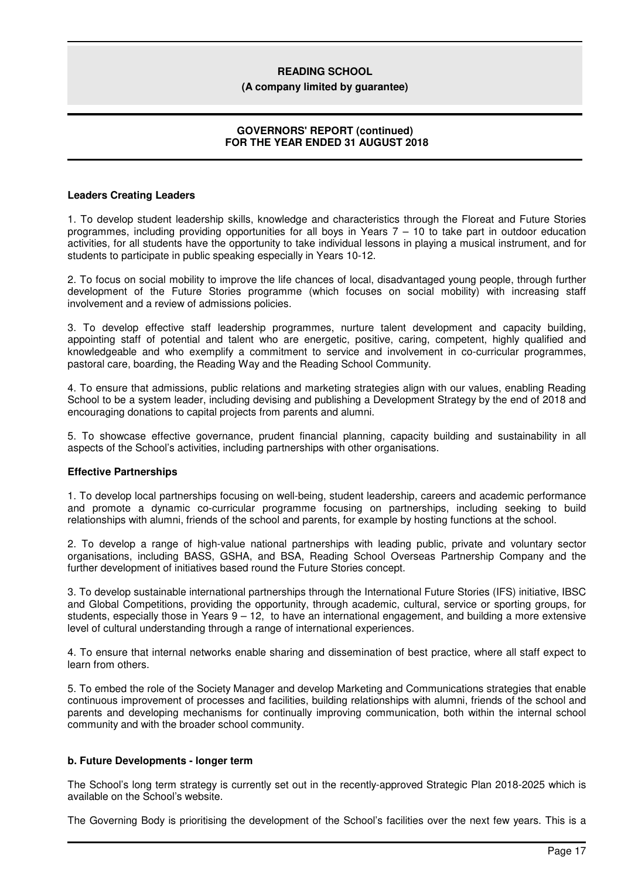**Leaders Creating Leaders**

1. To develop student leadership skills, knowledge and characteristics through the Floreat and Future Stories programmes, including providing opportunities for all boys in Years 7 – 10 to take part in outdoor education activities, for all students have the opportunity to take individual lessons in playing a musical instrument, and for students to participate in public speaking especially in Years 10-12.

2. To focus on social mobility to improve the life chances of local, disadvantaged young people, through further development of the Future Stories programme (which focuses on social mobility) with increasing staff involvement and a review of admissions policies.

3. To develop effective staff leadership programmes, nurture talent development and capacity building, appointing staff of potential and talent who are energetic, positive, caring, competent, highly qualified and knowledgeable and who exemplify a commitment to service and involvement in co-curricular programmes, pastoral care, boarding, the Reading Way and the Reading School Community.

4. To ensure that admissions, public relations and marketing strategies align with our values, enabling Reading School to be a system leader, including devising and publishing a Development Strategy by the end of 2018 and encouraging donations to capital projects from parents and alumni.

5. To showcase effective governance, prudent financial planning, capacity building and sustainability in all aspects of the School's activities, including partnerships with other organisations.

**Effective Partnerships**

1. To develop local partnerships focusing on well-being, student leadership, careers and academic performance and promote a dynamic co-curricular programme focusing on partnerships, including seeking to build relationships with alumni, friends of the school and parents, for example by hosting functions at the school.

2. To develop a range of high-value national partnerships with leading public, private and voluntary sector organisations, including BASS, GSHA, and BSA, Reading School Overseas Partnership Company and the further development of initiatives based round the Future Stories concept.

3. To develop sustainable international partnerships through the International Future Stories (IFS) initiative, IBSC and Global Competitions, providing the opportunity, through academic, cultural, service or sporting groups, for students, especially those in Years 9 – 12, to have an international engagement, and building a more extensive level of cultural understanding through a range of international experiences.

4. To ensure that internal networks enable sharing and dissemination of best practice, where all staff expect to learn from others.

5. To embed the role of the Society Manager and develop Marketing and Communications strategies that enable continuous improvement of processes and facilities, building relationships with alumni, friends of the school and parents and developing mechanisms for continually improving communication, both within the internal school community and with the broader school community.

**b. Future Developments - longer term**

The School's long term strategy is currently set out in the recently-approved Strategic Plan 2018-2025 which is available on the School's website.

The Governing Body is prioritising the development of the School's facilities over the next few years. This is a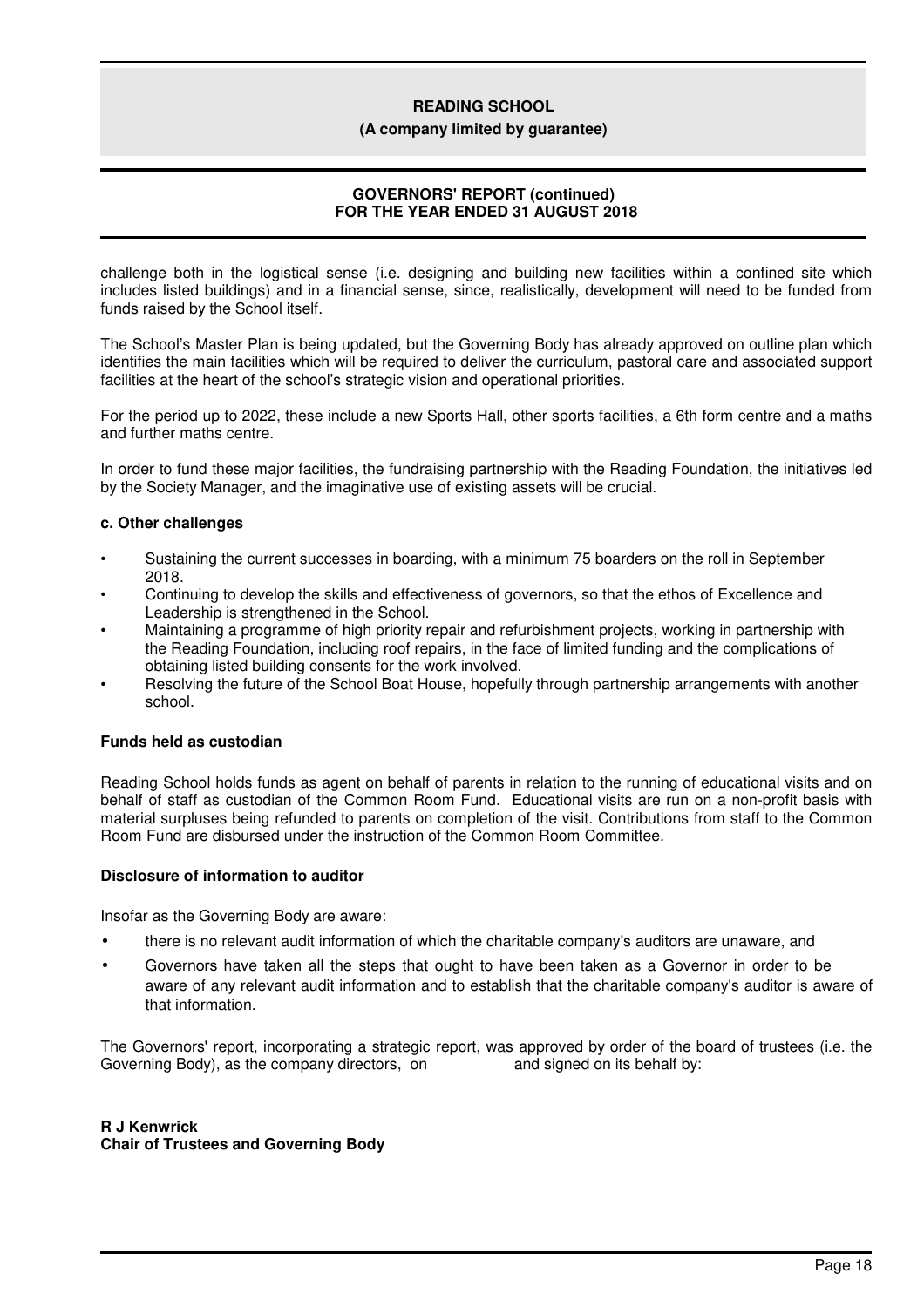challenge both in the logistical sense (i.e. designing and building new facilities within a confined site which includes listed buildings) and in a financial sense, since, realistically, development will need to be funded from funds raised by the School itself.

The School's Master Plan is being updated, but the Governing Body has already approved on outline plan which identifies the main facilities which will be required to deliver the curriculum, pastoral care and associated support facilities at the heart of the school's strategic vision and operational priorities.

For the period up to 2022, these include a new Sports Hall, other sports facilities, a 6th form centre and a maths and further maths centre.

In order to fund these major facilities, the fundraising partnership with the Reading Foundation, the initiatives led by the Society Manager, and the imaginative use of existing assets will be crucial.

**c. Other challenges**

- Sustaining the current successes in boarding, with a minimum 75 boarders on the roll in September 2018.
- Continuing to develop the skills and effectiveness of governors, so that the ethos of Excellence and Leadership is strengthened in the School.
- Maintaining a programme of high priority repair and refurbishment projects, working in partnership with the Reading Foundation, including roof repairs, in the face of limited funding and the complications of obtaining listed building consents for the work involved.
- Resolving the future of the School Boat House, hopefully through partnership arrangements with another school.

**Funds held as custodian**

Reading School holds funds as agent on behalf of parents in relation to the running of educational visits and on behalf of staff as custodian of the Common Room Fund. Educational visits are run on a non-profit basis with material surpluses being refunded to parents on completion of the visit. Contributions from staff to the Common Room Fund are disbursed under the instruction of the Common Room Committee.

**Disclosure of information to auditor**

Insofar as the Governing Body are aware:

- there is no relevant audit information of which the charitable company's auditors are unaware, and
- Governors have taken all the steps that ought to have been taken as a Governor in order to be aware of any relevant audit information and to establish that the charitable company's auditor is aware of that information.

The Governors' report, incorporating a strategic report, was approved by order of the board of trustees (i.e. the Governing Body), as the company directors, on and signed on its behalf by:

**R J Kenwrick**
**Chair of Trustees and Governing Body**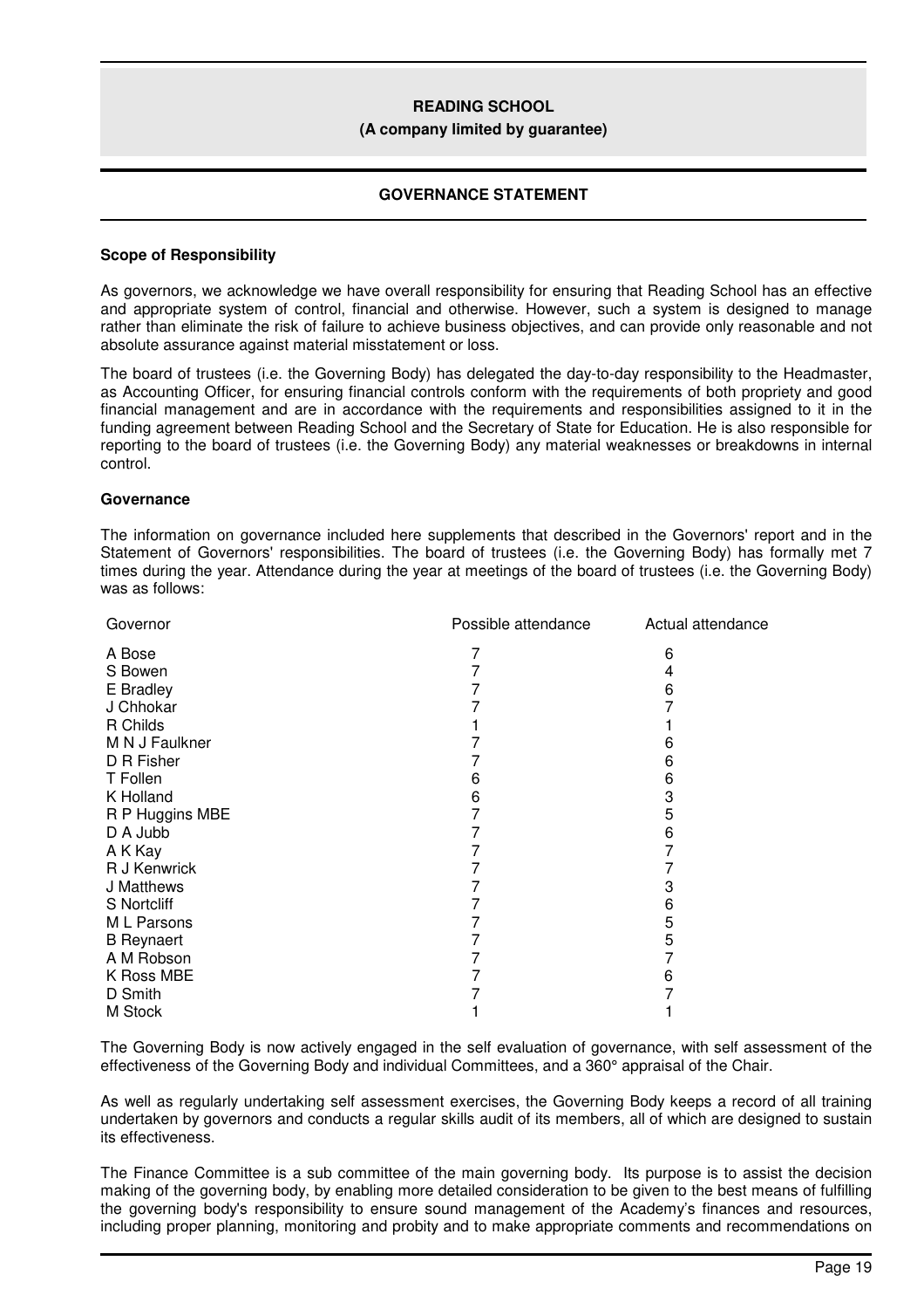**READING SCHOOL**
**(A company limited by guarantee)**

## GOVERNANCE STATEMENT

### Scope of Responsibility

As governors, we acknowledge we have overall responsibility for ensuring that Reading School has an effective and appropriate system of control, financial and otherwise. However, such a system is designed to manage rather than eliminate the risk of failure to achieve business objectives, and can provide only reasonable and not absolute assurance against material misstatement or loss.

The board of trustees (i.e. the Governing Body) has delegated the day-to-day responsibility to the Headmaster, as Accounting Officer, for ensuring financial controls conform with the requirements of both propriety and good financial management and are in accordance with the requirements and responsibilities assigned to it in the funding agreement between Reading School and the Secretary of State for Education. He is also responsible for reporting to the board of trustees (i.e. the Governing Body) any material weaknesses or breakdowns in internal control.

### Governance

The information on governance included here supplements that described in the Governors' report and in the Statement of Governors' responsibilities. The board of trustees (i.e. the Governing Body) has formally met 7 times during the year. Attendance during the year at meetings of the board of trustees (i.e. the Governing Body) was as follows:

| Governor | Possible attendance | Actual attendance |
|---|---|---|
| A Bose | 7 | 6 |
| S Bowen | 7 | 4 |
| E Bradley | 7 | 6 |
| J Chhokar | 7 | 7 |
| R Childs | 1 | 1 |
| M N J Faulkner | 7 | 6 |
| D R Fisher | 7 | 6 |
| T Follen | 6 | 6 |
| K Holland | 6 | 3 |
| R P Huggins MBE | 7 | 5 |
| D A Jubb | 7 | 6 |
| A K Kay | 7 | 7 |
| R J Kenwrick | 7 | 7 |
| J Matthews | 7 | 3 |
| S Nortcliff | 7 | 6 |
| M L Parsons | 7 | 5 |
| B Reynaert | 7 | 5 |
| A M Robson | 7 | 7 |
| K Ross MBE | 7 | 6 |
| D Smith | 7 | 7 |
| M Stock | 1 | 1 |

The Governing Body is now actively engaged in the self evaluation of governance, with self assessment of the effectiveness of the Governing Body and individual Committees, and a 360° appraisal of the Chair.

As well as regularly undertaking self assessment exercises, the Governing Body keeps a record of all training undertaken by governors and conducts a regular skills audit of its members, all of which are designed to sustain its effectiveness.

The Finance Committee is a sub committee of the main governing body. Its purpose is to assist the decision making of the governing body, by enabling more detailed consideration to be given to the best means of fulfilling the governing body's responsibility to ensure sound management of the Academy's finances and resources, including proper planning, monitoring and probity and to make appropriate comments and recommendations on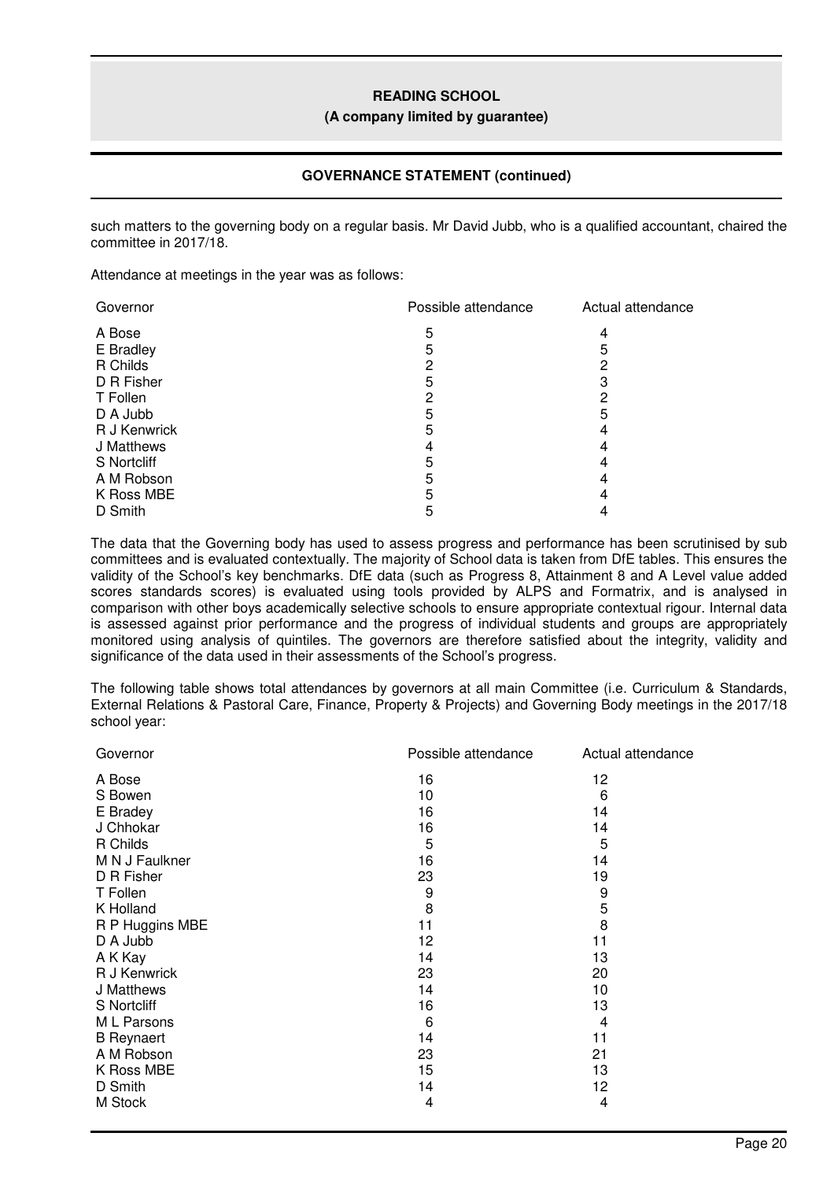## GOVERNANCE STATEMENT (continued)

such matters to the governing body on a regular basis. Mr David Jubb, who is a qualified accountant, chaired the committee in 2017/18.

Attendance at meetings in the year was as follows:

| Governor | Possible attendance | Actual attendance |
|---|---|---|
| A Bose | 5 | 4 |
| E Bradley | 5 | 5 |
| R Childs | 2 | 2 |
| D R Fisher | 5 | 3 |
| T Follen | 2 | 2 |
| D A Jubb | 5 | 5 |
| R J Kenwrick | 5 | 4 |
| J Matthews | 4 | 4 |
| S Nortcliff | 5 | 4 |
| A M Robson | 5 | 4 |
| K Ross MBE | 5 | 4 |
| D Smith | 5 | 4 |

The data that the Governing body has used to assess progress and performance has been scrutinised by sub committees and is evaluated contextually. The majority of School data is taken from DfE tables. This ensures the validity of the School's key benchmarks. DfE data (such as Progress 8, Attainment 8 and A Level value added scores standards scores) is evaluated using tools provided by ALPS and Formatrix, and is analysed in comparison with other boys academically selective schools to ensure appropriate contextual rigour. Internal data is assessed against prior performance and the progress of individual students and groups are appropriately monitored using analysis of quintiles. The governors are therefore satisfied about the integrity, validity and significance of the data used in their assessments of the School's progress.

The following table shows total attendances by governors at all main Committee (i.e. Curriculum & Standards, External Relations & Pastoral Care, Finance, Property & Projects) and Governing Body meetings in the 2017/18 school year:

| Governor | Possible attendance | Actual attendance |
|---|---|---|
| A Bose | 16 | 12 |
| S Bowen | 10 | 6 |
| E Bradey | 16 | 14 |
| J Chhokar | 16 | 14 |
| R Childs | 5 | 5 |
| M N J Faulkner | 16 | 14 |
| D R Fisher | 23 | 19 |
| T Follen | 9 | 9 |
| K Holland | 8 | 5 |
| R P Huggins MBE | 11 | 8 |
| D A Jubb | 12 | 11 |
| A K Kay | 14 | 13 |
| R J Kenwrick | 23 | 20 |
| J Matthews | 14 | 10 |
| S Nortcliff | 16 | 13 |
| M L Parsons | 6 | 4 |
| B Reynaert | 14 | 11 |
| A M Robson | 23 | 21 |
| K Ross MBE | 15 | 13 |
| D Smith | 14 | 12 |
| M Stock | 4 | 4 |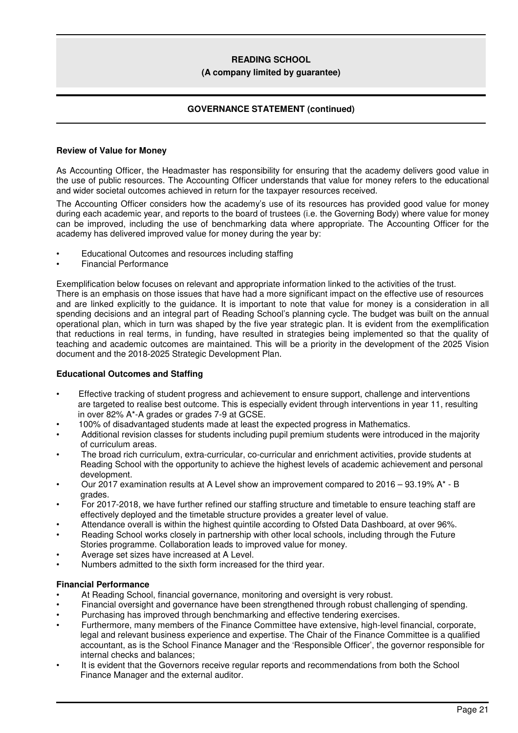## Review of Value for Money

As Accounting Officer, the Headmaster has responsibility for ensuring that the academy delivers good value in the use of public resources. The Accounting Officer understands that value for money refers to the educational and wider societal outcomes achieved in return for the taxpayer resources received.

The Accounting Officer considers how the academy's use of its resources has provided good value for money during each academic year, and reports to the board of trustees (i.e. the Governing Body) where value for money can be improved, including the use of benchmarking data where appropriate. The Accounting Officer for the academy has delivered improved value for money during the year by:

- Educational Outcomes and resources including staffing
- Financial Performance

Exemplification below focuses on relevant and appropriate information linked to the activities of the trust. There is an emphasis on those issues that have had a more significant impact on the effective use of resources and are linked explicitly to the guidance. It is important to note that value for money is a consideration in all spending decisions and an integral part of Reading School's planning cycle. The budget was built on the annual operational plan, which in turn was shaped by the five year strategic plan. It is evident from the exemplification that reductions in real terms, in funding, have resulted in strategies being implemented so that the quality of teaching and academic outcomes are maintained. This will be a priority in the development of the 2025 Vision document and the 2018-2025 Strategic Development Plan.

### Educational Outcomes and Staffing

- Effective tracking of student progress and achievement to ensure support, challenge and interventions are targeted to realise best outcome. This is especially evident through interventions in year 11, resulting in over 82% A*-A grades or grades 7-9 at GCSE.
- 100% of disadvantaged students made at least the expected progress in Mathematics.
- Additional revision classes for students including pupil premium students were introduced in the majority of curriculum areas.
- The broad rich curriculum, extra-curricular, co-curricular and enrichment activities, provide students at Reading School with the opportunity to achieve the highest levels of academic achievement and personal development.
- Our 2017 examination results at A Level show an improvement compared to 2016 – 93.19% A* - B grades.
- For 2017-2018, we have further refined our staffing structure and timetable to ensure teaching staff are effectively deployed and the timetable structure provides a greater level of value.
- Attendance overall is within the highest quintile according to Ofsted Data Dashboard, at over 96%.
- Reading School works closely in partnership with other local schools, including through the Future Stories programme. Collaboration leads to improved value for money.
- Average set sizes have increased at A Level.
- Numbers admitted to the sixth form increased for the third year.

### Financial Performance

- At Reading School, financial governance, monitoring and oversight is very robust.
- Financial oversight and governance have been strengthened through robust challenging of spending.
- Purchasing has improved through benchmarking and effective tendering exercises.
- Furthermore, many members of the Finance Committee have extensive, high-level financial, corporate, legal and relevant business experience and expertise. The Chair of the Finance Committee is a qualified accountant, as is the School Finance Manager and the 'Responsible Officer', the governor responsible for internal checks and balances;
- It is evident that the Governors receive regular reports and recommendations from both the School Finance Manager and the external auditor.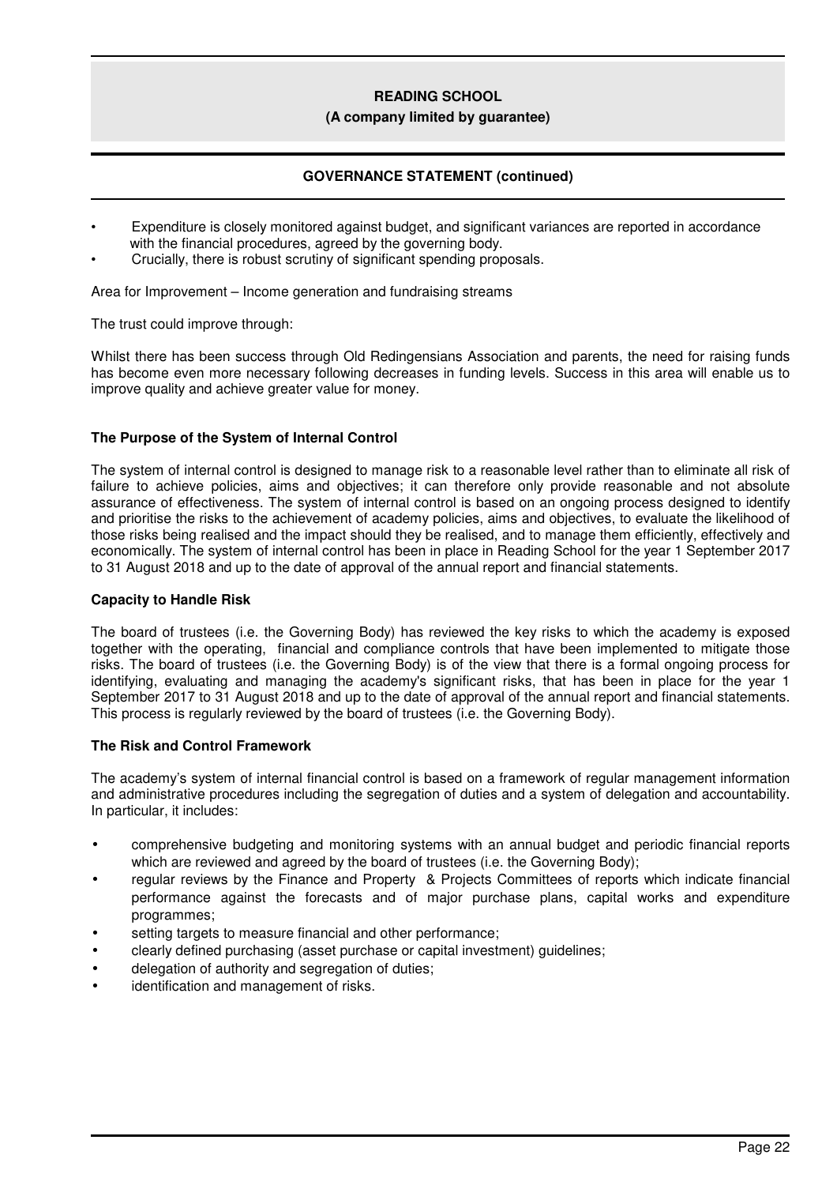- Expenditure is closely monitored against budget, and significant variances are reported in accordance with the financial procedures, agreed by the governing body.
- Crucially, there is robust scrutiny of significant spending proposals.

Area for Improvement – Income generation and fundraising streams

The trust could improve through:

Whilst there has been success through Old Redingensians Association and parents, the need for raising funds has become even more necessary following decreases in funding levels. Success in this area will enable us to improve quality and achieve greater value for money.

### The Purpose of the System of Internal Control

The system of internal control is designed to manage risk to a reasonable level rather than to eliminate all risk of failure to achieve policies, aims and objectives; it can therefore only provide reasonable and not absolute assurance of effectiveness. The system of internal control is based on an ongoing process designed to identify and prioritise the risks to the achievement of academy policies, aims and objectives, to evaluate the likelihood of those risks being realised and the impact should they be realised, and to manage them efficiently, effectively and economically. The system of internal control has been in place in Reading School for the year 1 September 2017 to 31 August 2018 and up to the date of approval of the annual report and financial statements.

### Capacity to Handle Risk

The board of trustees (i.e. the Governing Body) has reviewed the key risks to which the academy is exposed together with the operating, financial and compliance controls that have been implemented to mitigate those risks. The board of trustees (i.e. the Governing Body) is of the view that there is a formal ongoing process for identifying, evaluating and managing the academy's significant risks, that has been in place for the year 1 September 2017 to 31 August 2018 and up to the date of approval of the annual report and financial statements. This process is regularly reviewed by the board of trustees (i.e. the Governing Body).

### The Risk and Control Framework

The academy's system of internal financial control is based on a framework of regular management information and administrative procedures including the segregation of duties and a system of delegation and accountability. In particular, it includes:

- comprehensive budgeting and monitoring systems with an annual budget and periodic financial reports which are reviewed and agreed by the board of trustees (i.e. the Governing Body);
- regular reviews by the Finance and Property & Projects Committees of reports which indicate financial performance against the forecasts and of major purchase plans, capital works and expenditure programmes;
- setting targets to measure financial and other performance;
- clearly defined purchasing (asset purchase or capital investment) guidelines;
- delegation of authority and segregation of duties;
- identification and management of risks.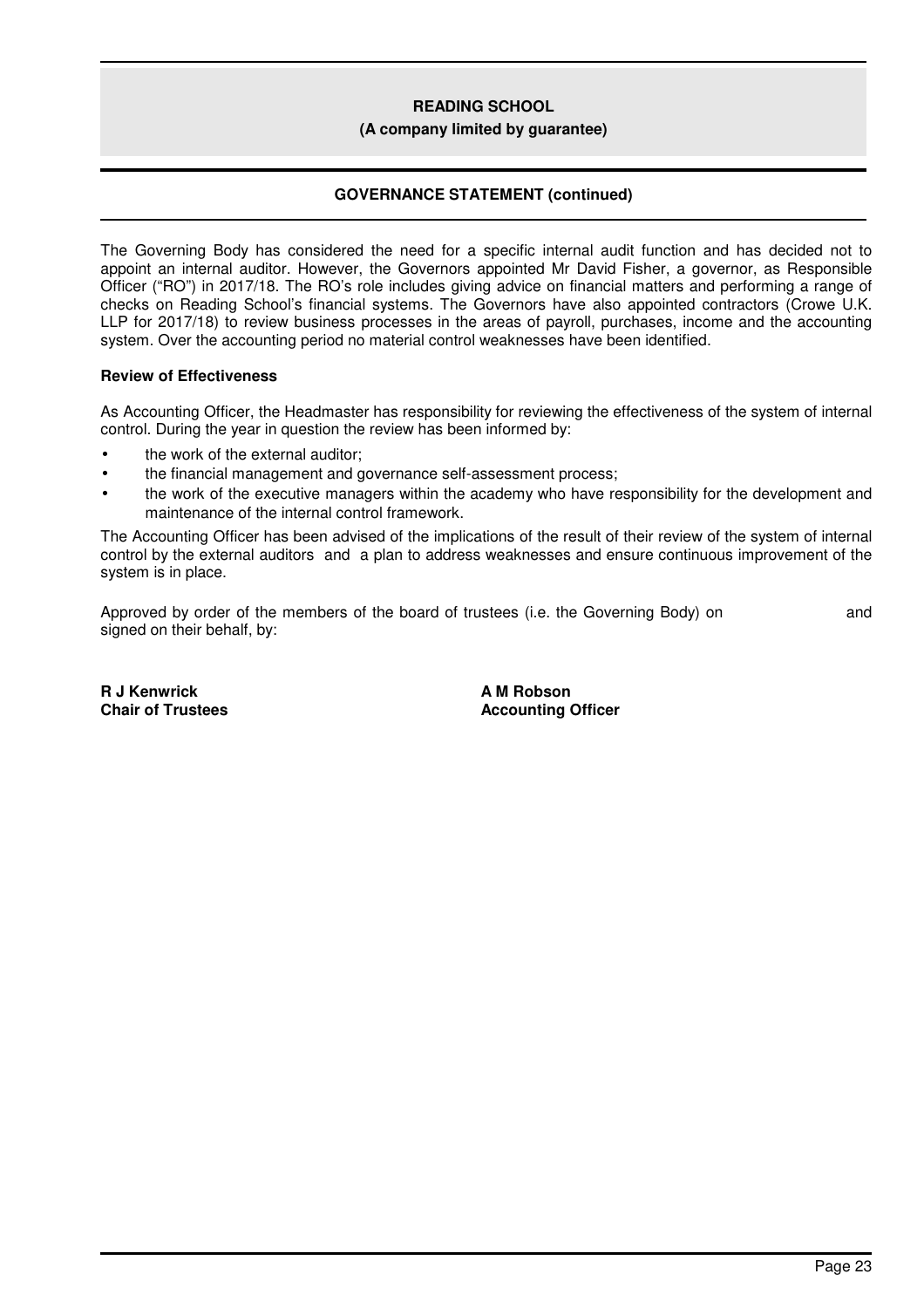## GOVERNANCE STATEMENT (continued)

The Governing Body has considered the need for a specific internal audit function and has decided not to appoint an internal auditor. However, the Governors appointed Mr David Fisher, a governor, as Responsible Officer ("RO") in 2017/18. The RO's role includes giving advice on financial matters and performing a range of checks on Reading School's financial systems. The Governors have also appointed contractors (Crowe U.K. LLP for 2017/18) to review business processes in the areas of payroll, purchases, income and the accounting system. Over the accounting period no material control weaknesses have been identified.

**Review of Effectiveness**

As Accounting Officer, the Headmaster has responsibility for reviewing the effectiveness of the system of internal control. During the year in question the review has been informed by:

- the work of the external auditor;
- the financial management and governance self-assessment process;
- the work of the executive managers within the academy who have responsibility for the development and maintenance of the internal control framework.

The Accounting Officer has been advised of the implications of the result of their review of the system of internal control by the external auditors and a plan to address weaknesses and ensure continuous improvement of the system is in place.

Approved by order of the members of the board of trustees (i.e. the Governing Body) on and signed on their behalf, by:

**R J Kenwrick**
**Chair of Trustees**

**A M Robson**
**Accounting Officer**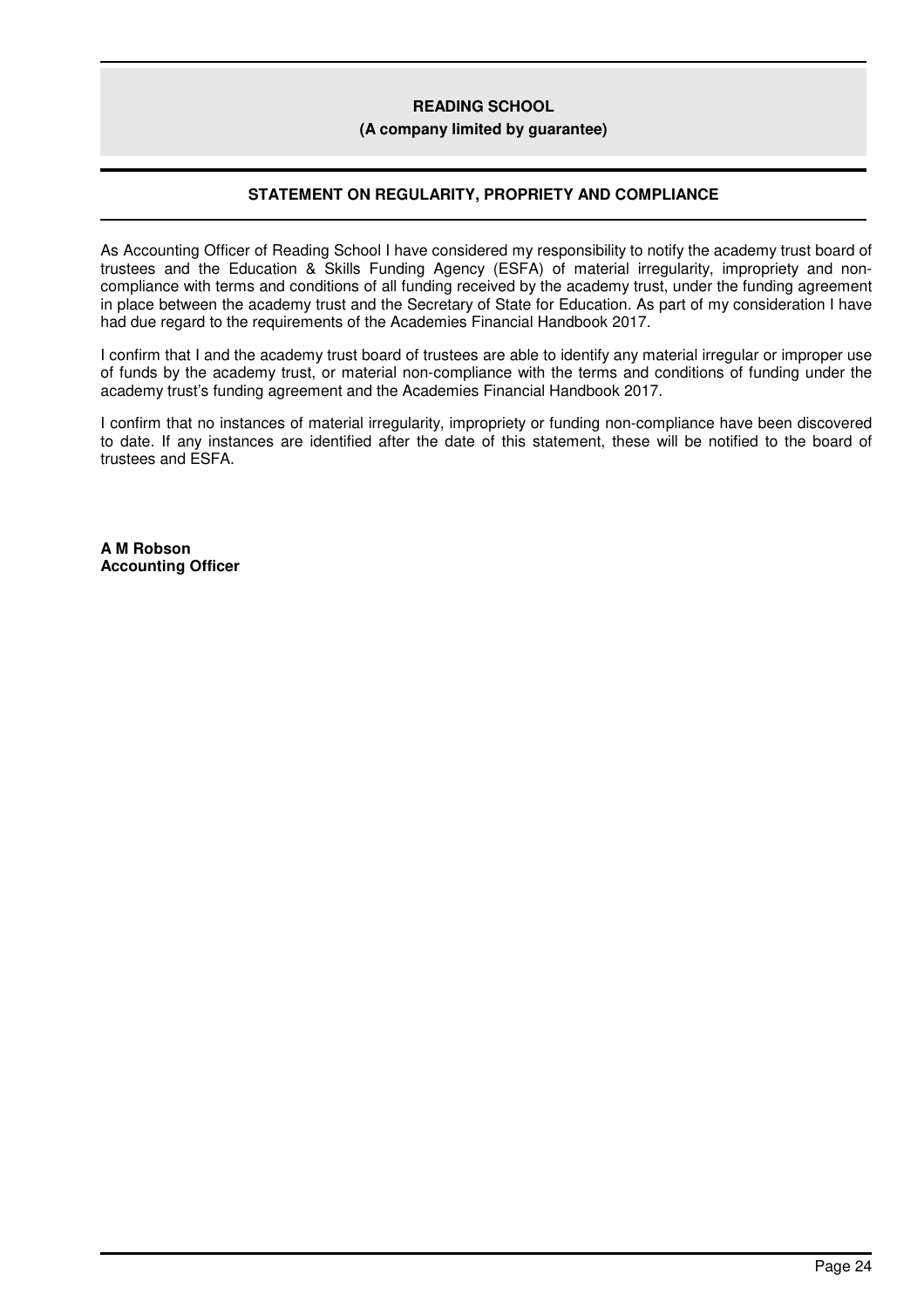## STATEMENT ON REGULARITY, PROPRIETY AND COMPLIANCE

As Accounting Officer of Reading School I have considered my responsibility to notify the academy trust board of trustees and the Education & Skills Funding Agency (ESFA) of material irregularity, impropriety and non-compliance with terms and conditions of all funding received by the academy trust, under the funding agreement in place between the academy trust and the Secretary of State for Education. As part of my consideration I have had due regard to the requirements of the Academies Financial Handbook 2017.

I confirm that I and the academy trust board of trustees are able to identify any material irregular or improper use of funds by the academy trust, or material non-compliance with the terms and conditions of funding under the academy trust's funding agreement and the Academies Financial Handbook 2017.

I confirm that no instances of material irregularity, impropriety or funding non-compliance have been discovered to date. If any instances are identified after the date of this statement, these will be notified to the board of trustees and ESFA.

**A M Robson**
**Accounting Officer**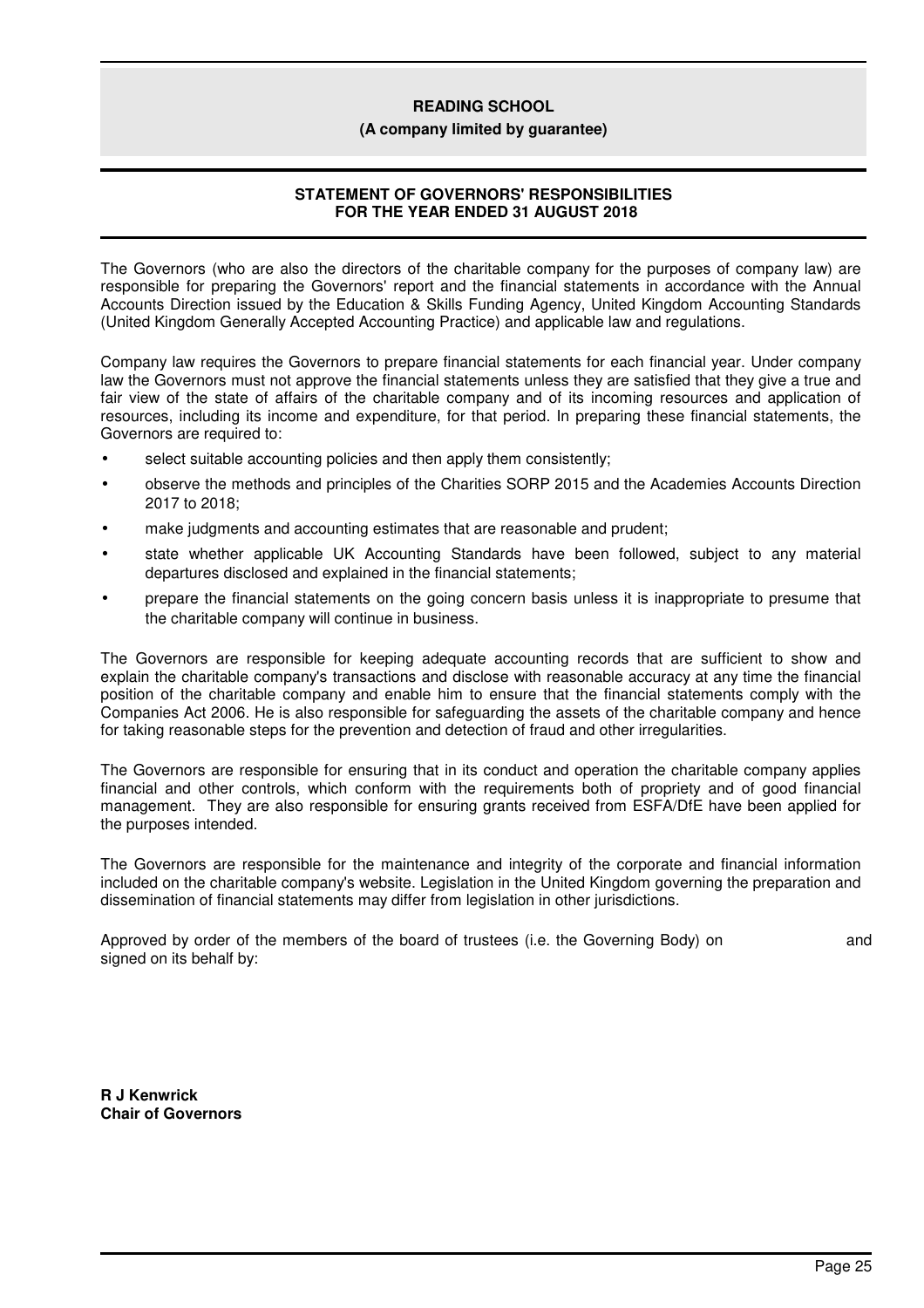**READING SCHOOL**

**(A company limited by guarantee)**

## STATEMENT OF GOVERNORS' RESPONSIBILITIES
## FOR THE YEAR ENDED 31 AUGUST 2018

The Governors (who are also the directors of the charitable company for the purposes of company law) are responsible for preparing the Governors' report and the financial statements in accordance with the Annual Accounts Direction issued by the Education & Skills Funding Agency, United Kingdom Accounting Standards (United Kingdom Generally Accepted Accounting Practice) and applicable law and regulations.

Company law requires the Governors to prepare financial statements for each financial year. Under company law the Governors must not approve the financial statements unless they are satisfied that they give a true and fair view of the state of affairs of the charitable company and of its incoming resources and application of resources, including its income and expenditure, for that period. In preparing these financial statements, the Governors are required to:

- select suitable accounting policies and then apply them consistently;
- observe the methods and principles of the Charities SORP 2015 and the Academies Accounts Direction 2017 to 2018;
- make judgments and accounting estimates that are reasonable and prudent;
- state whether applicable UK Accounting Standards have been followed, subject to any material departures disclosed and explained in the financial statements;
- prepare the financial statements on the going concern basis unless it is inappropriate to presume that the charitable company will continue in business.

The Governors are responsible for keeping adequate accounting records that are sufficient to show and explain the charitable company's transactions and disclose with reasonable accuracy at any time the financial position of the charitable company and enable him to ensure that the financial statements comply with the Companies Act 2006. He is also responsible for safeguarding the assets of the charitable company and hence for taking reasonable steps for the prevention and detection of fraud and other irregularities.

The Governors are responsible for ensuring that in its conduct and operation the charitable company applies financial and other controls, which conform with the requirements both of propriety and of good financial management. They are also responsible for ensuring grants received from ESFA/DfE have been applied for the purposes intended.

The Governors are responsible for the maintenance and integrity of the corporate and financial information included on the charitable company's website. Legislation in the United Kingdom governing the preparation and dissemination of financial statements may differ from legislation in other jurisdictions.

Approved by order of the members of the board of trustees (i.e. the Governing Body) on and signed on its behalf by:

**R J Kenwrick**
**Chair of Governors**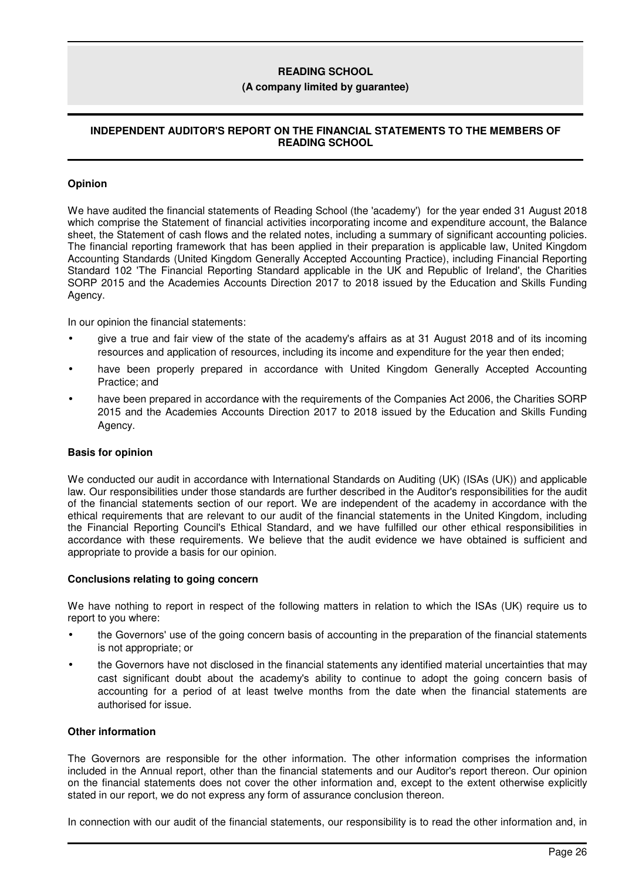## INDEPENDENT AUDITOR'S REPORT ON THE FINANCIAL STATEMENTS TO THE MEMBERS OF READING SCHOOL

### Opinion

We have audited the financial statements of Reading School (the 'academy') for the year ended 31 August 2018 which comprise the Statement of financial activities incorporating income and expenditure account, the Balance sheet, the Statement of cash flows and the related notes, including a summary of significant accounting policies. The financial reporting framework that has been applied in their preparation is applicable law, United Kingdom Accounting Standards (United Kingdom Generally Accepted Accounting Practice), including Financial Reporting Standard 102 'The Financial Reporting Standard applicable in the UK and Republic of Ireland', the Charities SORP 2015 and the Academies Accounts Direction 2017 to 2018 issued by the Education and Skills Funding Agency.

In our opinion the financial statements:

- give a true and fair view of the state of the academy's affairs as at 31 August 2018 and of its incoming resources and application of resources, including its income and expenditure for the year then ended;
- have been properly prepared in accordance with United Kingdom Generally Accepted Accounting Practice; and
- have been prepared in accordance with the requirements of the Companies Act 2006, the Charities SORP 2015 and the Academies Accounts Direction 2017 to 2018 issued by the Education and Skills Funding Agency.

### Basis for opinion

We conducted our audit in accordance with International Standards on Auditing (UK) (ISAs (UK)) and applicable law. Our responsibilities under those standards are further described in the Auditor's responsibilities for the audit of the financial statements section of our report. We are independent of the academy in accordance with the ethical requirements that are relevant to our audit of the financial statements in the United Kingdom, including the Financial Reporting Council's Ethical Standard, and we have fulfilled our other ethical responsibilities in accordance with these requirements. We believe that the audit evidence we have obtained is sufficient and appropriate to provide a basis for our opinion.

### Conclusions relating to going concern

We have nothing to report in respect of the following matters in relation to which the ISAs (UK) require us to report to you where:

- the Governors' use of the going concern basis of accounting in the preparation of the financial statements is not appropriate; or
- the Governors have not disclosed in the financial statements any identified material uncertainties that may cast significant doubt about the academy's ability to continue to adopt the going concern basis of accounting for a period of at least twelve months from the date when the financial statements are authorised for issue.

### Other information

The Governors are responsible for the other information. The other information comprises the information included in the Annual report, other than the financial statements and our Auditor's report thereon. Our opinion on the financial statements does not cover the other information and, except to the extent otherwise explicitly stated in our report, we do not express any form of assurance conclusion thereon.

In connection with our audit of the financial statements, our responsibility is to read the other information and, in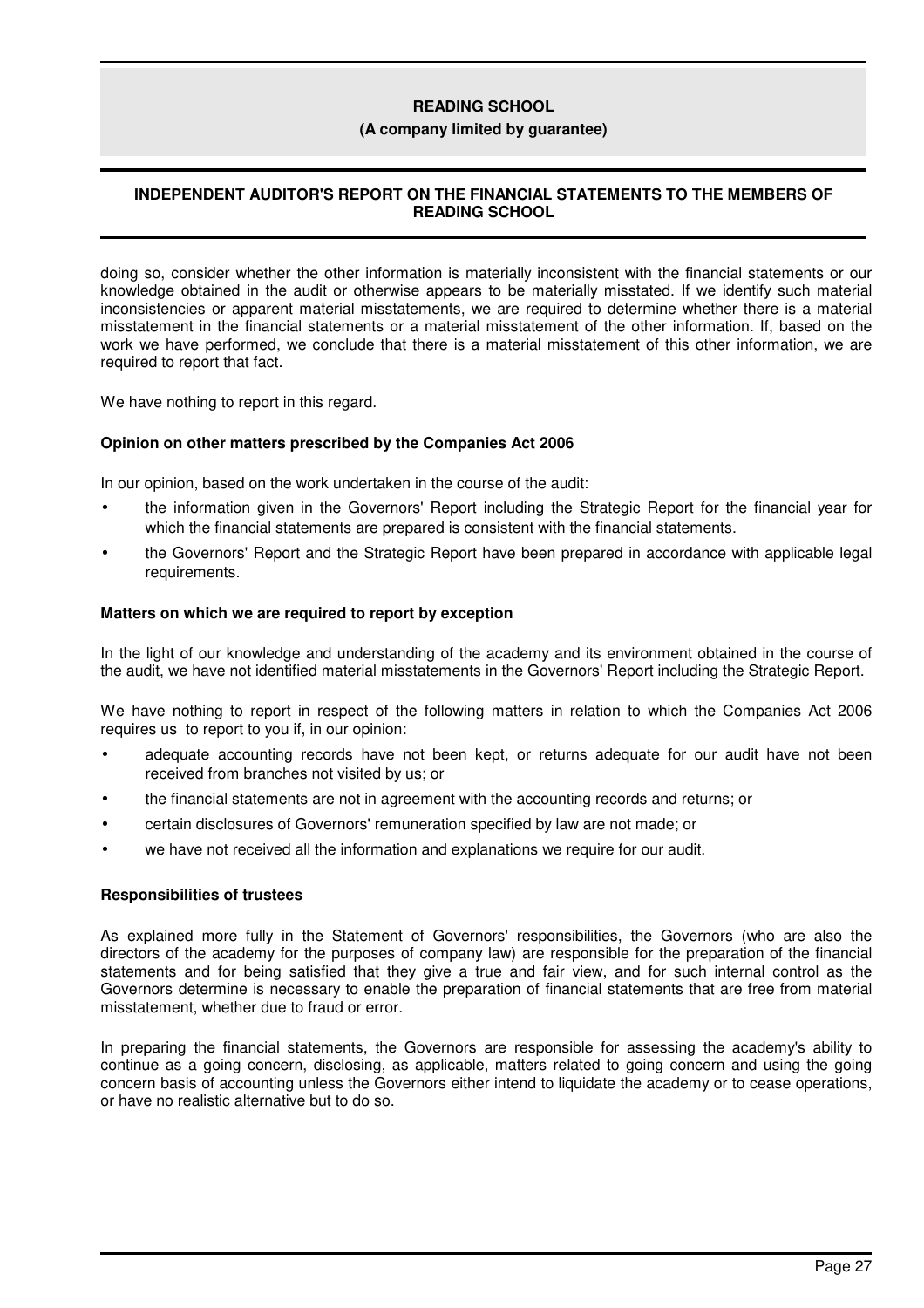doing so, consider whether the other information is materially inconsistent with the financial statements or our knowledge obtained in the audit or otherwise appears to be materially misstated. If we identify such material inconsistencies or apparent material misstatements, we are required to determine whether there is a material misstatement in the financial statements or a material misstatement of the other information. If, based on the work we have performed, we conclude that there is a material misstatement of this other information, we are required to report that fact.

We have nothing to report in this regard.

**Opinion on other matters prescribed by the Companies Act 2006**

In our opinion, based on the work undertaken in the course of the audit:

- the information given in the Governors' Report including the Strategic Report for the financial year for which the financial statements are prepared is consistent with the financial statements.
- the Governors' Report and the Strategic Report have been prepared in accordance with applicable legal requirements.

**Matters on which we are required to report by exception**

In the light of our knowledge and understanding of the academy and its environment obtained in the course of the audit, we have not identified material misstatements in the Governors' Report including the Strategic Report.

We have nothing to report in respect of the following matters in relation to which the Companies Act 2006 requires us to report to you if, in our opinion:

- adequate accounting records have not been kept, or returns adequate for our audit have not been received from branches not visited by us; or
- the financial statements are not in agreement with the accounting records and returns; or
- certain disclosures of Governors' remuneration specified by law are not made; or
- we have not received all the information and explanations we require for our audit.

**Responsibilities of trustees**

As explained more fully in the Statement of Governors' responsibilities, the Governors (who are also the directors of the academy for the purposes of company law) are responsible for the preparation of the financial statements and for being satisfied that they give a true and fair view, and for such internal control as the Governors determine is necessary to enable the preparation of financial statements that are free from material misstatement, whether due to fraud or error.

In preparing the financial statements, the Governors are responsible for assessing the academy's ability to continue as a going concern, disclosing, as applicable, matters related to going concern and using the going concern basis of accounting unless the Governors either intend to liquidate the academy or to cease operations, or have no realistic alternative but to do so.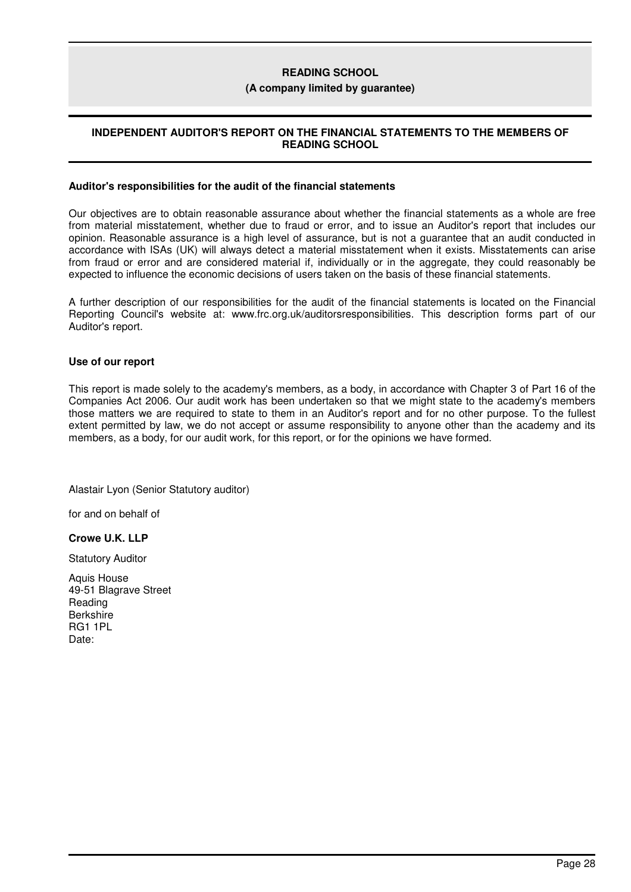## INDEPENDENT AUDITOR'S REPORT ON THE FINANCIAL STATEMENTS TO THE MEMBERS OF READING SCHOOL

### Auditor's responsibilities for the audit of the financial statements

Our objectives are to obtain reasonable assurance about whether the financial statements as a whole are free from material misstatement, whether due to fraud or error, and to issue an Auditor's report that includes our opinion. Reasonable assurance is a high level of assurance, but is not a guarantee that an audit conducted in accordance with ISAs (UK) will always detect a material misstatement when it exists. Misstatements can arise from fraud or error and are considered material if, individually or in the aggregate, they could reasonably be expected to influence the economic decisions of users taken on the basis of these financial statements.

A further description of our responsibilities for the audit of the financial statements is located on the Financial Reporting Council's website at: www.frc.org.uk/auditorsresponsibilities. This description forms part of our Auditor's report.

### Use of our report

This report is made solely to the academy's members, as a body, in accordance with Chapter 3 of Part 16 of the Companies Act 2006. Our audit work has been undertaken so that we might state to the academy's members those matters we are required to state to them in an Auditor's report and for no other purpose. To the fullest extent permitted by law, we do not accept or assume responsibility to anyone other than the academy and its members, as a body, for our audit work, for this report, or for the opinions we have formed.

Alastair Lyon (Senior Statutory auditor)

for and on behalf of

**Crowe U.K. LLP**

Statutory Auditor

Aquis House
49-51 Blagrave Street
Reading
Berkshire
RG1 1PL
Date: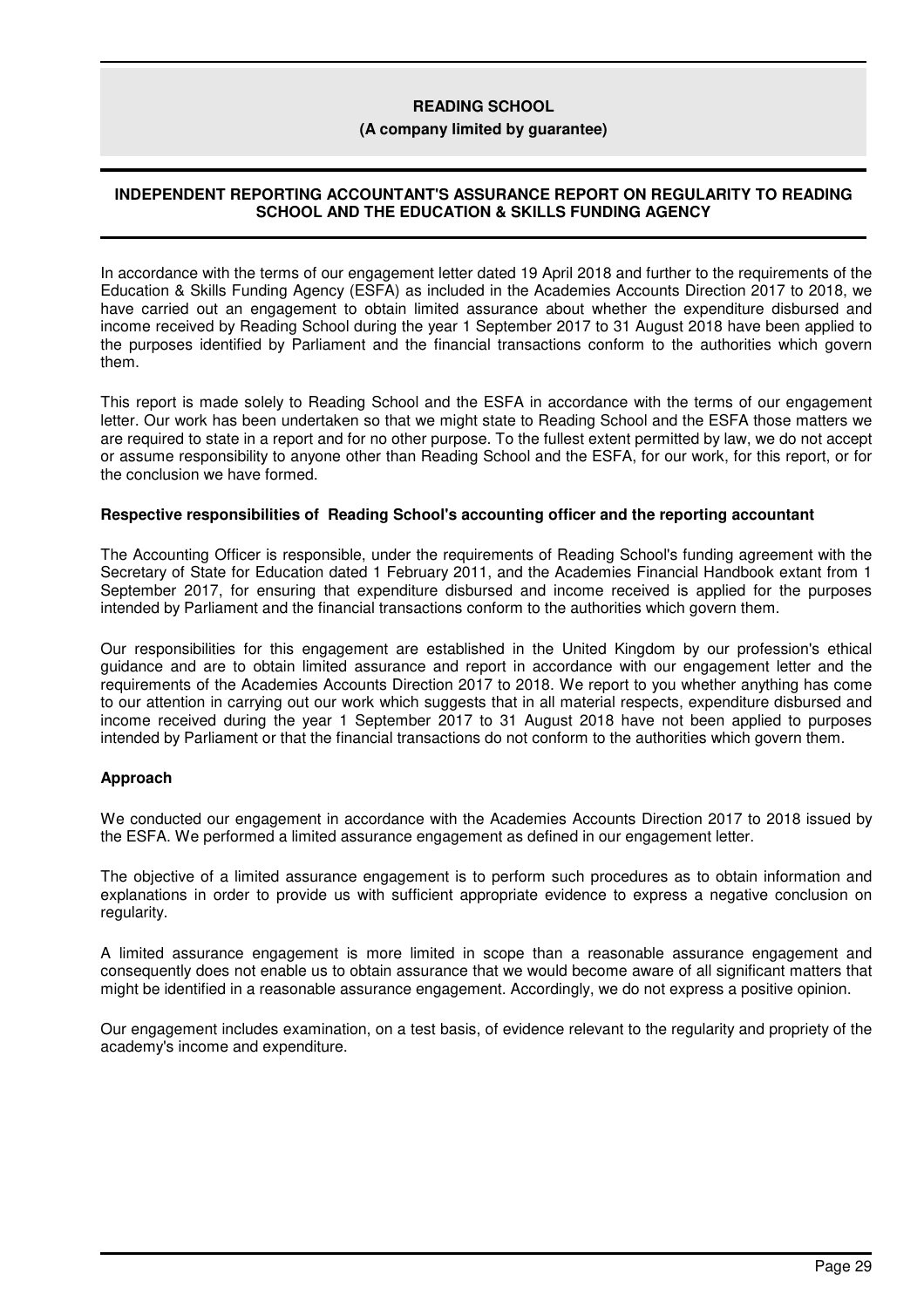**READING SCHOOL**
**(A company limited by guarantee)**

## INDEPENDENT REPORTING ACCOUNTANT'S ASSURANCE REPORT ON REGULARITY TO READING SCHOOL AND THE EDUCATION & SKILLS FUNDING AGENCY

In accordance with the terms of our engagement letter dated 19 April 2018 and further to the requirements of the Education & Skills Funding Agency (ESFA) as included in the Academies Accounts Direction 2017 to 2018, we have carried out an engagement to obtain limited assurance about whether the expenditure disbursed and income received by Reading School during the year 1 September 2017 to 31 August 2018 have been applied to the purposes identified by Parliament and the financial transactions conform to the authorities which govern them.

This report is made solely to Reading School and the ESFA in accordance with the terms of our engagement letter. Our work has been undertaken so that we might state to Reading School and the ESFA those matters we are required to state in a report and for no other purpose. To the fullest extent permitted by law, we do not accept or assume responsibility to anyone other than Reading School and the ESFA, for our work, for this report, or for the conclusion we have formed.

### Respective responsibilities of Reading School's accounting officer and the reporting accountant

The Accounting Officer is responsible, under the requirements of Reading School's funding agreement with the Secretary of State for Education dated 1 February 2011, and the Academies Financial Handbook extant from 1 September 2017, for ensuring that expenditure disbursed and income received is applied for the purposes intended by Parliament and the financial transactions conform to the authorities which govern them.

Our responsibilities for this engagement are established in the United Kingdom by our profession's ethical guidance and are to obtain limited assurance and report in accordance with our engagement letter and the requirements of the Academies Accounts Direction 2017 to 2018. We report to you whether anything has come to our attention in carrying out our work which suggests that in all material respects, expenditure disbursed and income received during the year 1 September 2017 to 31 August 2018 have not been applied to purposes intended by Parliament or that the financial transactions do not conform to the authorities which govern them.

### Approach

We conducted our engagement in accordance with the Academies Accounts Direction 2017 to 2018 issued by the ESFA. We performed a limited assurance engagement as defined in our engagement letter.

The objective of a limited assurance engagement is to perform such procedures as to obtain information and explanations in order to provide us with sufficient appropriate evidence to express a negative conclusion on regularity.

A limited assurance engagement is more limited in scope than a reasonable assurance engagement and consequently does not enable us to obtain assurance that we would become aware of all significant matters that might be identified in a reasonable assurance engagement. Accordingly, we do not express a positive opinion.

Our engagement includes examination, on a test basis, of evidence relevant to the regularity and propriety of the academy's income and expenditure.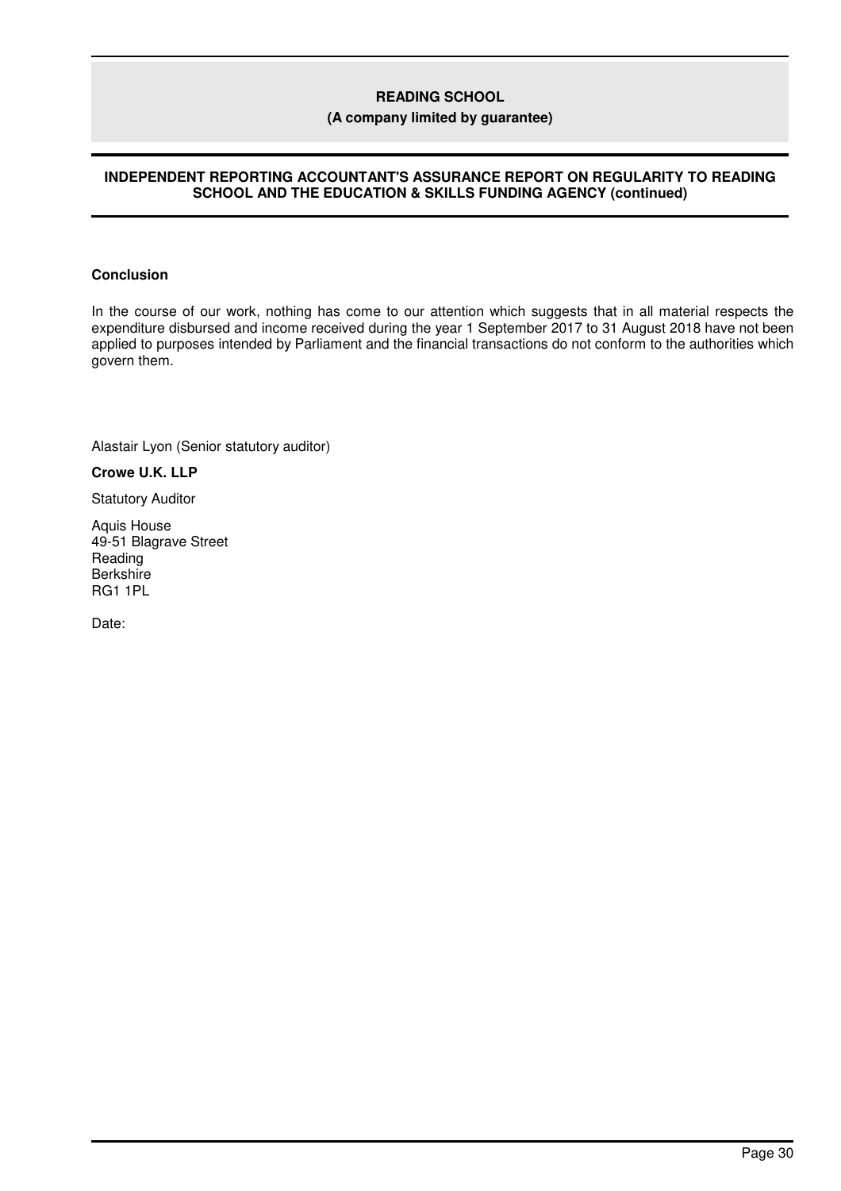## INDEPENDENT REPORTING ACCOUNTANT'S ASSURANCE REPORT ON REGULARITY TO READING SCHOOL AND THE EDUCATION & SKILLS FUNDING AGENCY (continued)

**Conclusion**

In the course of our work, nothing has come to our attention which suggests that in all material respects the expenditure disbursed and income received during the year 1 September 2017 to 31 August 2018 have not been applied to purposes intended by Parliament and the financial transactions do not conform to the authorities which govern them.

Alastair Lyon (Senior statutory auditor)

**Crowe U.K. LLP**

Statutory Auditor

Aquis House
49-51 Blagrave Street
Reading
Berkshire
RG1 1PL

Date: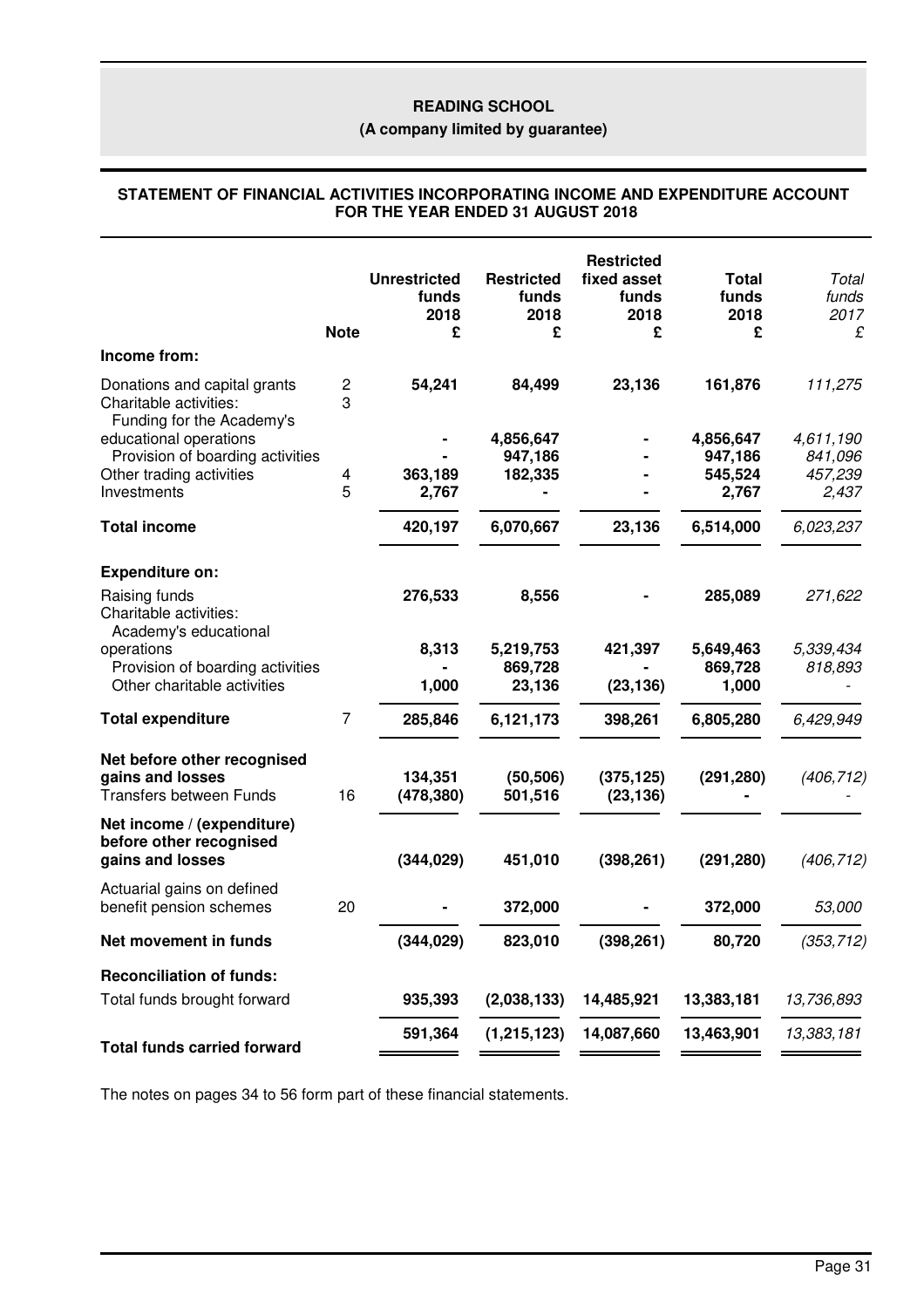# READING SCHOOL

**(A company limited by guarantee)**

## STATEMENT OF FINANCIAL ACTIVITIES INCORPORATING INCOME AND EXPENDITURE ACCOUNT FOR THE YEAR ENDED 31 AUGUST 2018

| | Note | Unrestricted funds 2018 £ | Restricted funds 2018 £ | Restricted fixed asset funds 2018 £ | Total funds 2018 £ | *Total funds 2017 £* |
|---|---|---|---|---|---|---|
| **Income from:** | | | | | | |
| Donations and capital grants | 2 | **54,241** | **84,499** | **23,136** | **161,876** | *111,275* |
| Charitable activities: | 3 | | | | | |
| Funding for the Academy's educational operations | | **-** | **4,856,647** | **-** | **4,856,647** | *4,611,190* |
| Provision of boarding activities | | **-** | **947,186** | **-** | **947,186** | *841,096* |
| Other trading activities | 4 | **363,189** | **182,335** | **-** | **545,524** | *457,239* |
| Investments | 5 | **2,767** | **-** | **-** | **2,767** | *2,437* |
| **Total income** | | **420,197** | **6,070,667** | **23,136** | **6,514,000** | *6,023,237* |
| **Expenditure on:** | | | | | | |
| Raising funds | | **276,533** | **8,556** | **-** | **285,089** | *271,622* |
| Charitable activities: | | | | | | |
| Academy's educational operations | | **8,313** | **5,219,753** | **421,397** | **5,649,463** | *5,339,434* |
| Provision of boarding activities | | **-** | **869,728** | **-** | **869,728** | *818,893* |
| Other charitable activities | | **1,000** | **23,136** | **(23,136)** | **1,000** | *-* |
| **Total expenditure** | 7 | **285,846** | **6,121,173** | **398,261** | **6,805,280** | *6,429,949* |
| **Net before other recognised gains and losses** | | **134,351** | **(50,506)** | **(375,125)** | **(291,280)** | *(406,712)* |
| Transfers between Funds | 16 | **(478,380)** | **501,516** | **(23,136)** | **-** | *-* |
| **Net income / (expenditure) before other recognised gains and losses** | | **(344,029)** | **451,010** | **(398,261)** | **(291,280)** | *(406,712)* |
| Actuarial gains on defined benefit pension schemes | 20 | **-** | **372,000** | **-** | **372,000** | *53,000* |
| **Net movement in funds** | | **(344,029)** | **823,010** | **(398,261)** | **80,720** | *(353,712)* |
| **Reconciliation of funds:** | | | | | | |
| Total funds brought forward | | **935,393** | **(2,038,133)** | **14,485,921** | **13,383,181** | *13,736,893* |
| **Total funds carried forward** | | **591,364** | **(1,215,123)** | **14,087,660** | **13,463,901** | *13,383,181* |

The notes on pages 34 to 56 form part of these financial statements.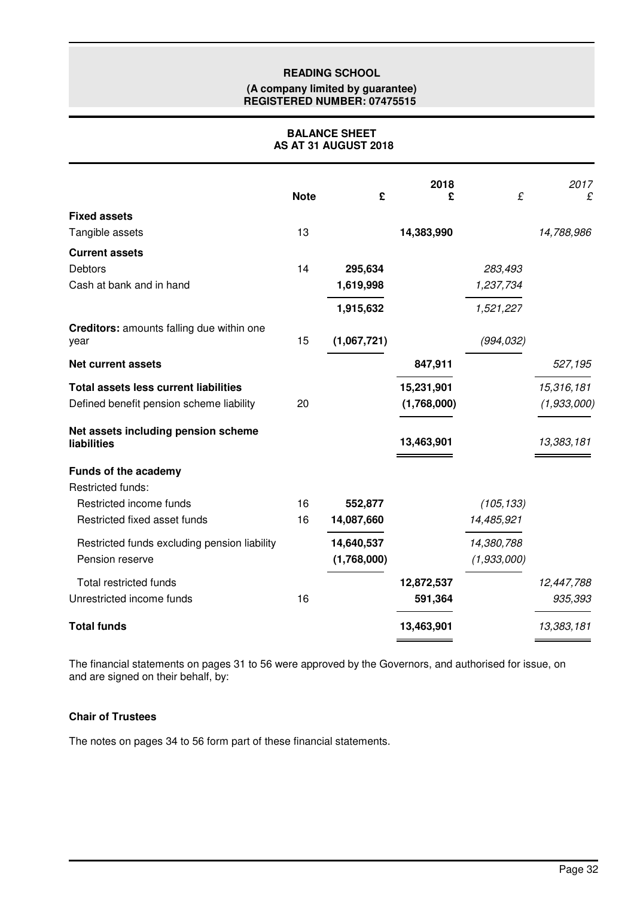**READING SCHOOL**

**(A company limited by guarantee)**
**REGISTERED NUMBER: 07475515**

## BALANCE SHEET
## AS AT 31 AUGUST 2018

| | Note | £ | 2018 £ | £ | 2017 £ |
|---|---|---|---|---|---|
| **Fixed assets** | | | | | |
| Tangible assets | 13 | | **14,383,990** | | *14,788,986* |
| **Current assets** | | | | | |
| Debtors | 14 | **295,634** | | *283,493* | |
| Cash at bank and in hand | | **1,619,998** | | *1,237,734* | |
| | | **1,915,632** | | *1,521,227* | |
| **Creditors:** amounts falling due within one year | 15 | **(1,067,721)** | | *(994,032)* | |
| **Net current assets** | | | **847,911** | | *527,195* |
| **Total assets less current liabilities** | | | **15,231,901** | | *15,316,181* |
| Defined benefit pension scheme liability | 20 | | **(1,768,000)** | | *(1,933,000)* |
| **Net assets including pension scheme liabilities** | | | **13,463,901** | | *13,383,181* |
| **Funds of the academy** | | | | | |
| Restricted funds: | | | | | |
| Restricted income funds | 16 | **552,877** | | *(105,133)* | |
| Restricted fixed asset funds | 16 | **14,087,660** | | *14,485,921* | |
| Restricted funds excluding pension liability | | **14,640,537** | | *14,380,788* | |
| Pension reserve | | **(1,768,000)** | | *(1,933,000)* | |
| Total restricted funds | | | **12,872,537** | | *12,447,788* |
| Unrestricted income funds | 16 | | **591,364** | | *935,393* |
| **Total funds** | | | **13,463,901** | | *13,383,181* |

The financial statements on pages 31 to 56 were approved by the Governors, and authorised for issue, on and are signed on their behalf, by:

**Chair of Trustees**

The notes on pages 34 to 56 form part of these financial statements.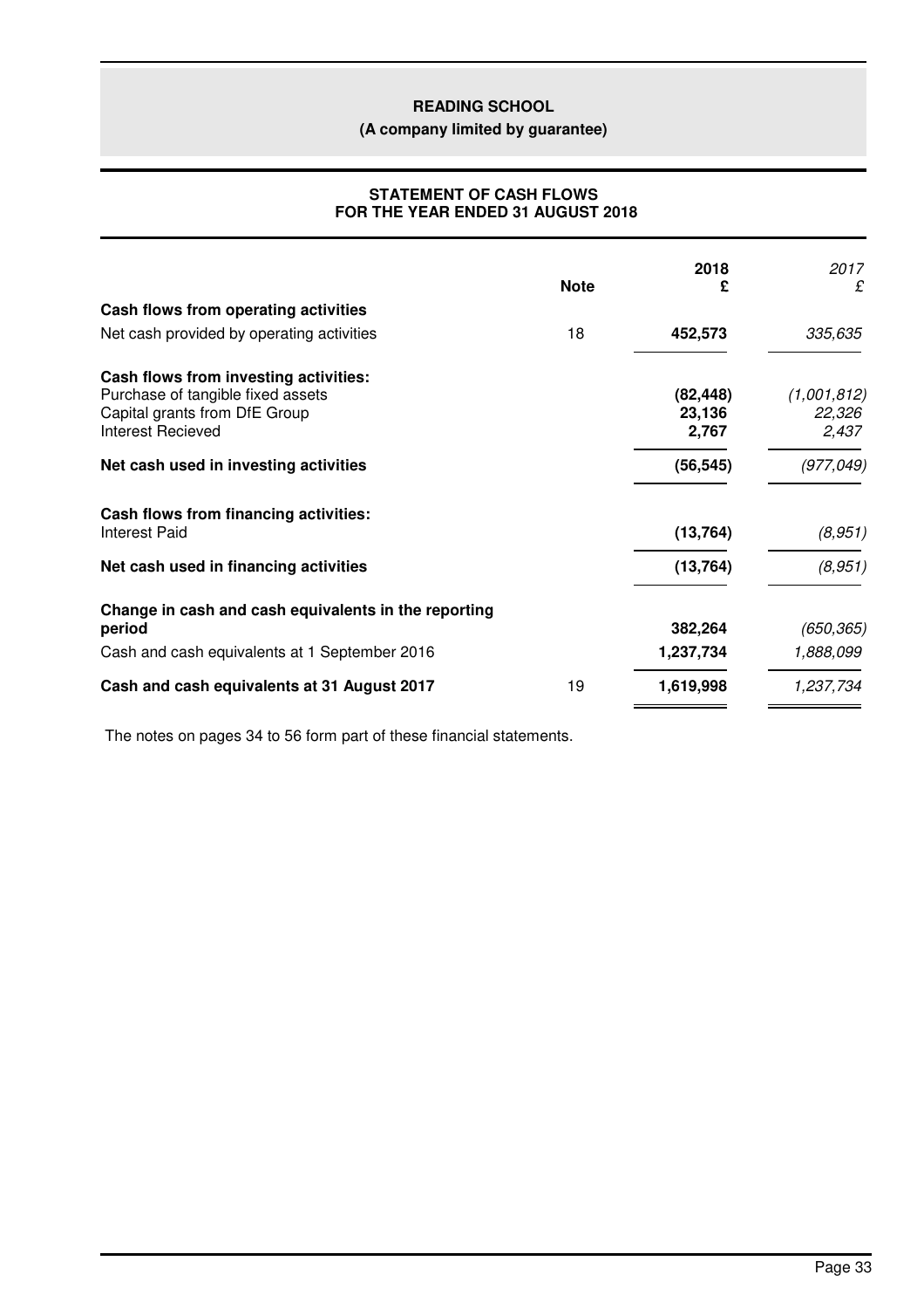**READING SCHOOL**

**(A company limited by guarantee)**

**STATEMENT OF CASH FLOWS**
**FOR THE YEAR ENDED 31 AUGUST 2018**

| | Note | 2018 £ | *2017 £* |
|---|---|---|---|
| **Cash flows from operating activities** | | | |
| Net cash provided by operating activities | 18 | **452,573** | *335,635* |
| **Cash flows from investing activities:** | | | |
| Purchase of tangible fixed assets | | **(82,448)** | *(1,001,812)* |
| Capital grants from DfE Group | | **23,136** | *22,326* |
| Interest Recieved | | **2,767** | *2,437* |
| **Net cash used in investing activities** | | **(56,545)** | *(977,049)* |
| **Cash flows from financing activities:** | | | |
| Interest Paid | | **(13,764)** | *(8,951)* |
| **Net cash used in financing activities** | | **(13,764)** | *(8,951)* |
| **Change in cash and cash equivalents in the reporting period** | | **382,264** | *(650,365)* |
| Cash and cash equivalents at 1 September 2016 | | **1,237,734** | *1,888,099* |
| **Cash and cash equivalents at 31 August 2017** | 19 | **1,619,998** | *1,237,734* |

The notes on pages 34 to 56 form part of these financial statements.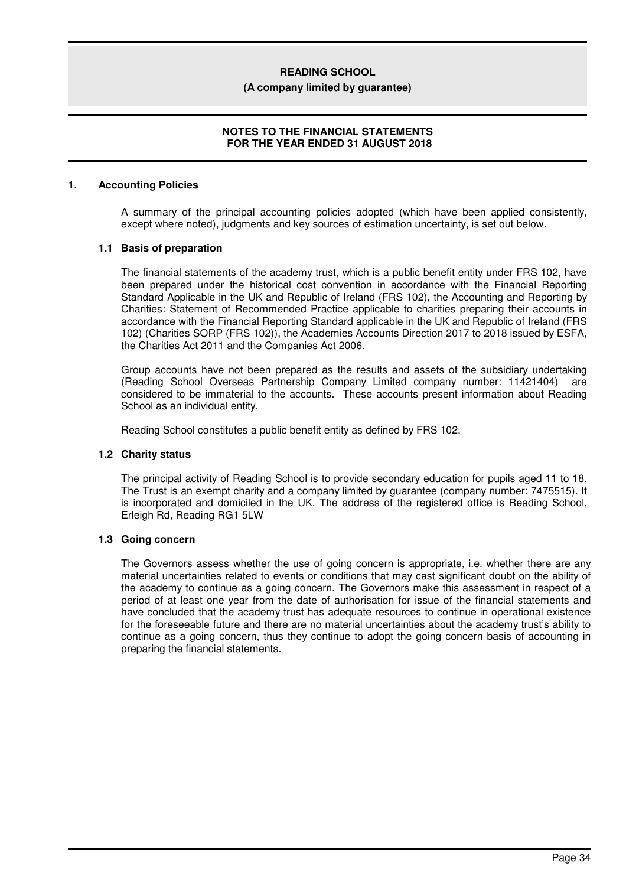# READING SCHOOL

**(A company limited by guarantee)**

**NOTES TO THE FINANCIAL STATEMENTS FOR THE YEAR ENDED 31 AUGUST 2018**

## 1. Accounting Policies

A summary of the principal accounting policies adopted (which have been applied consistently, except where noted), judgments and key sources of estimation uncertainty, is set out below.

### 1.1 Basis of preparation

The financial statements of the academy trust, which is a public benefit entity under FRS 102, have been prepared under the historical cost convention in accordance with the Financial Reporting Standard Applicable in the UK and Republic of Ireland (FRS 102), the Accounting and Reporting by Charities: Statement of Recommended Practice applicable to charities preparing their accounts in accordance with the Financial Reporting Standard applicable in the UK and Republic of Ireland (FRS 102) (Charities SORP (FRS 102)), the Academies Accounts Direction 2017 to 2018 issued by ESFA, the Charities Act 2011 and the Companies Act 2006.

Group accounts have not been prepared as the results and assets of the subsidiary undertaking (Reading School Overseas Partnership Company Limited company number: 11421404) are considered to be immaterial to the accounts. These accounts present information about Reading School as an individual entity.

Reading School constitutes a public benefit entity as defined by FRS 102.

### 1.2 Charity status

The principal activity of Reading School is to provide secondary education for pupils aged 11 to 18. The Trust is an exempt charity and a company limited by guarantee (company number: 7475515). It is incorporated and domiciled in the UK. The address of the registered office is Reading School, Erleigh Rd, Reading RG1 5LW

### 1.3 Going concern

The Governors assess whether the use of going concern is appropriate, i.e. whether there are any material uncertainties related to events or conditions that may cast significant doubt on the ability of the academy to continue as a going concern. The Governors make this assessment in respect of a period of at least one year from the date of authorisation for issue of the financial statements and have concluded that the academy trust has adequate resources to continue in operational existence for the foreseeable future and there are no material uncertainties about the academy trust's ability to continue as a going concern, thus they continue to adopt the going concern basis of accounting in preparing the financial statements.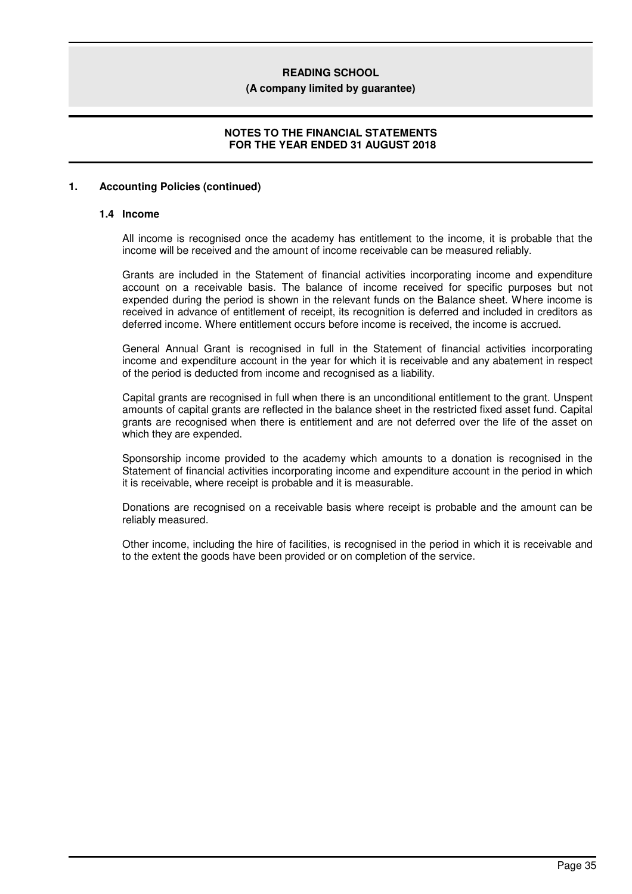## 1. Accounting Policies (continued)

### 1.4 Income

All income is recognised once the academy has entitlement to the income, it is probable that the income will be received and the amount of income receivable can be measured reliably.

Grants are included in the Statement of financial activities incorporating income and expenditure account on a receivable basis. The balance of income received for specific purposes but not expended during the period is shown in the relevant funds on the Balance sheet. Where income is received in advance of entitlement of receipt, its recognition is deferred and included in creditors as deferred income. Where entitlement occurs before income is received, the income is accrued.

General Annual Grant is recognised in full in the Statement of financial activities incorporating income and expenditure account in the year for which it is receivable and any abatement in respect of the period is deducted from income and recognised as a liability.

Capital grants are recognised in full when there is an unconditional entitlement to the grant. Unspent amounts of capital grants are reflected in the balance sheet in the restricted fixed asset fund. Capital grants are recognised when there is entitlement and are not deferred over the life of the asset on which they are expended.

Sponsorship income provided to the academy which amounts to a donation is recognised in the Statement of financial activities incorporating income and expenditure account in the period in which it is receivable, where receipt is probable and it is measurable.

Donations are recognised on a receivable basis where receipt is probable and the amount can be reliably measured.

Other income, including the hire of facilities, is recognised in the period in which it is receivable and to the extent the goods have been provided or on completion of the service.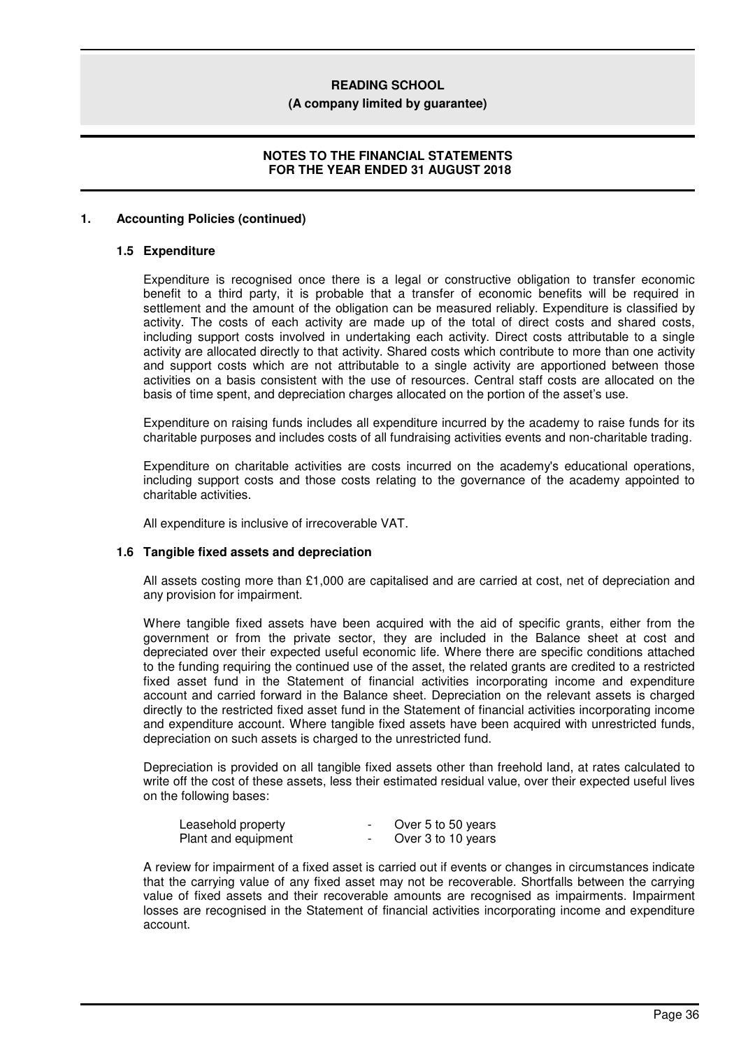## 1. Accounting Policies (continued)

### 1.5 Expenditure

Expenditure is recognised once there is a legal or constructive obligation to transfer economic benefit to a third party, it is probable that a transfer of economic benefits will be required in settlement and the amount of the obligation can be measured reliably. Expenditure is classified by activity. The costs of each activity are made up of the total of direct costs and shared costs, including support costs involved in undertaking each activity. Direct costs attributable to a single activity are allocated directly to that activity. Shared costs which contribute to more than one activity and support costs which are not attributable to a single activity are apportioned between those activities on a basis consistent with the use of resources. Central staff costs are allocated on the basis of time spent, and depreciation charges allocated on the portion of the asset's use.

Expenditure on raising funds includes all expenditure incurred by the academy to raise funds for its charitable purposes and includes costs of all fundraising activities events and non-charitable trading.

Expenditure on charitable activities are costs incurred on the academy's educational operations, including support costs and those costs relating to the governance of the academy appointed to charitable activities.

All expenditure is inclusive of irrecoverable VAT.

### 1.6 Tangible fixed assets and depreciation

All assets costing more than £1,000 are capitalised and are carried at cost, net of depreciation and any provision for impairment.

Where tangible fixed assets have been acquired with the aid of specific grants, either from the government or from the private sector, they are included in the Balance sheet at cost and depreciated over their expected useful economic life. Where there are specific conditions attached to the funding requiring the continued use of the asset, the related grants are credited to a restricted fixed asset fund in the Statement of financial activities incorporating income and expenditure account and carried forward in the Balance sheet. Depreciation on the relevant assets is charged directly to the restricted fixed asset fund in the Statement of financial activities incorporating income and expenditure account. Where tangible fixed assets have been acquired with unrestricted funds, depreciation on such assets is charged to the unrestricted fund.

Depreciation is provided on all tangible fixed assets other than freehold land, at rates calculated to write off the cost of these assets, less their estimated residual value, over their expected useful lives on the following bases:

| | | |
|---|---|---|
| Leasehold property | - | Over 5 to 50 years |
| Plant and equipment | - | Over 3 to 10 years |

A review for impairment of a fixed asset is carried out if events or changes in circumstances indicate that the carrying value of any fixed asset may not be recoverable. Shortfalls between the carrying value of fixed assets and their recoverable amounts are recognised as impairments. Impairment losses are recognised in the Statement of financial activities incorporating income and expenditure account.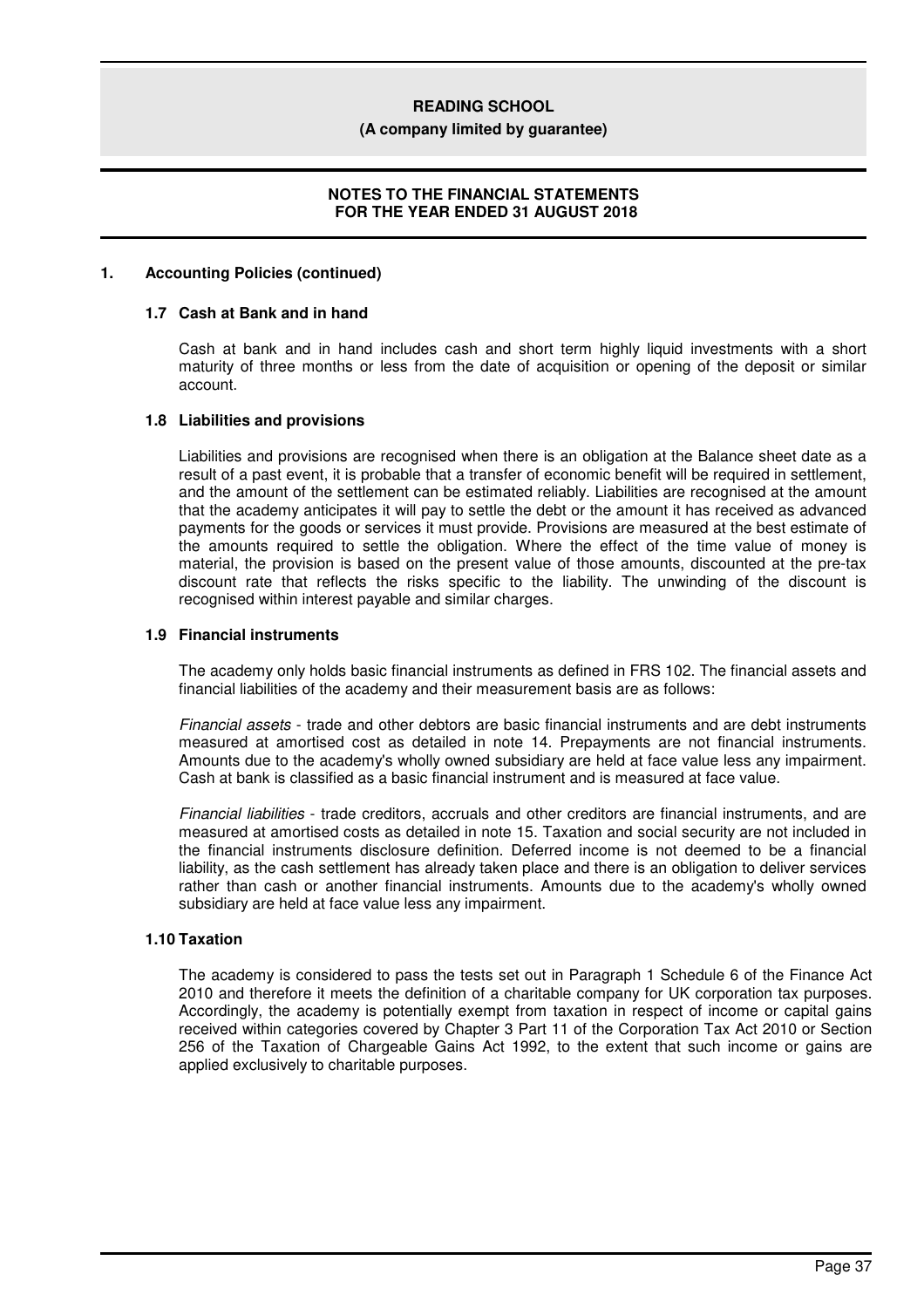# READING SCHOOL

**(A company limited by guarantee)**

**NOTES TO THE FINANCIAL STATEMENTS FOR THE YEAR ENDED 31 AUGUST 2018**

## 1. Accounting Policies (continued)

### 1.7 Cash at Bank and in hand

Cash at bank and in hand includes cash and short term highly liquid investments with a short maturity of three months or less from the date of acquisition or opening of the deposit or similar account.

### 1.8 Liabilities and provisions

Liabilities and provisions are recognised when there is an obligation at the Balance sheet date as a result of a past event, it is probable that a transfer of economic benefit will be required in settlement, and the amount of the settlement can be estimated reliably. Liabilities are recognised at the amount that the academy anticipates it will pay to settle the debt or the amount it has received as advanced payments for the goods or services it must provide. Provisions are measured at the best estimate of the amounts required to settle the obligation. Where the effect of the time value of money is material, the provision is based on the present value of those amounts, discounted at the pre-tax discount rate that reflects the risks specific to the liability. The unwinding of the discount is recognised within interest payable and similar charges.

### 1.9 Financial instruments

The academy only holds basic financial instruments as defined in FRS 102. The financial assets and financial liabilities of the academy and their measurement basis are as follows:

*Financial assets* - trade and other debtors are basic financial instruments and are debt instruments measured at amortised cost as detailed in note 14. Prepayments are not financial instruments. Amounts due to the academy's wholly owned subsidiary are held at face value less any impairment. Cash at bank is classified as a basic financial instrument and is measured at face value.

*Financial liabilities* - trade creditors, accruals and other creditors are financial instruments, and are measured at amortised costs as detailed in note 15. Taxation and social security are not included in the financial instruments disclosure definition. Deferred income is not deemed to be a financial liability, as the cash settlement has already taken place and there is an obligation to deliver services rather than cash or another financial instruments. Amounts due to the academy's wholly owned subsidiary are held at face value less any impairment.

### 1.10 Taxation

The academy is considered to pass the tests set out in Paragraph 1 Schedule 6 of the Finance Act 2010 and therefore it meets the definition of a charitable company for UK corporation tax purposes. Accordingly, the academy is potentially exempt from taxation in respect of income or capital gains received within categories covered by Chapter 3 Part 11 of the Corporation Tax Act 2010 or Section 256 of the Taxation of Chargeable Gains Act 1992, to the extent that such income or gains are applied exclusively to charitable purposes.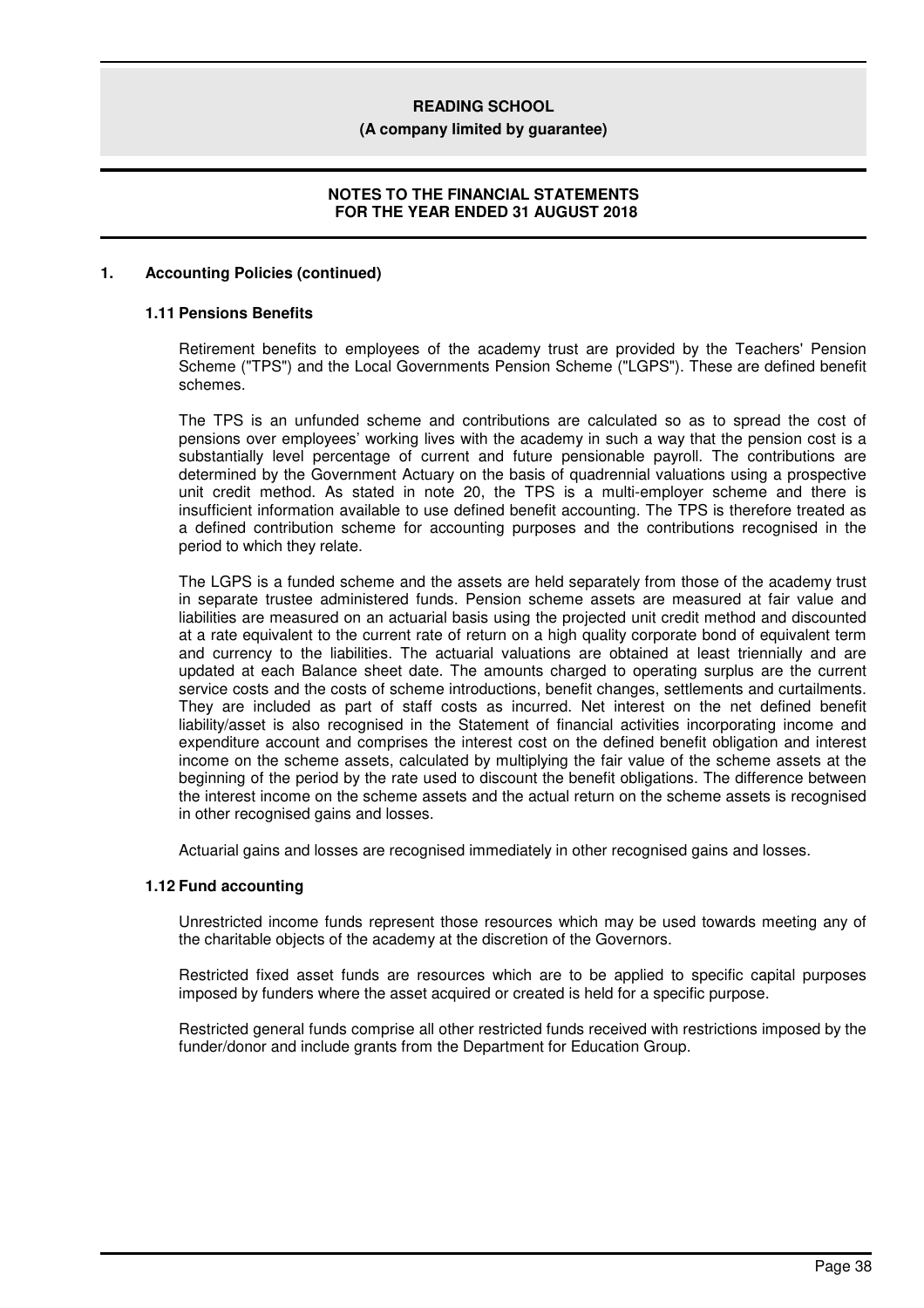## 1. Accounting Policies (continued)

### 1.11 Pensions Benefits

Retirement benefits to employees of the academy trust are provided by the Teachers' Pension Scheme ("TPS") and the Local Governments Pension Scheme ("LGPS"). These are defined benefit schemes.

The TPS is an unfunded scheme and contributions are calculated so as to spread the cost of pensions over employees' working lives with the academy in such a way that the pension cost is a substantially level percentage of current and future pensionable payroll. The contributions are determined by the Government Actuary on the basis of quadrennial valuations using a prospective unit credit method. As stated in note 20, the TPS is a multi-employer scheme and there is insufficient information available to use defined benefit accounting. The TPS is therefore treated as a defined contribution scheme for accounting purposes and the contributions recognised in the period to which they relate.

The LGPS is a funded scheme and the assets are held separately from those of the academy trust in separate trustee administered funds. Pension scheme assets are measured at fair value and liabilities are measured on an actuarial basis using the projected unit credit method and discounted at a rate equivalent to the current rate of return on a high quality corporate bond of equivalent term and currency to the liabilities. The actuarial valuations are obtained at least triennially and are updated at each Balance sheet date. The amounts charged to operating surplus are the current service costs and the costs of scheme introductions, benefit changes, settlements and curtailments. They are included as part of staff costs as incurred. Net interest on the net defined benefit liability/asset is also recognised in the Statement of financial activities incorporating income and expenditure account and comprises the interest cost on the defined benefit obligation and interest income on the scheme assets, calculated by multiplying the fair value of the scheme assets at the beginning of the period by the rate used to discount the benefit obligations. The difference between the interest income on the scheme assets and the actual return on the scheme assets is recognised in other recognised gains and losses.

Actuarial gains and losses are recognised immediately in other recognised gains and losses.

### 1.12 Fund accounting

Unrestricted income funds represent those resources which may be used towards meeting any of the charitable objects of the academy at the discretion of the Governors.

Restricted fixed asset funds are resources which are to be applied to specific capital purposes imposed by funders where the asset acquired or created is held for a specific purpose.

Restricted general funds comprise all other restricted funds received with restrictions imposed by the funder/donor and include grants from the Department for Education Group.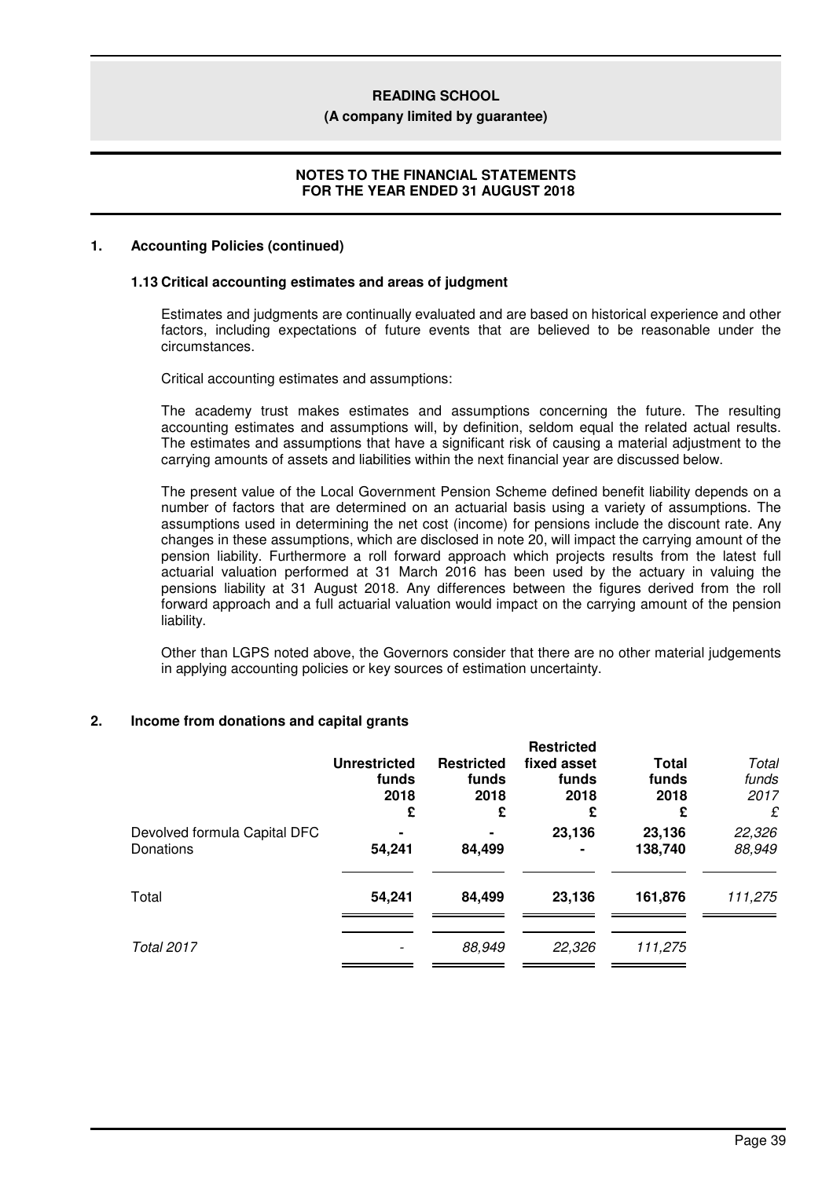## 1. Accounting Policies (continued)

### 1.13 Critical accounting estimates and areas of judgment

Estimates and judgments are continually evaluated and are based on historical experience and other factors, including expectations of future events that are believed to be reasonable under the circumstances.

Critical accounting estimates and assumptions:

The academy trust makes estimates and assumptions concerning the future. The resulting accounting estimates and assumptions will, by definition, seldom equal the related actual results. The estimates and assumptions that have a significant risk of causing a material adjustment to the carrying amounts of assets and liabilities within the next financial year are discussed below.

The present value of the Local Government Pension Scheme defined benefit liability depends on a number of factors that are determined on an actuarial basis using a variety of assumptions. The assumptions used in determining the net cost (income) for pensions include the discount rate. Any changes in these assumptions, which are disclosed in note 20, will impact the carrying amount of the pension liability. Furthermore a roll forward approach which projects results from the latest full actuarial valuation performed at 31 March 2016 has been used by the actuary in valuing the pensions liability at 31 August 2018. Any differences between the figures derived from the roll forward approach and a full actuarial valuation would impact on the carrying amount of the pension liability.

Other than LGPS noted above, the Governors consider that there are no other material judgements in applying accounting policies or key sources of estimation uncertainty.

## 2. Income from donations and capital grants

| | Unrestricted funds 2018 £ | Restricted funds 2018 £ | Restricted fixed asset funds 2018 £ | Total funds 2018 £ | *Total funds 2017 £* |
|---|---|---|---|---|---|
| Devolved formula Capital DFC | - | - | 23,136 | 23,136 | *22,326* |
| Donations | 54,241 | 84,499 | - | 138,740 | *88,949* |
| Total | **54,241** | **84,499** | **23,136** | **161,876** | *111,275* |
| *Total 2017* | - | *88,949* | *22,326* | *111,275* | |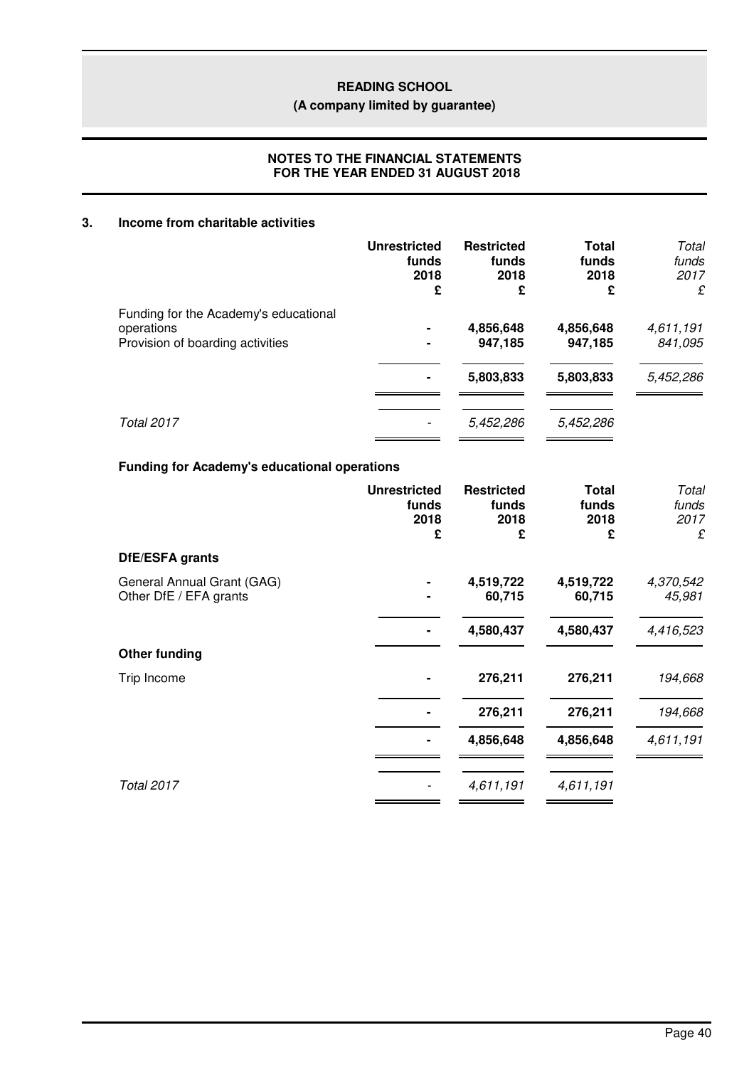## 3. Income from charitable activities

| | Unrestricted funds 2018 £ | Restricted funds 2018 £ | Total funds 2018 £ | *Total funds 2017 £* |
|---|---|---|---|---|
| Funding for the Academy's educational operations | - | 4,856,648 | 4,856,648 | *4,611,191* |
| Provision of boarding activities | - | 947,185 | 947,185 | *841,095* |
| | - | 5,803,833 | 5,803,833 | *5,452,286* |
| *Total 2017* | *-* | *5,452,286* | *5,452,286* | |

### Funding for Academy's educational operations

| | Unrestricted funds 2018 £ | Restricted funds 2018 £ | Total funds 2018 £ | *Total funds 2017 £* |
|---|---|---|---|---|
| **DfE/ESFA grants** | | | | |
| General Annual Grant (GAG) | - | 4,519,722 | 4,519,722 | *4,370,542* |
| Other DfE / EFA grants | - | 60,715 | 60,715 | *45,981* |
| | - | 4,580,437 | 4,580,437 | *4,416,523* |
| **Other funding** | | | | |
| Trip Income | - | 276,211 | 276,211 | *194,668* |
| | - | 276,211 | 276,211 | *194,668* |
| | - | 4,856,648 | 4,856,648 | *4,611,191* |
| *Total 2017* | *-* | *4,611,191* | *4,611,191* | |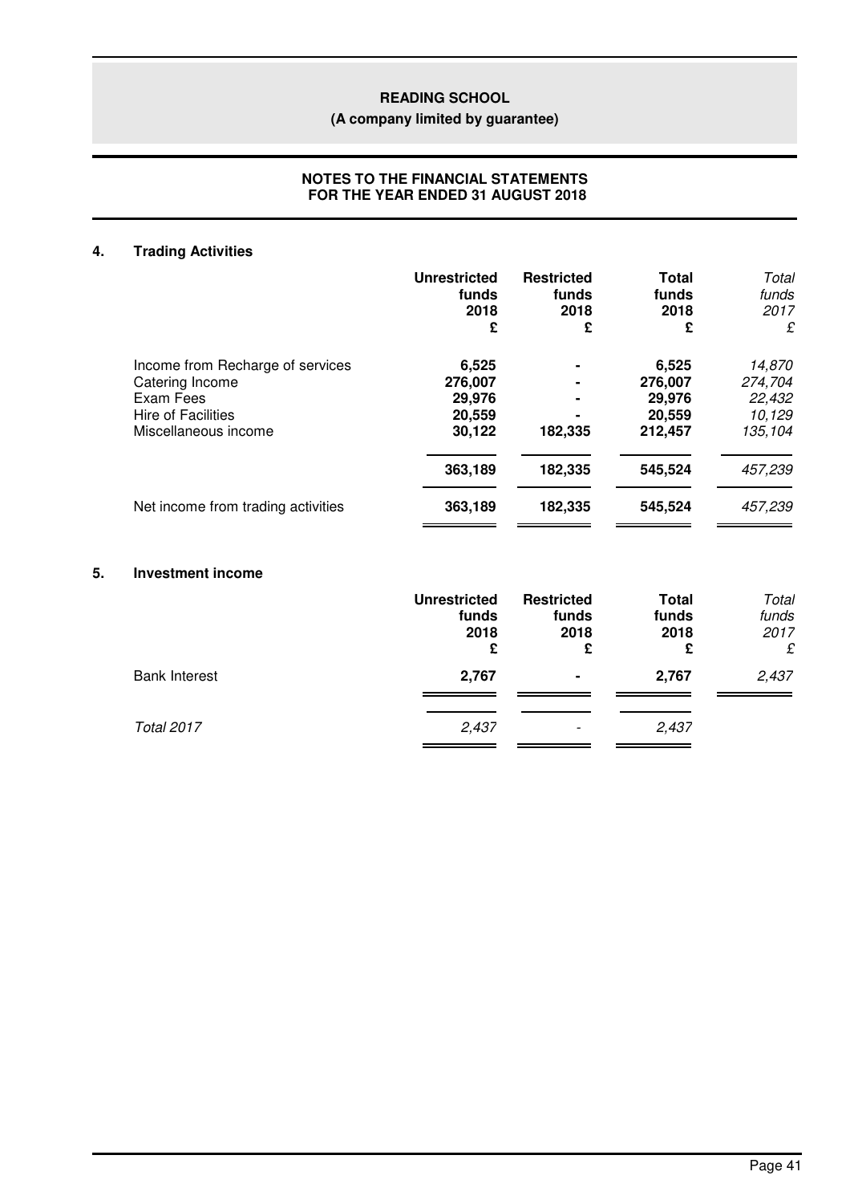**READING SCHOOL**

**(A company limited by guarantee)**

**NOTES TO THE FINANCIAL STATEMENTS**
**FOR THE YEAR ENDED 31 AUGUST 2018**

## 4. Trading Activities

| | **Unrestricted funds 2018 £** | **Restricted funds 2018 £** | **Total funds 2018 £** | *Total funds 2017 £* |
|---|---|---|---|---|
| Income from Recharge of services | **6,525** | **-** | **6,525** | *14,870* |
| Catering Income | **276,007** | **-** | **276,007** | *274,704* |
| Exam Fees | **29,976** | **-** | **29,976** | *22,432* |
| Hire of Facilities | **20,559** | **-** | **20,559** | *10,129* |
| Miscellaneous income | **30,122** | **182,335** | **212,457** | *135,104* |
| | **363,189** | **182,335** | **545,524** | *457,239* |
| Net income from trading activities | **363,189** | **182,335** | **545,524** | *457,239* |

## 5. Investment income

| | **Unrestricted funds 2018 £** | **Restricted funds 2018 £** | **Total funds 2018 £** | *Total funds 2017 £* |
|---|---|---|---|---|
| Bank Interest | **2,767** | **-** | **2,767** | *2,437* |
| *Total 2017* | *2,437* | *-* | *2,437* | |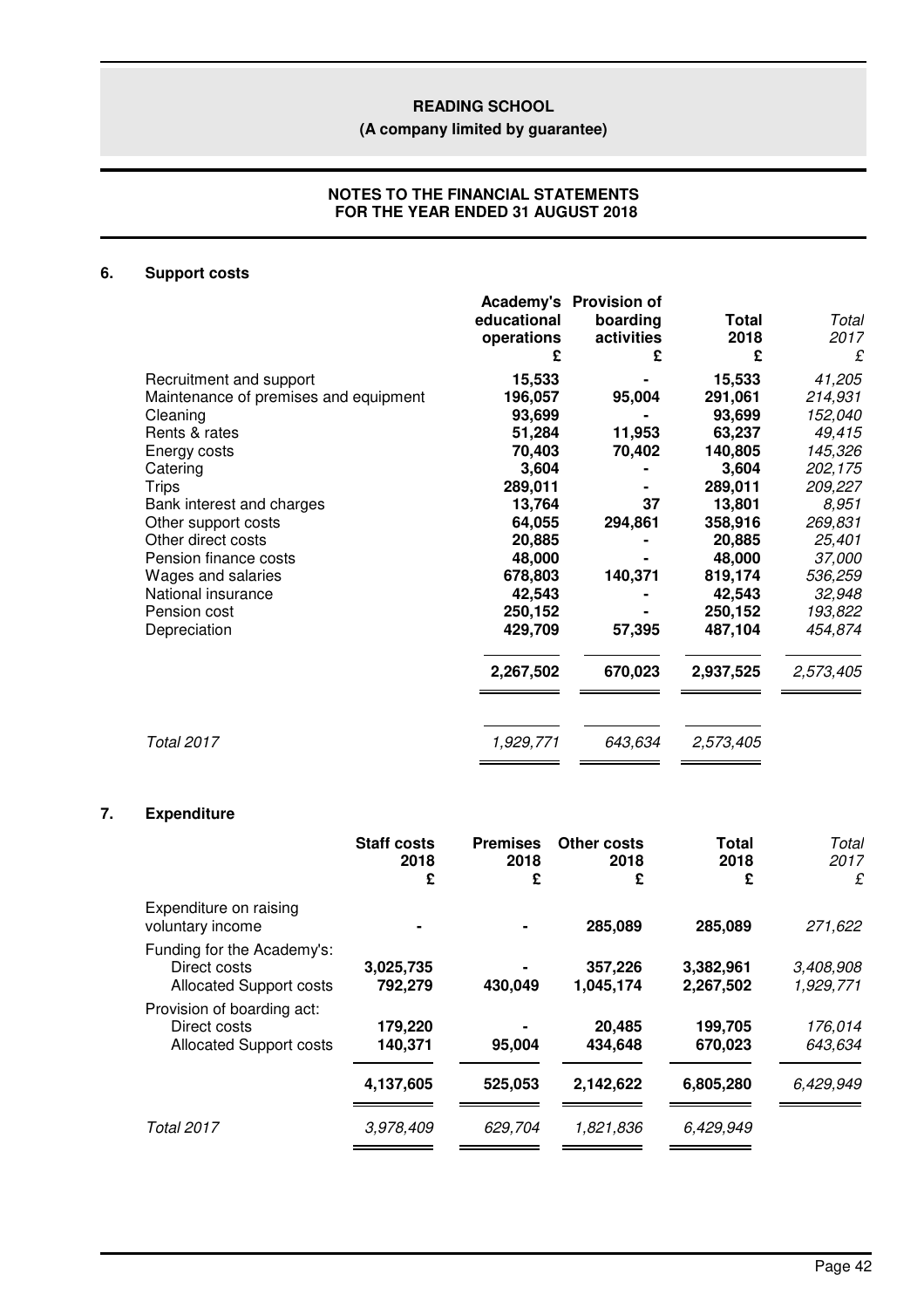**READING SCHOOL**

**(A company limited by guarantee)**

**NOTES TO THE FINANCIAL STATEMENTS**
**FOR THE YEAR ENDED 31 AUGUST 2018**

## 6. Support costs

| | Academy's educational operations £ | Provision of boarding activities £ | Total 2018 £ | *Total 2017 £* |
|---|---|---|---|---|
| Recruitment and support | 15,533 | - | 15,533 | *41,205* |
| Maintenance of premises and equipment | 196,057 | 95,004 | 291,061 | *214,931* |
| Cleaning | 93,699 | - | 93,699 | *152,040* |
| Rents & rates | 51,284 | 11,953 | 63,237 | *49,415* |
| Energy costs | 70,403 | 70,402 | 140,805 | *145,326* |
| Catering | 3,604 | - | 3,604 | *202,175* |
| Trips | 289,011 | - | 289,011 | *209,227* |
| Bank interest and charges | 13,764 | 37 | 13,801 | *8,951* |
| Other support costs | 64,055 | 294,861 | 358,916 | *269,831* |
| Other direct costs | 20,885 | - | 20,885 | *25,401* |
| Pension finance costs | 48,000 | - | 48,000 | *37,000* |
| Wages and salaries | 678,803 | 140,371 | 819,174 | *536,259* |
| National insurance | 42,543 | - | 42,543 | *32,948* |
| Pension cost | 250,152 | - | 250,152 | *193,822* |
| Depreciation | 429,709 | 57,395 | 487,104 | *454,874* |
| | **2,267,502** | **670,023** | **2,937,525** | *2,573,405* |
| *Total 2017* | *1,929,771* | *643,634* | *2,573,405* | |

## 7. Expenditure

| | Staff costs 2018 £ | Premises 2018 £ | Other costs 2018 £ | Total 2018 £ | *Total 2017 £* |
|---|---|---|---|---|---|
| Expenditure on raising voluntary income | - | - | 285,089 | 285,089 | *271,622* |
| Funding for the Academy's: | | | | | |
| Direct costs | 3,025,735 | - | 357,226 | 3,382,961 | *3,408,908* |
| Allocated Support costs | 792,279 | 430,049 | 1,045,174 | 2,267,502 | *1,929,771* |
| Provision of boarding act: | | | | | |
| Direct costs | 179,220 | - | 20,485 | 199,705 | *176,014* |
| Allocated Support costs | 140,371 | 95,004 | 434,648 | 670,023 | *643,634* |
| | **4,137,605** | **525,053** | **2,142,622** | **6,805,280** | *6,429,949* |
| *Total 2017* | *3,978,409* | *629,704* | *1,821,836* | *6,429,949* | |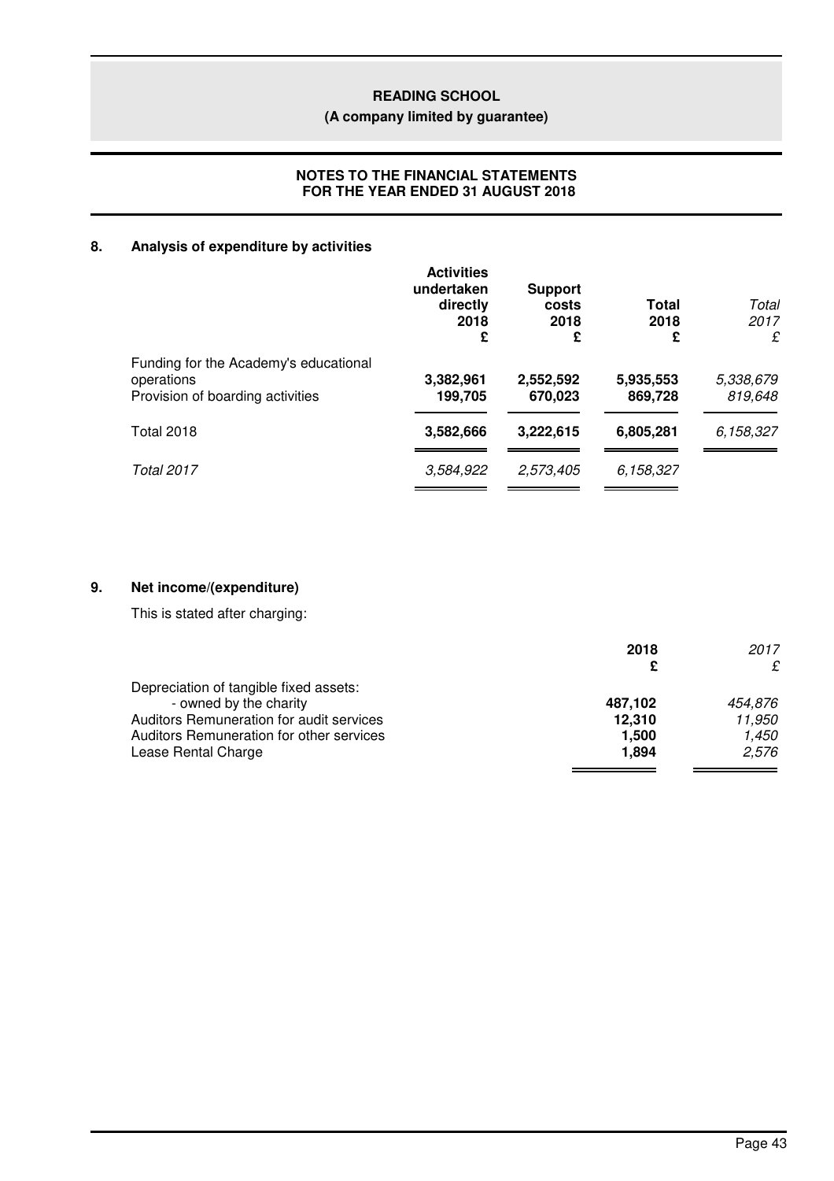## 8. Analysis of expenditure by activities

| | Activities undertaken directly 2018 £ | Support costs 2018 £ | Total 2018 £ | *Total 2017 £* |
|---|---|---|---|---|
| Funding for the Academy's educational operations | **3,382,961** | **2,552,592** | **5,935,553** | *5,338,679* |
| Provision of boarding activities | **199,705** | **670,023** | **869,728** | *819,648* |
| Total 2018 | **3,582,666** | **3,222,615** | **6,805,281** | *6,158,327* |
| *Total 2017* | *3,584,922* | *2,573,405* | *6,158,327* | |

## 9. Net income/(expenditure)

This is stated after charging:

| | 2018 £ | *2017 £* |
|---|---|---|
| Depreciation of tangible fixed assets: | | |
| - owned by the charity | **487,102** | *454,876* |
| Auditors Remuneration for audit services | **12,310** | *11,950* |
| Auditors Remuneration for other services | **1,500** | *1,450* |
| Lease Rental Charge | **1,894** | *2,576* |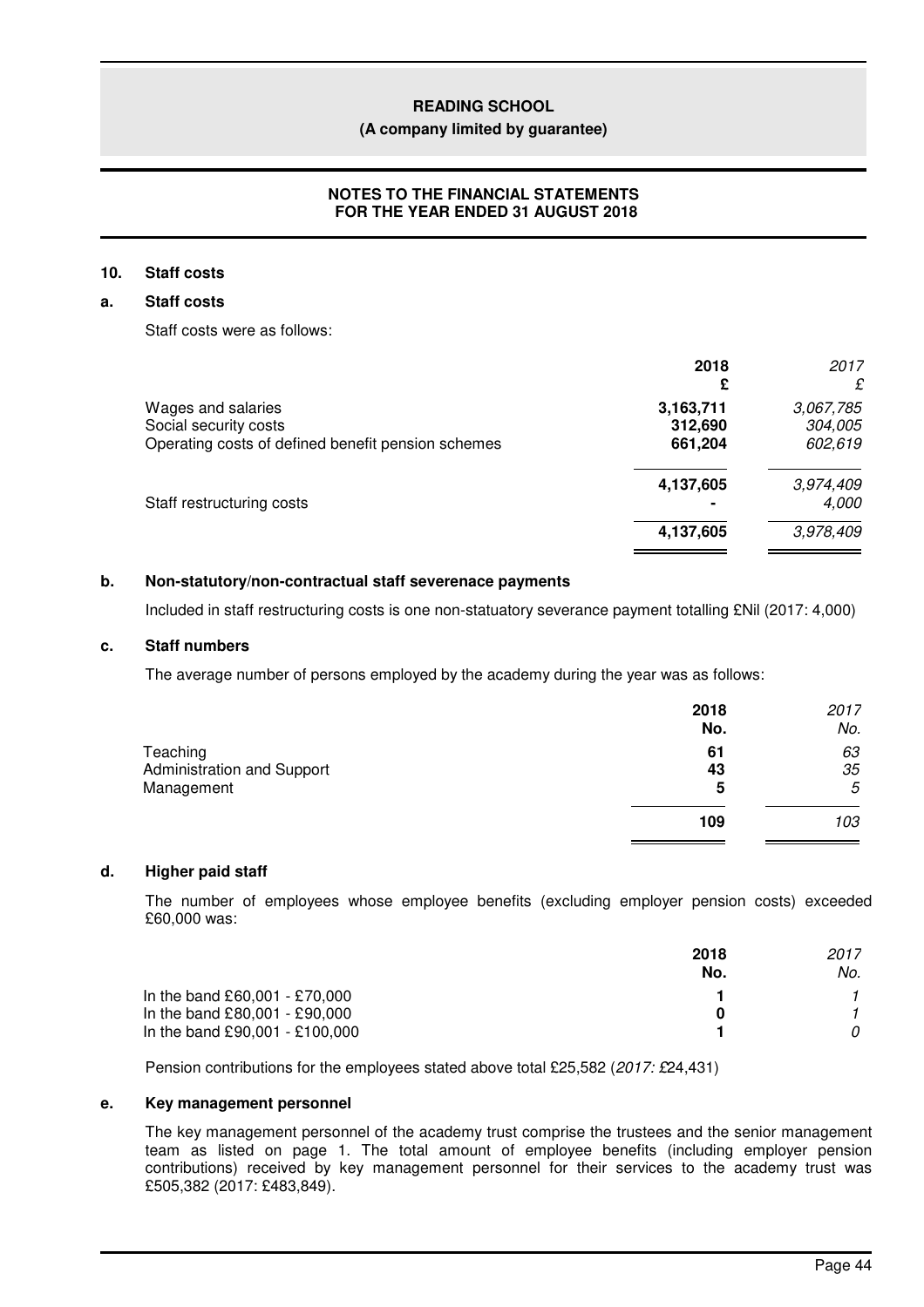**READING SCHOOL**

**(A company limited by guarantee)**

**NOTES TO THE FINANCIAL STATEMENTS FOR THE YEAR ENDED 31 AUGUST 2018**

## 10. Staff costs

### a. Staff costs

Staff costs were as follows:

| | **2018** **£** | *2017* *£* |
|---|---|---|
| Wages and salaries | **3,163,711** | *3,067,785* |
| Social security costs | **312,690** | *304,005* |
| Operating costs of defined benefit pension schemes | **661,204** | *602,619* |
| | **4,137,605** | *3,974,409* |
| Staff restructuring costs | **-** | *4,000* |
| | **4,137,605** | *3,978,409* |

### b. Non-statutory/non-contractual staff severenace payments

Included in staff restructuring costs is one non-statuatory severance payment totalling £Nil (2017: 4,000)

### c. Staff numbers

The average number of persons employed by the academy during the year was as follows:

| | **2018** **No.** | *2017* *No.* |
|---|---|---|
| Teaching | **61** | *63* |
| Administration and Support | **43** | *35* |
| Management | **5** | *5* |
| | **109** | *103* |

### d. Higher paid staff

The number of employees whose employee benefits (excluding employer pension costs) exceeded £60,000 was:

| | **2018** **No.** | *2017* *No.* |
|---|---|---|
| In the band £60,001 - £70,000 | **1** | *1* |
| In the band £80,001 - £90,000 | **0** | *1* |
| In the band £90,001 - £100,000 | **1** | *0* |

Pension contributions for the employees stated above total £25,582 (*2017:* £24,431)

### e. Key management personnel

The key management personnel of the academy trust comprise the trustees and the senior management team as listed on page 1. The total amount of employee benefits (including employer pension contributions) received by key management personnel for their services to the academy trust was £505,382 (2017: £483,849).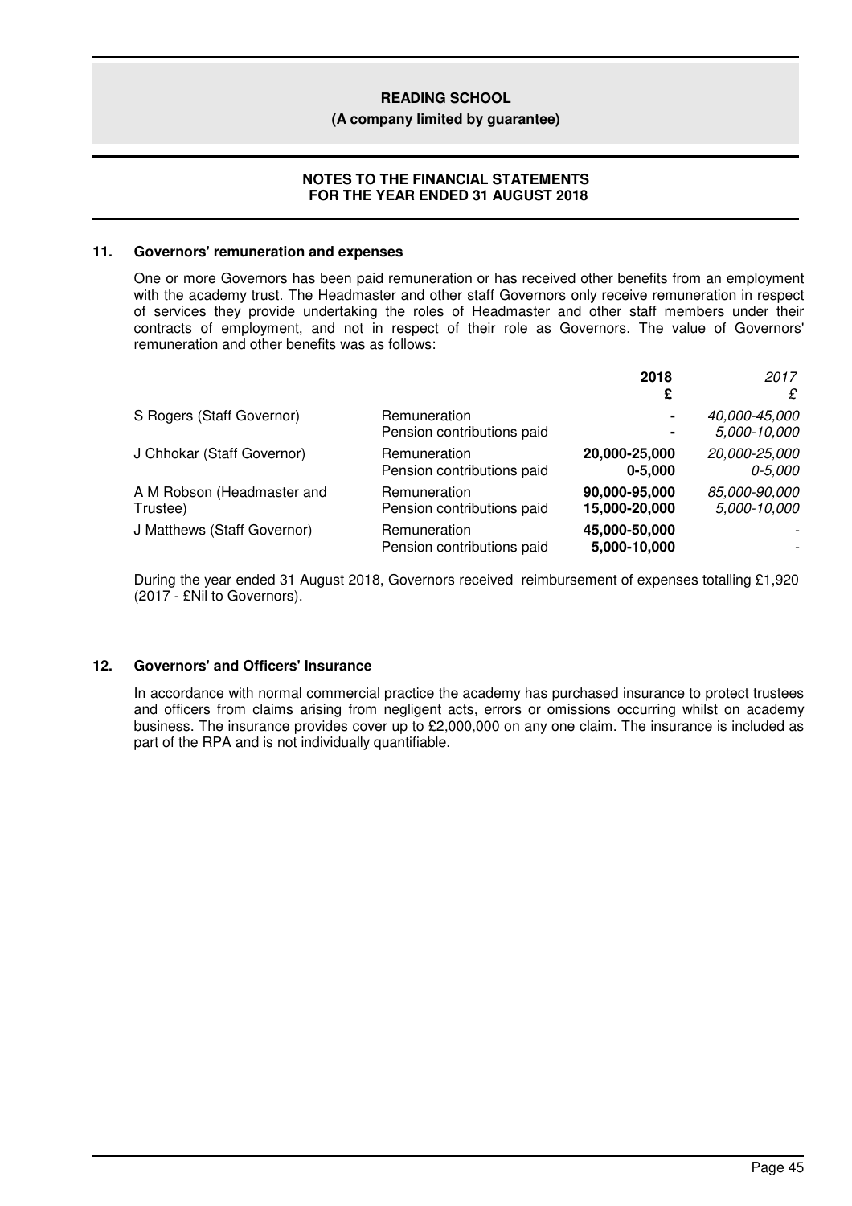**READING SCHOOL**

**(A company limited by guarantee)**

**NOTES TO THE FINANCIAL STATEMENTS FOR THE YEAR ENDED 31 AUGUST 2018**

## 11. Governors' remuneration and expenses

One or more Governors has been paid remuneration or has received other benefits from an employment with the academy trust. The Headmaster and other staff Governors only receive remuneration in respect of services they provide undertaking the roles of Headmaster and other staff members under their contracts of employment, and not in respect of their role as Governors. The value of Governors' remuneration and other benefits was as follows:

| | | **2018** **£** | *2017* *£* |
|---|---|---|---|
| S Rogers (Staff Governor) | Remuneration | **-** | *40,000-45,000* |
| | Pension contributions paid | **-** | *5,000-10,000* |
| J Chhokar (Staff Governor) | Remuneration | **20,000-25,000** | *20,000-25,000* |
| | Pension contributions paid | **0-5,000** | *0-5,000* |
| A M Robson (Headmaster and Trustee) | Remuneration | **90,000-95,000** | *85,000-90,000* |
| | Pension contributions paid | **15,000-20,000** | *5,000-10,000* |
| J Matthews (Staff Governor) | Remuneration | **45,000-50,000** | - |
| | Pension contributions paid | **5,000-10,000** | - |

During the year ended 31 August 2018, Governors received reimbursement of expenses totalling £1,920 (2017 - £Nil to Governors).

## 12. Governors' and Officers' Insurance

In accordance with normal commercial practice the academy has purchased insurance to protect trustees and officers from claims arising from negligent acts, errors or omissions occurring whilst on academy business. The insurance provides cover up to £2,000,000 on any one claim. The insurance is included as part of the RPA and is not individually quantifiable.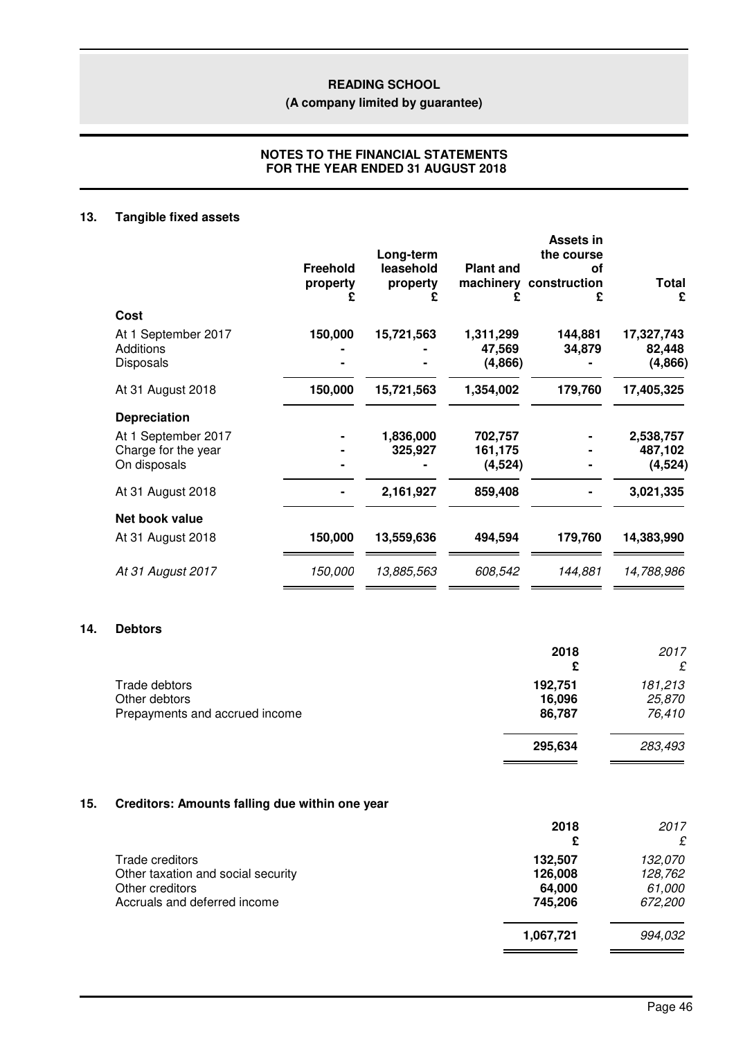## 13. Tangible fixed assets

| | Freehold property £ | Long-term leasehold property £ | Plant and machinery £ | Assets in the course of construction £ | Total £ |
|---|---|---|---|---|---|
| **Cost** | | | | | |
| At 1 September 2017 | **150,000** | **15,721,563** | **1,311,299** | **144,881** | **17,327,743** |
| Additions | **-** | **-** | **47,569** | **34,879** | **82,448** |
| Disposals | **-** | **-** | **(4,866)** | **-** | **(4,866)** |
| At 31 August 2018 | **150,000** | **15,721,563** | **1,354,002** | **179,760** | **17,405,325** |
| **Depreciation** | | | | | |
| At 1 September 2017 | **-** | **1,836,000** | **702,757** | **-** | **2,538,757** |
| Charge for the year | **-** | **325,927** | **161,175** | **-** | **487,102** |
| On disposals | **-** | **-** | **(4,524)** | **-** | **(4,524)** |
| At 31 August 2018 | **-** | **2,161,927** | **859,408** | **-** | **3,021,335** |
| **Net book value** | | | | | |
| At 31 August 2018 | **150,000** | **13,559,636** | **494,594** | **179,760** | **14,383,990** |
| *At 31 August 2017* | *150,000* | *13,885,563* | *608,542* | *144,881* | *14,788,986* |

## 14. Debtors

| | 2018 £ | *2017 £* |
|---|---|---|
| Trade debtors | **192,751** | *181,213* |
| Other debtors | **16,096** | *25,870* |
| Prepayments and accrued income | **86,787** | *76,410* |
| | **295,634** | *283,493* |

## 15. Creditors: Amounts falling due within one year

| | 2018 £ | *2017 £* |
|---|---|---|
| Trade creditors | **132,507** | *132,070* |
| Other taxation and social security | **126,008** | *128,762* |
| Other creditors | **64,000** | *61,000* |
| Accruals and deferred income | **745,206** | *672,200* |
| | **1,067,721** | *994,032* |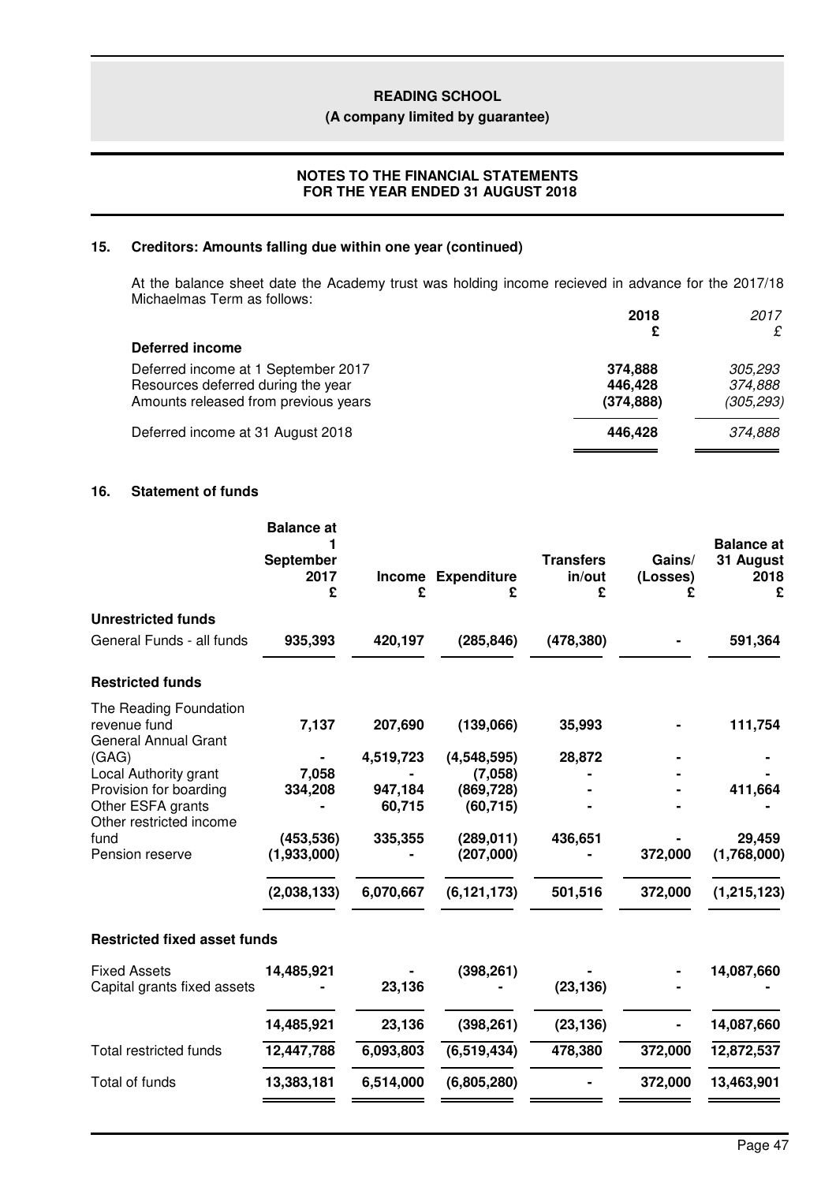## 15. Creditors: Amounts falling due within one year (continued)

At the balance sheet date the Academy trust was holding income recieved in advance for the 2017/18 Michaelmas Term as follows:

| | 2018<br>£ | *2017*<br>*£* |
|---|---|---|
| **Deferred income** | | |
| Deferred income at 1 September 2017 | **374,888** | *305,293* |
| Resources deferred during the year | **446,428** | *374,888* |
| Amounts released from previous years | **(374,888)** | *(305,293)* |
| Deferred income at 31 August 2018 | **446,428** | *374,888* |

## 16. Statement of funds

| | Balance at 1 September 2017<br>£ | Income<br>£ | Expenditure<br>£ | Transfers in/out<br>£ | Gains/ (Losses)<br>£ | Balance at 31 August 2018<br>£ |
|---|---|---|---|---|---|---|
| **Unrestricted funds** | | | | | | |
| General Funds - all funds | **935,393** | **420,197** | **(285,846)** | **(478,380)** | **-** | **591,364** |
| **Restricted funds** | | | | | | |
| The Reading Foundation revenue fund | **7,137** | **207,690** | **(139,066)** | **35,993** | **-** | **111,754** |
| General Annual Grant (GAG) | **-** | **4,519,723** | **(4,548,595)** | **28,872** | **-** | **-** |
| Local Authority grant | **7,058** | **-** | **(7,058)** | **-** | **-** | **-** |
| Provision for boarding | **334,208** | **947,184** | **(869,728)** | **-** | **-** | **411,664** |
| Other ESFA grants | **-** | **60,715** | **(60,715)** | **-** | **-** | **-** |
| Other restricted income fund | **(453,536)** | **335,355** | **(289,011)** | **436,651** | **-** | **29,459** |
| Pension reserve | **(1,933,000)** | **-** | **(207,000)** | **-** | **372,000** | **(1,768,000)** |
| | **(2,038,133)** | **6,070,667** | **(6,121,173)** | **501,516** | **372,000** | **(1,215,123)** |
| **Restricted fixed asset funds** | | | | | | |
| Fixed Assets | **14,485,921** | **-** | **(398,261)** | **-** | **-** | **14,087,660** |
| Capital grants fixed assets | **-** | **23,136** | **-** | **(23,136)** | **-** | **-** |
| | **14,485,921** | **23,136** | **(398,261)** | **(23,136)** | **-** | **14,087,660** |
| Total restricted funds | **12,447,788** | **6,093,803** | **(6,519,434)** | **478,380** | **372,000** | **12,872,537** |
| Total of funds | **13,383,181** | **6,514,000** | **(6,805,280)** | **-** | **372,000** | **13,463,901** |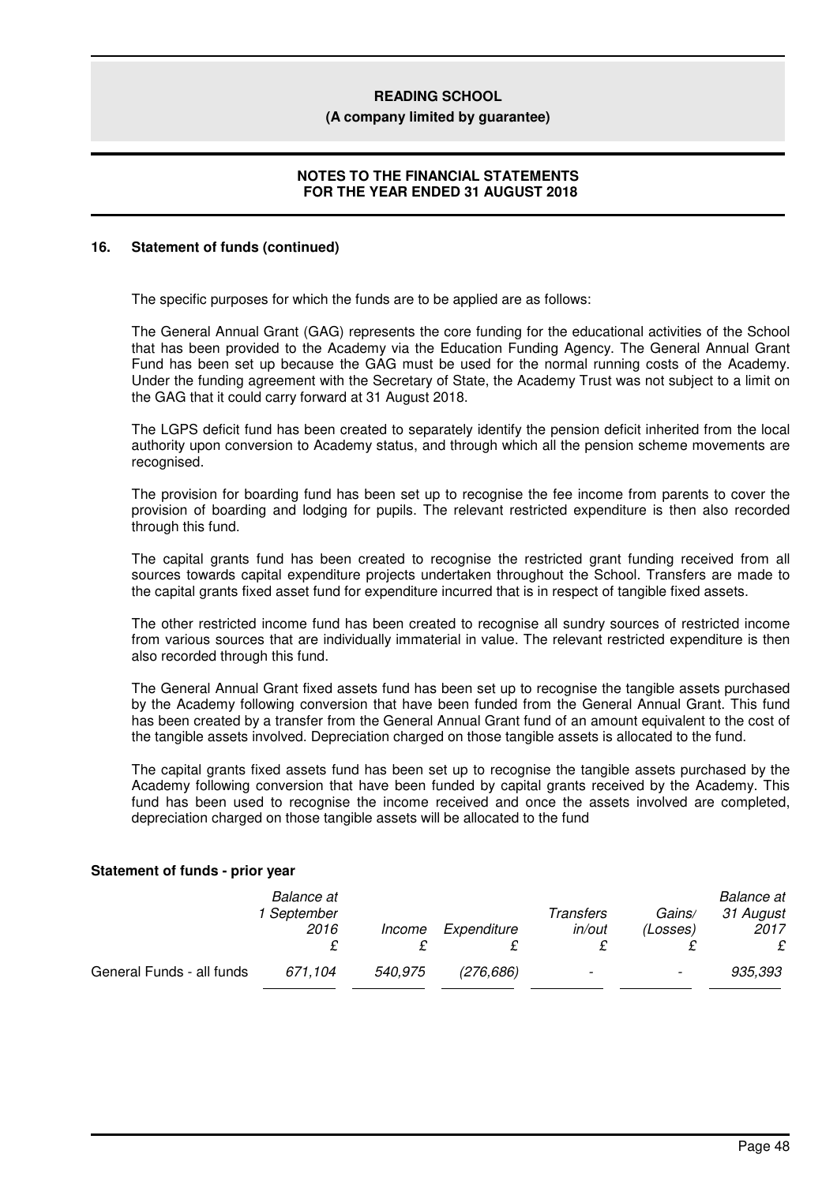## 16. Statement of funds (continued)

The specific purposes for which the funds are to be applied are as follows:

The General Annual Grant (GAG) represents the core funding for the educational activities of the School that has been provided to the Academy via the Education Funding Agency. The General Annual Grant Fund has been set up because the GAG must be used for the normal running costs of the Academy. Under the funding agreement with the Secretary of State, the Academy Trust was not subject to a limit on the GAG that it could carry forward at 31 August 2018.

The LGPS deficit fund has been created to separately identify the pension deficit inherited from the local authority upon conversion to Academy status, and through which all the pension scheme movements are recognised.

The provision for boarding fund has been set up to recognise the fee income from parents to cover the provision of boarding and lodging for pupils. The relevant restricted expenditure is then also recorded through this fund.

The capital grants fund has been created to recognise the restricted grant funding received from all sources towards capital expenditure projects undertaken throughout the School. Transfers are made to the capital grants fixed asset fund for expenditure incurred that is in respect of tangible fixed assets.

The other restricted income fund has been created to recognise all sundry sources of restricted income from various sources that are individually immaterial in value. The relevant restricted expenditure is then also recorded through this fund.

The General Annual Grant fixed assets fund has been set up to recognise the tangible assets purchased by the Academy following conversion that have been funded from the General Annual Grant. This fund has been created by a transfer from the General Annual Grant fund of an amount equivalent to the cost of the tangible assets involved. Depreciation charged on those tangible assets is allocated to the fund.

The capital grants fixed assets fund has been set up to recognise the tangible assets purchased by the Academy following conversion that have been funded by capital grants received by the Academy. This fund has been used to recognise the income received and once the assets involved are completed, depreciation charged on those tangible assets will be allocated to the fund

**Statement of funds - prior year**

| | *Balance at 1 September 2016* £ | *Income* £ | *Expenditure* £ | *Transfers in/out* £ | *Gains/ (Losses)* £ | *Balance at 31 August 2017* £ |
|---|---|---|---|---|---|---|
| General Funds - all funds | *671,104* | *540,975* | *(276,686)* | - | - | *935,393* |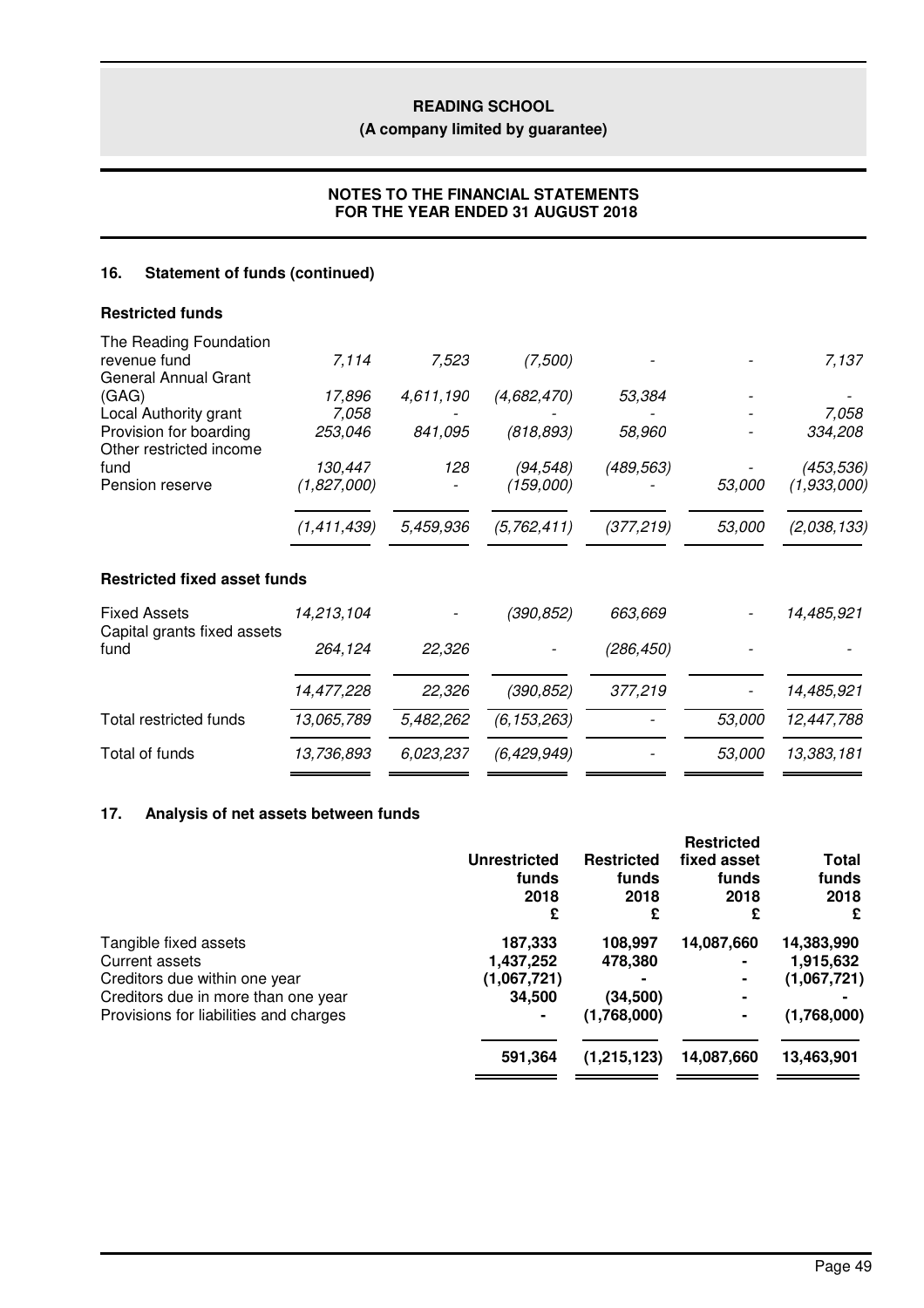## 16. Statement of funds (continued)

### Restricted funds

| | | | | | | |
|---|---|---|---|---|---|---|
| The Reading Foundation revenue fund | *7,114* | *7,523* | *(7,500)* | *-* | *-* | *7,137* |
| General Annual Grant (GAG) | *17,896* | *4,611,190* | *(4,682,470)* | *53,384* | *-* | *-* |
| Local Authority grant | *7,058* | *-* | *-* | *-* | *-* | *7,058* |
| Provision for boarding | *253,046* | *841,095* | *(818,893)* | *58,960* | *-* | *334,208* |
| Other restricted income fund | *130,447* | *128* | *(94,548)* | *(489,563)* | *-* | *(453,536)* |
| Pension reserve | *(1,827,000)* | *-* | *(159,000)* | *-* | *53,000* | *(1,933,000)* |
| | *(1,411,439)* | *5,459,936* | *(5,762,411)* | *(377,219)* | *53,000* | *(2,038,133)* |

### Restricted fixed asset funds

| | | | | | | |
|---|---|---|---|---|---|---|
| Fixed Assets | *14,213,104* | *-* | *(390,852)* | *663,669* | *-* | *14,485,921* |
| Capital grants fixed assets fund | *264,124* | *22,326* | *-* | *(286,450)* | *-* | *-* |
| | *14,477,228* | *22,326* | *(390,852)* | *377,219* | *-* | *14,485,921* |
| Total restricted funds | *13,065,789* | *5,482,262* | *(6,153,263)* | *-* | *53,000* | *12,447,788* |
| Total of funds | *13,736,893* | *6,023,237* | *(6,429,949)* | *-* | *53,000* | *13,383,181* |

## 17. Analysis of net assets between funds

| | Unrestricted funds 2018 £ | Restricted funds 2018 £ | Restricted fixed asset funds 2018 £ | Total funds 2018 £ |
|---|---|---|---|---|
| Tangible fixed assets | **187,333** | **108,997** | **14,087,660** | **14,383,990** |
| Current assets | **1,437,252** | **478,380** | **-** | **1,915,632** |
| Creditors due within one year | **(1,067,721)** | **-** | **-** | **(1,067,721)** |
| Creditors due in more than one year | **34,500** | **(34,500)** | **-** | **-** |
| Provisions for liabilities and charges | **-** | **(1,768,000)** | **-** | **(1,768,000)** |
| | **591,364** | **(1,215,123)** | **14,087,660** | **13,463,901** |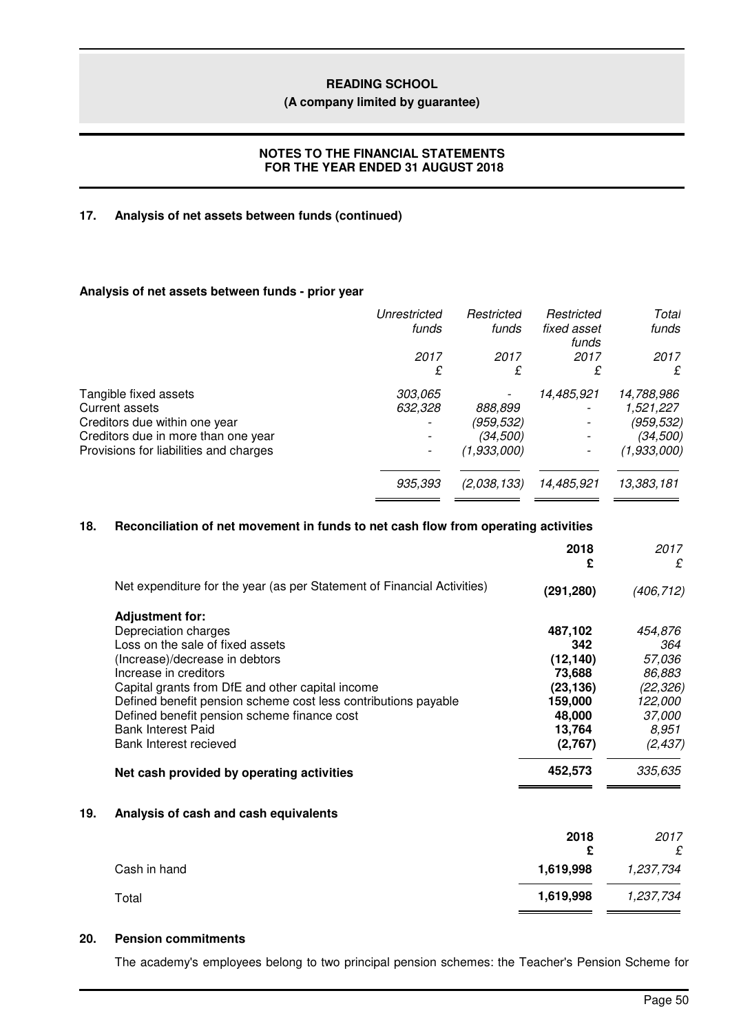## 17. Analysis of net assets between funds (continued)

### Analysis of net assets between funds - prior year

| | *Unrestricted funds* | *Restricted funds* | *Restricted fixed asset funds* | *Total funds* |
|---|---|---|---|---|
| | *2017* | *2017* | *2017* | *2017* |
| | *£* | *£* | *£* | *£* |
| Tangible fixed assets | *303,065* | *-* | *14,485,921* | *14,788,986* |
| Current assets | *632,328* | *888,899* | *-* | *1,521,227* |
| Creditors due within one year | *-* | *(959,532)* | *-* | *(959,532)* |
| Creditors due in more than one year | *-* | *(34,500)* | *-* | *(34,500)* |
| Provisions for liabilities and charges | *-* | *(1,933,000)* | *-* | *(1,933,000)* |
| | *935,393* | *(2,038,133)* | *14,485,921* | *13,383,181* |

## 18. Reconciliation of net movement in funds to net cash flow from operating activities

| | **2018** | *2017* |
|---|---|---|
| | **£** | *£* |
| Net expenditure for the year (as per Statement of Financial Activities) | **(291,280)** | *(406,712)* |
| **Adjustment for:** | | |
| Depreciation charges | **487,102** | *454,876* |
| Loss on the sale of fixed assets | **342** | *364* |
| (Increase)/decrease in debtors | **(12,140)** | *57,036* |
| Increase in creditors | **73,688** | *86,883* |
| Capital grants from DfE and other capital income | **(23,136)** | *(22,326)* |
| Defined benefit pension scheme cost less contributions payable | **159,000** | *122,000* |
| Defined benefit pension scheme finance cost | **48,000** | *37,000* |
| Bank Interest Paid | **13,764** | *8,951* |
| Bank Interest recieved | **(2,767)** | *(2,437)* |
| **Net cash provided by operating activities** | **452,573** | *335,635* |

## 19. Analysis of cash and cash equivalents

| | **2018** | *2017* |
|---|---|---|
| | **£** | *£* |
| Cash in hand | **1,619,998** | *1,237,734* |
| Total | **1,619,998** | *1,237,734* |

## 20. Pension commitments

The academy's employees belong to two principal pension schemes: the Teacher's Pension Scheme for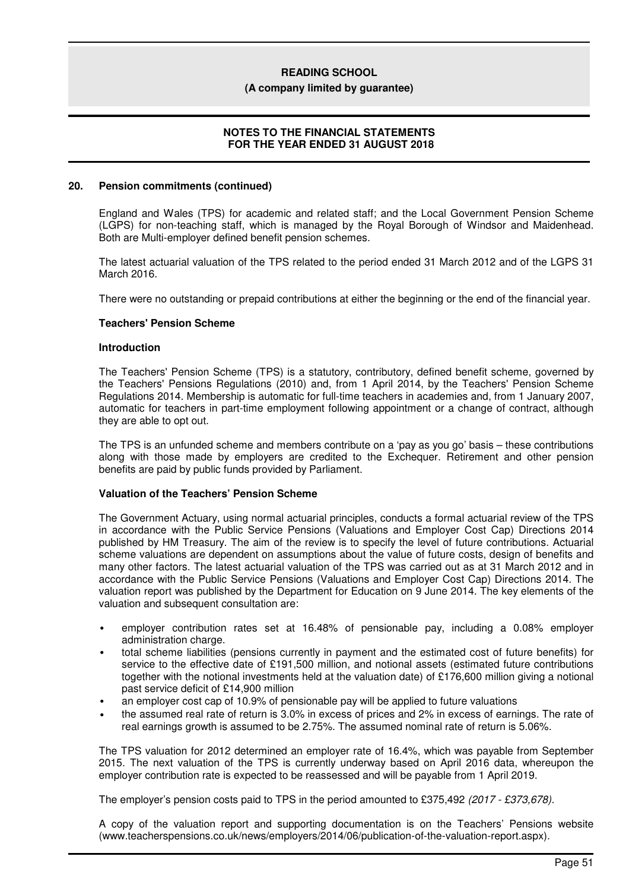## 20. Pension commitments (continued)

England and Wales (TPS) for academic and related staff; and the Local Government Pension Scheme (LGPS) for non-teaching staff, which is managed by the Royal Borough of Windsor and Maidenhead. Both are Multi-employer defined benefit pension schemes.

The latest actuarial valuation of the TPS related to the period ended 31 March 2012 and of the LGPS 31 March 2016.

There were no outstanding or prepaid contributions at either the beginning or the end of the financial year.

### Teachers' Pension Scheme

#### Introduction

The Teachers' Pension Scheme (TPS) is a statutory, contributory, defined benefit scheme, governed by the Teachers' Pensions Regulations (2010) and, from 1 April 2014, by the Teachers' Pension Scheme Regulations 2014. Membership is automatic for full-time teachers in academies and, from 1 January 2007, automatic for teachers in part-time employment following appointment or a change of contract, although they are able to opt out.

The TPS is an unfunded scheme and members contribute on a 'pay as you go' basis – these contributions along with those made by employers are credited to the Exchequer. Retirement and other pension benefits are paid by public funds provided by Parliament.

#### Valuation of the Teachers' Pension Scheme

The Government Actuary, using normal actuarial principles, conducts a formal actuarial review of the TPS in accordance with the Public Service Pensions (Valuations and Employer Cost Cap) Directions 2014 published by HM Treasury. The aim of the review is to specify the level of future contributions. Actuarial scheme valuations are dependent on assumptions about the value of future costs, design of benefits and many other factors. The latest actuarial valuation of the TPS was carried out as at 31 March 2012 and in accordance with the Public Service Pensions (Valuations and Employer Cost Cap) Directions 2014. The valuation report was published by the Department for Education on 9 June 2014. The key elements of the valuation and subsequent consultation are:

- employer contribution rates set at 16.48% of pensionable pay, including a 0.08% employer administration charge.
- total scheme liabilities (pensions currently in payment and the estimated cost of future benefits) for service to the effective date of £191,500 million, and notional assets (estimated future contributions together with the notional investments held at the valuation date) of £176,600 million giving a notional past service deficit of £14,900 million
- an employer cost cap of 10.9% of pensionable pay will be applied to future valuations
- the assumed real rate of return is 3.0% in excess of prices and 2% in excess of earnings. The rate of real earnings growth is assumed to be 2.75%. The assumed nominal rate of return is 5.06%.

The TPS valuation for 2012 determined an employer rate of 16.4%, which was payable from September 2015. The next valuation of the TPS is currently underway based on April 2016 data, whereupon the employer contribution rate is expected to be reassessed and will be payable from 1 April 2019.

The employer's pension costs paid to TPS in the period amounted to £375,492 *(2017 - £373,678)*.

A copy of the valuation report and supporting documentation is on the Teachers' Pensions website (www.teacherspensions.co.uk/news/employers/2014/06/publication-of-the-valuation-report.aspx).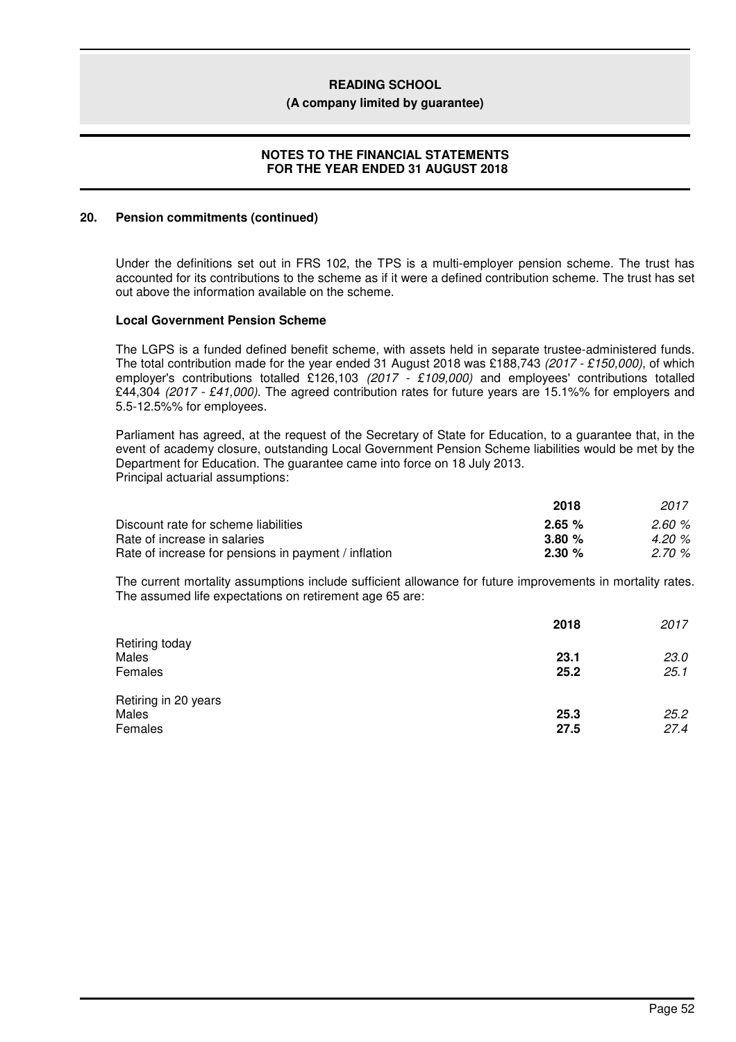### 20. Pension commitments (continued)

Under the definitions set out in FRS 102, the TPS is a multi-employer pension scheme. The trust has accounted for its contributions to the scheme as if it were a defined contribution scheme. The trust has set out above the information available on the scheme.

**Local Government Pension Scheme**

The LGPS is a funded defined benefit scheme, with assets held in separate trustee-administered funds. The total contribution made for the year ended 31 August 2018 was £188,743 *(2017 - £150,000)*, of which employer's contributions totalled £126,103 *(2017 - £109,000)* and employees' contributions totalled £44,304 *(2017 - £41,000)*. The agreed contribution rates for future years are 15.1%% for employers and 5.5-12.5%% for employees.

Parliament has agreed, at the request of the Secretary of State for Education, to a guarantee that, in the event of academy closure, outstanding Local Government Pension Scheme liabilities would be met by the Department for Education. The guarantee came into force on 18 July 2013.
Principal actuarial assumptions:

| | 2018 | 2017 |
|---|---|---|
| Discount rate for scheme liabilities | **2.65 %** | *2.60 %* |
| Rate of increase in salaries | **3.80 %** | *4.20 %* |
| Rate of increase for pensions in payment / inflation | **2.30 %** | *2.70 %* |

The current mortality assumptions include sufficient allowance for future improvements in mortality rates. The assumed life expectations on retirement age 65 are:

| | 2018 | 2017 |
|---|---|---|
| Retiring today | | |
| Males | **23.1** | *23.0* |
| Females | **25.2** | *25.1* |
| Retiring in 20 years | | |
| Males | **25.3** | *25.2* |
| Females | **27.5** | *27.4* |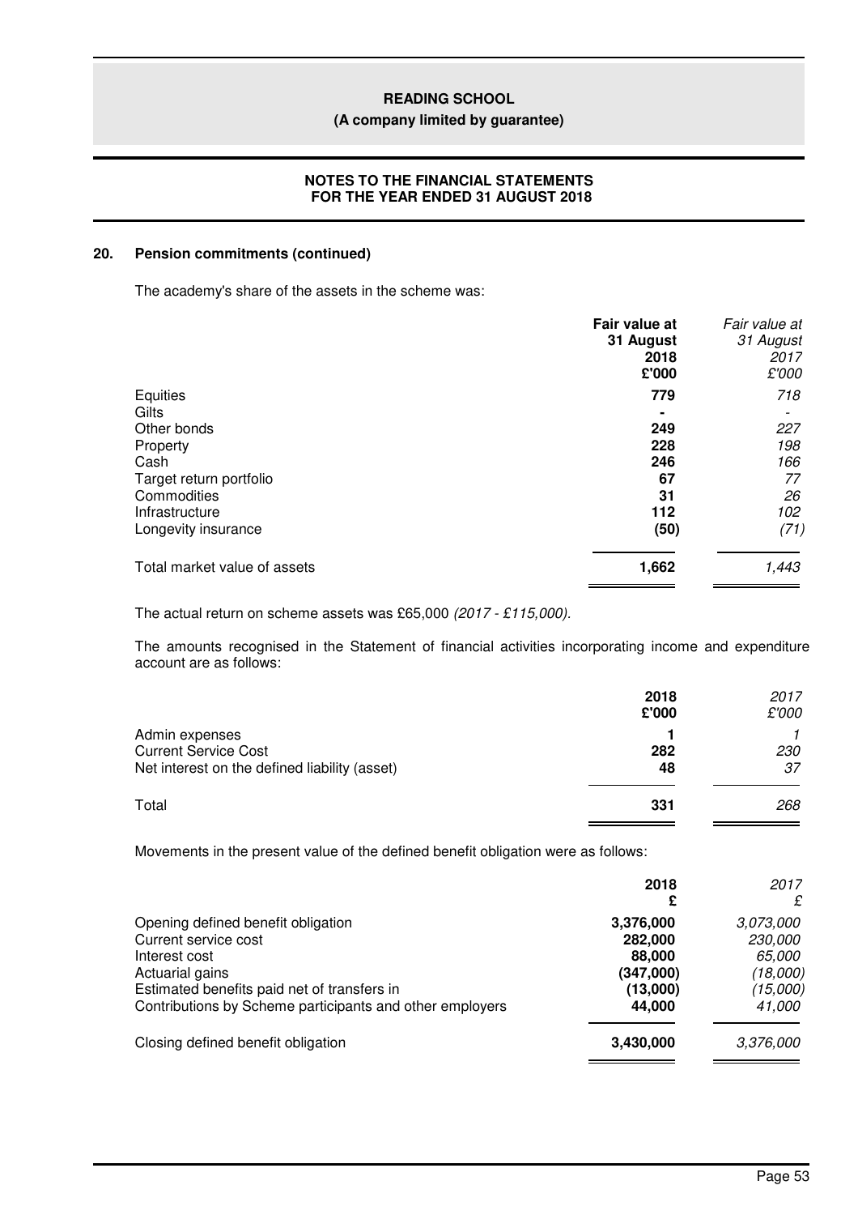## 20. Pension commitments (continued)

The academy's share of the assets in the scheme was:

| | Fair value at 31 August 2018 £'000 | *Fair value at 31 August 2017 £'000* |
|---|---|---|
| Equities | **779** | *718* |
| Gilts | **-** | *-* |
| Other bonds | **249** | *227* |
| Property | **228** | *198* |
| Cash | **246** | *166* |
| Target return portfolio | **67** | *77* |
| Commodities | **31** | *26* |
| Infrastructure | **112** | *102* |
| Longevity insurance | **(50)** | *(71)* |
| Total market value of assets | **1,662** | *1,443* |

The actual return on scheme assets was £65,000 *(2017 - £115,000).*

The amounts recognised in the Statement of financial activities incorporating income and expenditure account are as follows:

| | 2018 £'000 | *2017 £'000* |
|---|---|---|
| Admin expenses | **1** | *1* |
| Current Service Cost | **282** | *230* |
| Net interest on the defined liability (asset) | **48** | *37* |
| Total | **331** | *268* |

Movements in the present value of the defined benefit obligation were as follows:

| | 2018 £ | *2017 £* |
|---|---|---|
| Opening defined benefit obligation | **3,376,000** | *3,073,000* |
| Current service cost | **282,000** | *230,000* |
| Interest cost | **88,000** | *65,000* |
| Actuarial gains | **(347,000)** | *(18,000)* |
| Estimated benefits paid net of transfers in | **(13,000)** | *(15,000)* |
| Contributions by Scheme participants and other employers | **44,000** | *41,000* |
| Closing defined benefit obligation | **3,430,000** | *3,376,000* |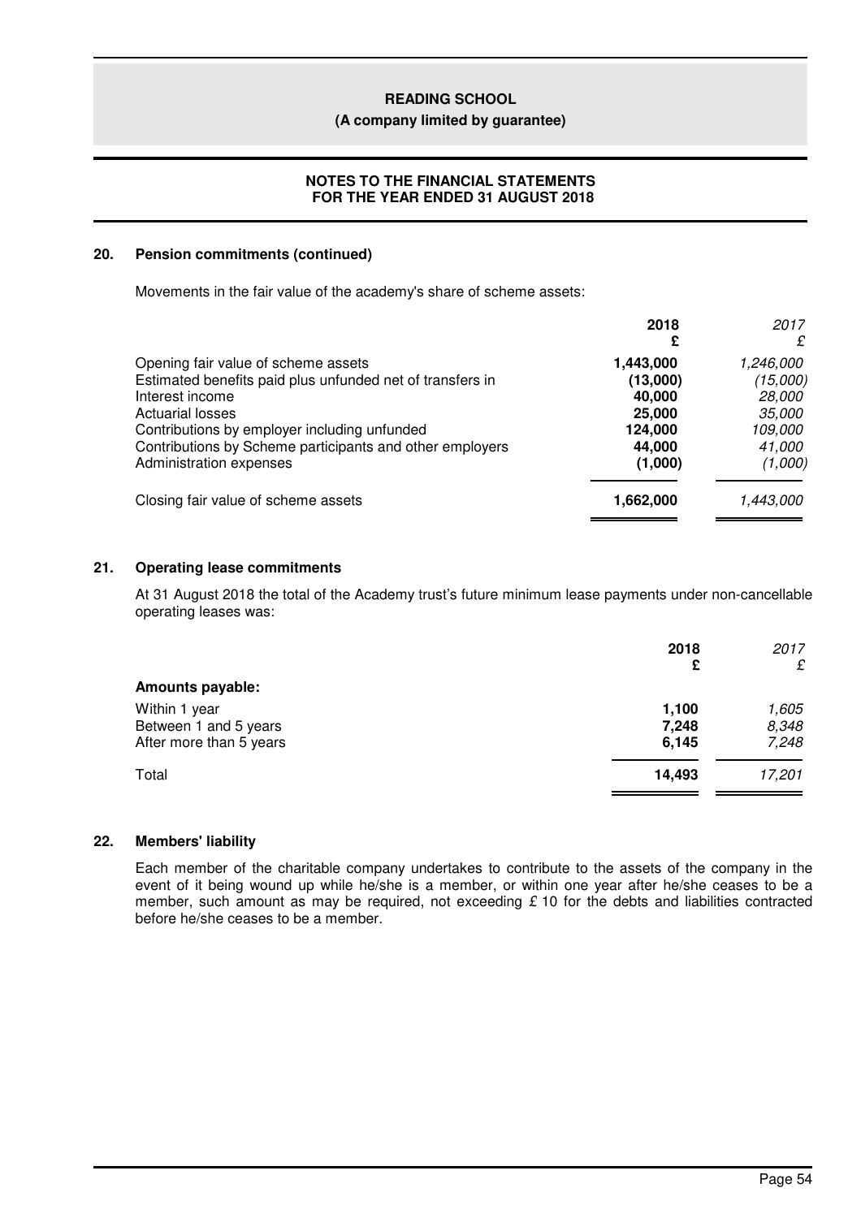## 20. Pension commitments (continued)

Movements in the fair value of the academy's share of scheme assets:

| | 2018<br>£ | *2017*<br>*£* |
|---|---|---|
| Opening fair value of scheme assets | **1,443,000** | *1,246,000* |
| Estimated benefits paid plus unfunded net of transfers in | **(13,000)** | *(15,000)* |
| Interest income | **40,000** | *28,000* |
| Actuarial losses | **25,000** | *35,000* |
| Contributions by employer including unfunded | **124,000** | *109,000* |
| Contributions by Scheme participants and other employers | **44,000** | *41,000* |
| Administration expenses | **(1,000)** | *(1,000)* |
| Closing fair value of scheme assets | **1,662,000** | *1,443,000* |

## 21. Operating lease commitments

At 31 August 2018 the total of the Academy trust's future minimum lease payments under non-cancellable operating leases was:

| | 2018<br>£ | *2017*<br>*£* |
|---|---|---|
| **Amounts payable:** | | |
| Within 1 year | **1,100** | *1,605* |
| Between 1 and 5 years | **7,248** | *8,348* |
| After more than 5 years | **6,145** | *7,248* |
| Total | **14,493** | *17,201* |

## 22. Members' liability

Each member of the charitable company undertakes to contribute to the assets of the company in the event of it being wound up while he/she is a member, or within one year after he/she ceases to be a member, such amount as may be required, not exceeding £ 10 for the debts and liabilities contracted before he/she ceases to be a member.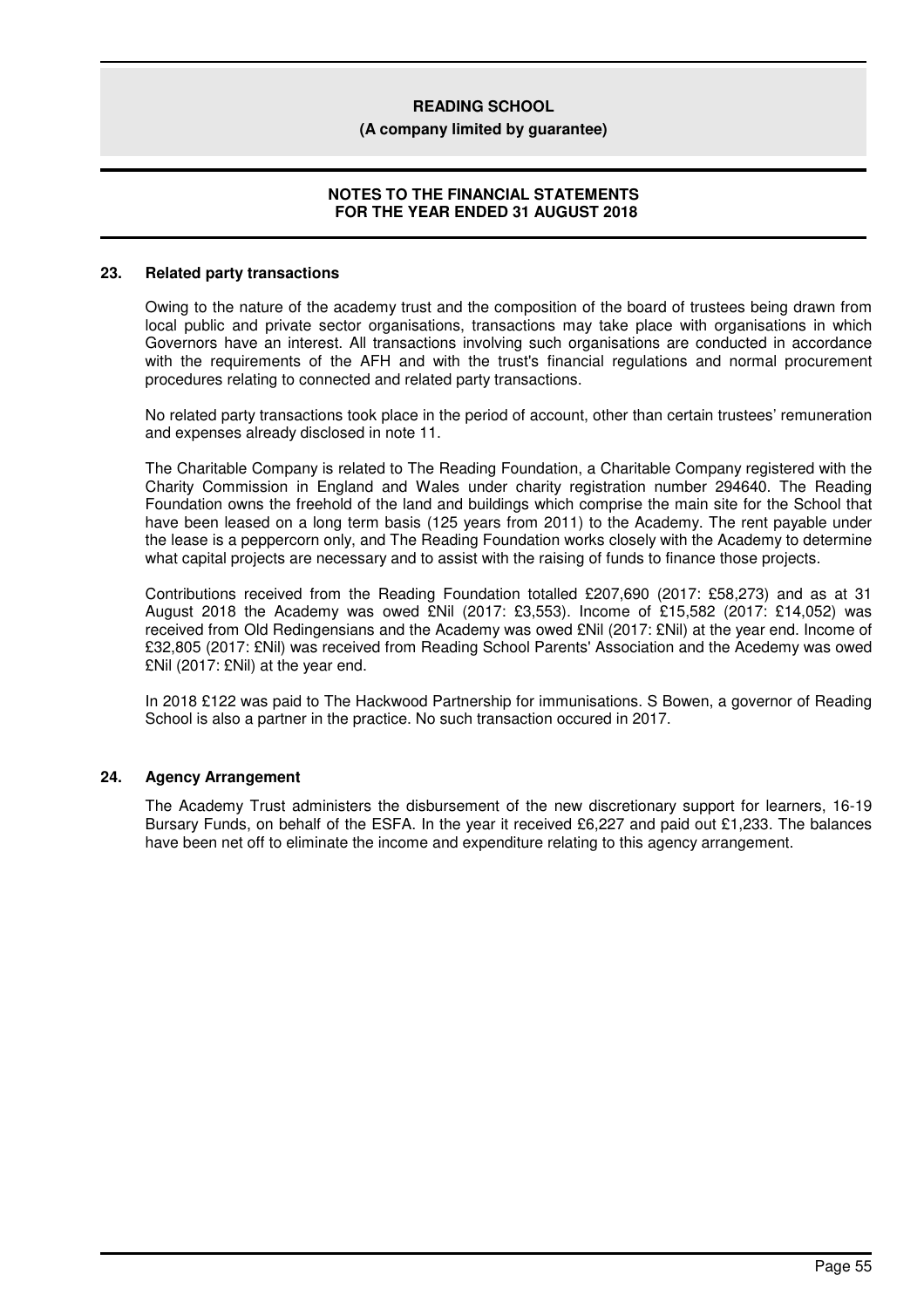## 23. Related party transactions

Owing to the nature of the academy trust and the composition of the board of trustees being drawn from local public and private sector organisations, transactions may take place with organisations in which Governors have an interest. All transactions involving such organisations are conducted in accordance with the requirements of the AFH and with the trust's financial regulations and normal procurement procedures relating to connected and related party transactions.

No related party transactions took place in the period of account, other than certain trustees' remuneration and expenses already disclosed in note 11.

The Charitable Company is related to The Reading Foundation, a Charitable Company registered with the Charity Commission in England and Wales under charity registration number 294640. The Reading Foundation owns the freehold of the land and buildings which comprise the main site for the School that have been leased on a long term basis (125 years from 2011) to the Academy. The rent payable under the lease is a peppercorn only, and The Reading Foundation works closely with the Academy to determine what capital projects are necessary and to assist with the raising of funds to finance those projects.

Contributions received from the Reading Foundation totalled £207,690 (2017: £58,273) and as at 31 August 2018 the Academy was owed £Nil (2017: £3,553). Income of £15,582 (2017: £14,052) was received from Old Redingensians and the Academy was owed £Nil (2017: £Nil) at the year end. Income of £32,805 (2017: £Nil) was received from Reading School Parents' Association and the Acedemy was owed £Nil (2017: £Nil) at the year end.

In 2018 £122 was paid to The Hackwood Partnership for immunisations. S Bowen, a governor of Reading School is also a partner in the practice. No such transaction occured in 2017.

## 24. Agency Arrangement

The Academy Trust administers the disbursement of the new discretionary support for learners, 16-19 Bursary Funds, on behalf of the ESFA. In the year it received £6,227 and paid out £1,233. The balances have been net off to eliminate the income and expenditure relating to this agency arrangement.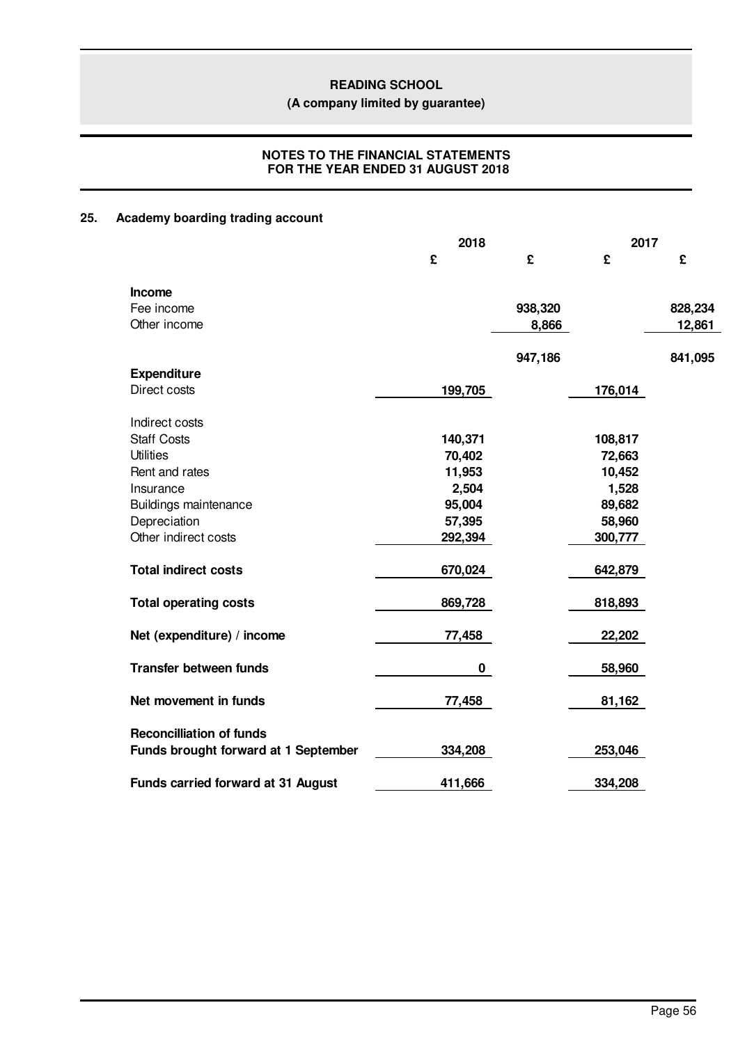**READING SCHOOL**
**(A company limited by guarantee)**

**NOTES TO THE FINANCIAL STATEMENTS**
**FOR THE YEAR ENDED 31 AUGUST 2018**

## 25. Academy boarding trading account

| | 2018 | | 2017 | |
|---|---|---|---|---|
| | £ | £ | £ | £ |
| **Income** | | | | |
| Fee income | | 938,320 | | 828,234 |
| Other income | | 8,866 | | 12,861 |
| | | 947,186 | | 841,095 |
| **Expenditure** | | | | |
| Direct costs | 199,705 | | 176,014 | |
| Indirect costs | | | | |
| Staff Costs | 140,371 | | 108,817 | |
| Utilities | 70,402 | | 72,663 | |
| Rent and rates | 11,953 | | 10,452 | |
| Insurance | 2,504 | | 1,528 | |
| Buildings maintenance | 95,004 | | 89,682 | |
| Depreciation | 57,395 | | 58,960 | |
| Other indirect costs | 292,394 | | 300,777 | |
| **Total indirect costs** | 670,024 | | 642,879 | |
| **Total operating costs** | 869,728 | | 818,893 | |
| **Net (expenditure) / income** | 77,458 | | 22,202 | |
| **Transfer between funds** | 0 | | 58,960 | |
| **Net movement in funds** | 77,458 | | 81,162 | |
| **Reconcilliation of funds** | | | | |
| **Funds brought forward at 1 September** | 334,208 | | 253,046 | |
| **Funds carried forward at 31 August** | 411,666 | | 334,208 | |